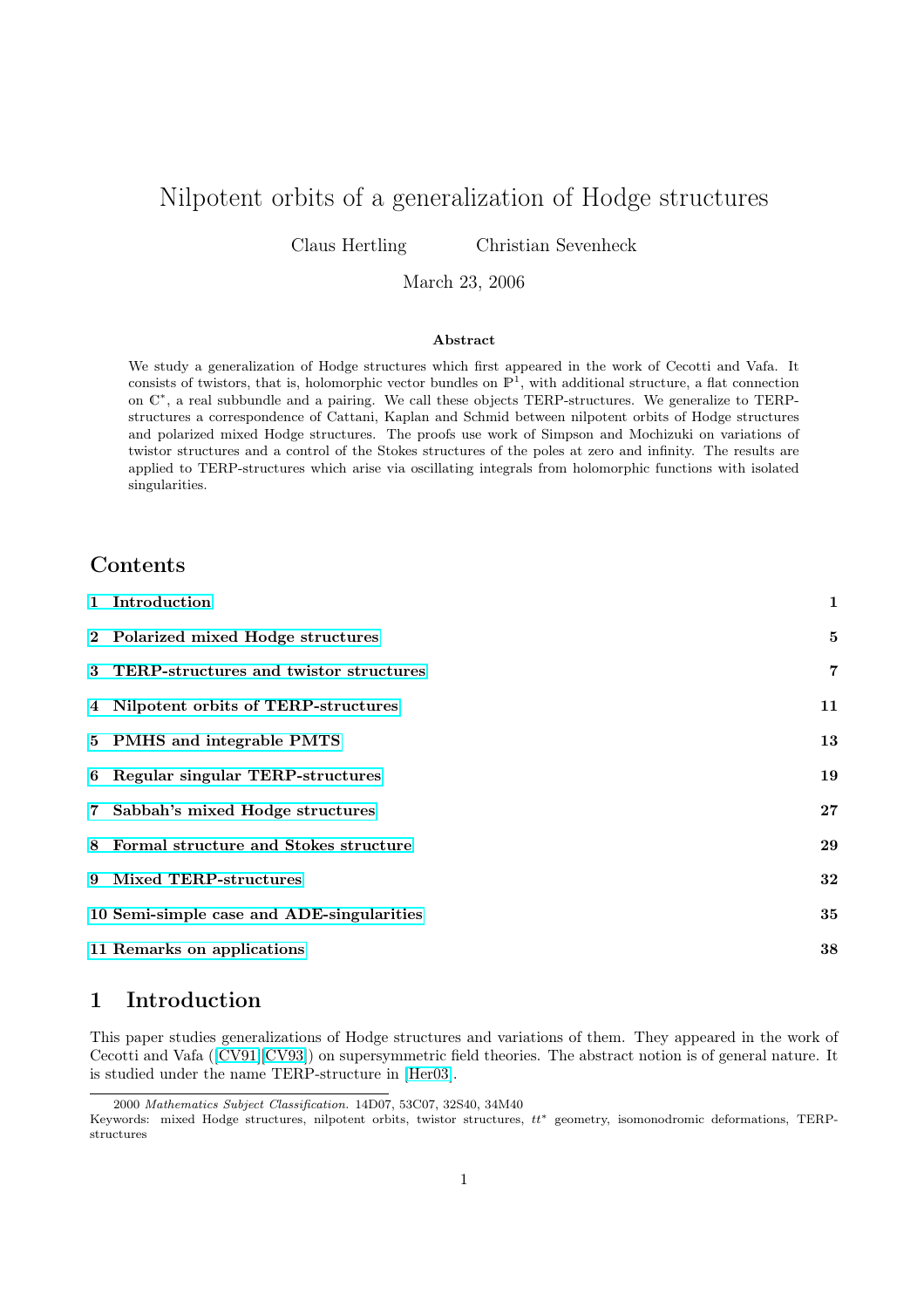# Nilpotent orbits of a generalization of Hodge structures

Claus Hertling  Christian Sevenheck

March 23, 2006

### Abstract

We study a generalization of Hodge structures which first appeared in the work of Cecotti and Vafa. It consists of twistors, that is, holomorphic vector bundles on $\mathbb{P}^1$, with additional structure, a flat connection on $\mathbb{C}^*$, a real subbundle and a pairing. We call these objects TERP-structures. We generalize to TERP-structures a correspondence of Cattani, Kaplan and Schmid between nilpotent orbits of Hodge structures and polarized mixed Hodge structures. The proofs use work of Simpson and Mochizuki on variations of twistor structures and a control of the Stokes structures of the poles at zero and infinity. The results are applied to TERP-structures which arise via oscillating integrals from holomorphic functions with isolated singularities.

## Contents

1 Introduction 1

2 Polarized mixed Hodge structures 5

3 TERP-structures and twistor structures 7

4 Nilpotent orbits of TERP-structures 11

5 PMHS and integrable PMTS 13

6 Regular singular TERP-structures 19

7 Sabbah's mixed Hodge structures 27

8 Formal structure and Stokes structure 29

9 Mixed TERP-structures 32

10 Semi-simple case and ADE-singularities 35

11 Remarks on applications 38

## 1 Introduction

This paper studies generalizations of Hodge structures and variations of them. They appeared in the work of Cecotti and Vafa ([CV91][CV93]) on supersymmetric field theories. The abstract notion is of general nature. It is studied under the name TERP-structure in [Her03].

2000 *Mathematics Subject Classification.* 14D07, 53C07, 32S40, 34M40

Keywords: mixed Hodge structures, nilpotent orbits, twistor structures, $tt^*$ geometry, isomonodromic deformations, TERP-structures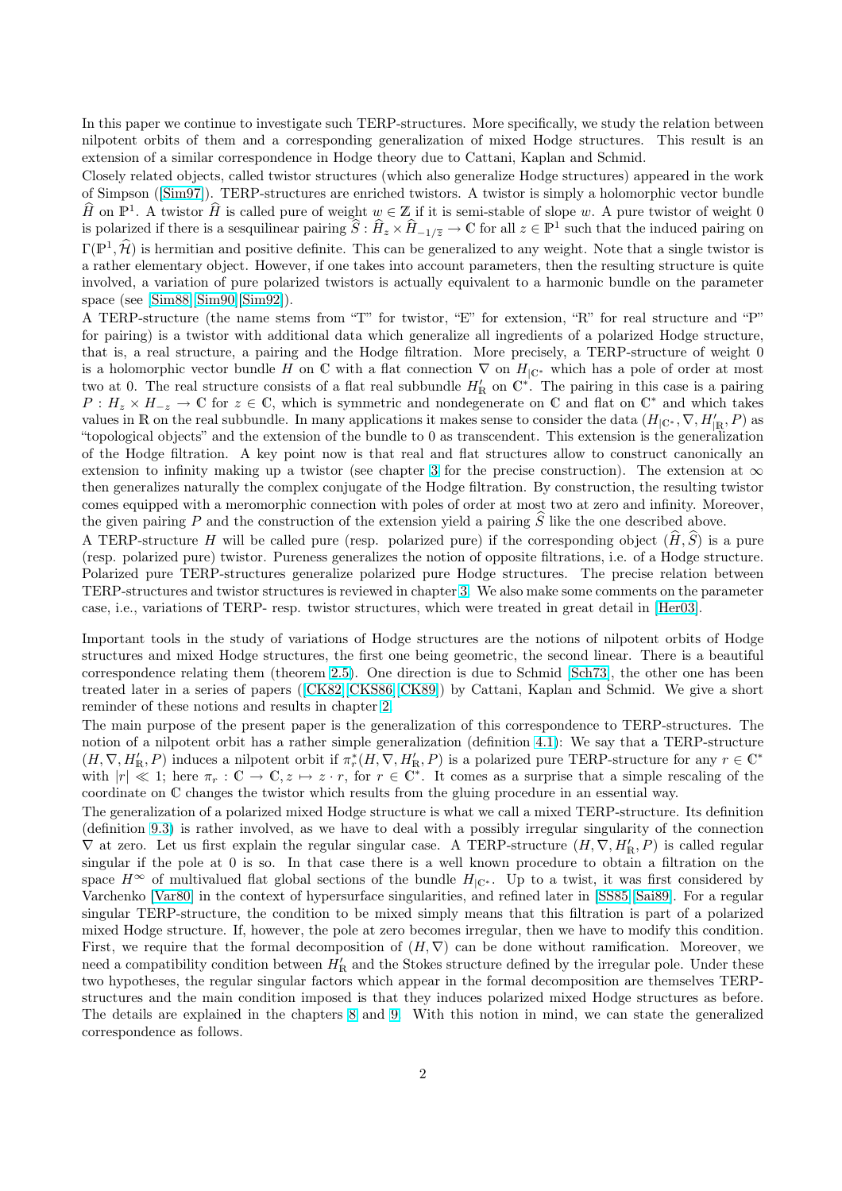In this paper we continue to investigate such TERP-structures. More specifically, we study the relation between nilpotent orbits of them and a corresponding generalization of mixed Hodge structures. This result is an extension of a similar correspondence in Hodge theory due to Cattani, Kaplan and Schmid.

Closely related objects, called twistor structures (which also generalize Hodge structures) appeared in the work of Simpson ([Sim97]). TERP-structures are enriched twistors. A twistor is simply a holomorphic vector bundle $\widehat{H}$ on $\mathbb{P}^1$. A twistor $\widehat{H}$ is called pure of weight $w \in \mathbb{Z}$ if it is semi-stable of slope $w$. A pure twistor of weight 0 is polarized if there is a sesquilinear pairing $\widehat{S} : \widehat{H}_z \times \widehat{H}_{-1/\overline{z}} \to \mathbb{C}$ for all $z \in \mathbb{P}^1$ such that the induced pairing on $\Gamma(\mathbb{P}^1, \widehat{\mathcal{H}})$ is hermitian and positive definite. This can be generalized to any weight. Note that a single twistor is a rather elementary object. However, if one takes into account parameters, then the resulting structure is quite involved, a variation of pure polarized twistors is actually equivalent to a harmonic bundle on the parameter space (see [Sim88][Sim90][Sim92]).

A TERP-structure (the name stems from "T" for twistor, "E" for extension, "R" for real structure and "P" for pairing) is a twistor with additional data which generalize all ingredients of a polarized Hodge structure, that is, a real structure, a pairing and the Hodge filtration. More precisely, a TERP-structure of weight 0 is a holomorphic vector bundle $H$ on $\mathbb{C}$ with a flat connection $\nabla$ on $H_{|\mathbb{C}^*}$ which has a pole of order at most two at 0. The real structure consists of a flat real subbundle $H'_{\mathbb{R}}$ on $\mathbb{C}^*$. The pairing in this case is a pairing $P : H_z \times H_{-z} \to \mathbb{C}$ for $z \in \mathbb{C}$, which is symmetric and nondegenerate on $\mathbb{C}$ and flat on $\mathbb{C}^*$ and which takes values in $\mathbb{R}$ on the real subbundle. In many applications it makes sense to consider the data $(H_{|\mathbb{C}^*}, \nabla, H'_{|\mathbb{R}}, P)$ as "topological objects" and the extension of the bundle to 0 as transcendent. This extension is the generalization of the Hodge filtration. A key point now is that real and flat structures allow to construct canonically an extension to infinity making up a twistor (see chapter 3 for the precise construction). The extension at $\infty$ then generalizes naturally the complex conjugate of the Hodge filtration. By construction, the resulting twistor comes equipped with a meromorphic connection with poles of order at most two at zero and infinity. Moreover, the given pairing $P$ and the construction of the extension yield a pairing $\widehat{S}$ like the one described above.

A TERP-structure $H$ will be called pure (resp. polarized pure) if the corresponding object $(\widehat{H}, \widehat{S})$ is a pure (resp. polarized pure) twistor. Pureness generalizes the notion of opposite filtrations, i.e. of a Hodge structure. Polarized pure TERP-structures generalize polarized pure Hodge structures. The precise relation between TERP-structures and twistor structures is reviewed in chapter 3. We also make some comments on the parameter case, i.e., variations of TERP- resp. twistor structures, which were treated in great detail in [Her03].

Important tools in the study of variations of Hodge structures are the notions of nilpotent orbits of Hodge structures and mixed Hodge structures, the first one being geometric, the second linear. There is a beautiful correspondence relating them (theorem 2.5). One direction is due to Schmid [Sch73], the other one has been treated later in a series of papers ([CK82][CKS86][CK89]) by Cattani, Kaplan and Schmid. We give a short reminder of these notions and results in chapter 2.

The main purpose of the present paper is the generalization of this correspondence to TERP-structures. The notion of a nilpotent orbit has a rather simple generalization (definition 4.1): We say that a TERP-structure $(H, \nabla, H'_{\mathbb{R}}, P)$ induces a nilpotent orbit if $\pi_r^*(H, \nabla, H'_{\mathbb{R}}, P)$ is a polarized pure TERP-structure for any $r \in \mathbb{C}^*$ with $|r| \ll 1$; here $\pi_r : \mathbb{C} \to \mathbb{C}, z \mapsto z \cdot r$, for $r \in \mathbb{C}^*$. It comes as a surprise that a simple rescaling of the coordinate on $\mathbb{C}$ changes the twistor which results from the gluing procedure in an essential way.

The generalization of a polarized mixed Hodge structure is what we call a mixed TERP-structure. Its definition (definition 9.3) is rather involved, as we have to deal with a possibly irregular singularity of the connection $\nabla$ at zero. Let us first explain the regular singular case. A TERP-structure $(H, \nabla, H'_{\mathbb{R}}, P)$ is called regular singular if the pole at 0 is so. In that case there is a well known procedure to obtain a filtration on the space $H^\infty$ of multivalued flat global sections of the bundle $H_{|\mathbb{C}^*}$. Up to a twist, it was first considered by Varchenko [Var80] in the context of hypersurface singularities, and refined later in [SS85][Sai89]. For a regular singular TERP-structure, the condition to be mixed simply means that this filtration is part of a polarized mixed Hodge structure. If, however, the pole at zero becomes irregular, then we have to modify this condition. First, we require that the formal decomposition of $(H, \nabla)$ can be done without ramification. Moreover, we need a compatibility condition between $H'_{\mathbb{R}}$ and the Stokes structure defined by the irregular pole. Under these two hypotheses, the regular singular factors which appear in the formal decomposition are themselves TERP-structures and the main condition imposed is that they induces polarized mixed Hodge structures as before. The details are explained in the chapters 8 and 9. With this notion in mind, we can state the generalized correspondence as follows.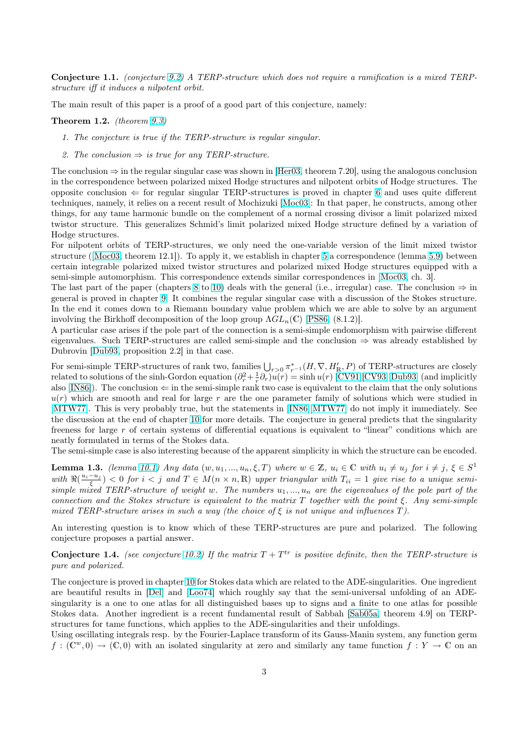**Conjecture 1.1.** *(conjecture 9.2) A TERP-structure which does not require a ramification is a mixed TERP-structure iff it induces a nilpotent orbit.*

The main result of this paper is a proof of a good part of this conjecture, namely:

**Theorem 1.2.** *(theorem 9.3)*

1. *The conjecture is true if the TERP-structure is regular singular.*
2. *The conclusion $\Rightarrow$ is true for any TERP-structure.*

The conclusion $\Rightarrow$ in the regular singular case was shown in [Her03, theorem 7.20], using the analogous conclusion in the correspondence between polarized mixed Hodge structures and nilpotent orbits of Hodge structures. The opposite conclusion $\Leftarrow$ for regular singular TERP-structures is proved in chapter 6 and uses quite different techniques, namely, it relies on a recent result of Mochizuki [Moc03]: In that paper, he constructs, among other things, for any tame harmonic bundle on the complement of a normal crossing divisor a limit polarized mixed twistor structure. This generalizes Schmid's limit polarized mixed Hodge structure defined by a variation of Hodge structures.

For nilpotent orbits of TERP-structures, we only need the one-variable version of the limit mixed twistor structure ([Moc03, theorem 12.1]). To apply it, we establish in chapter 5 a correspondence (lemma 5.9) between certain integrable polarized mixed twistor structures and polarized mixed Hodge structures equipped with a semi-simple automorphism. This correspondence extends similar correspondences in [Moc03, ch. 3].

The last part of the paper (chapters 8 to 10) deals with the general (i.e., irregular) case. The conclusion $\Rightarrow$ in general is proved in chapter 9. It combines the regular singular case with a discussion of the Stokes structure. In the end it comes down to a Riemann boundary value problem which we are able to solve by an argument involving the Birkhoff decomposition of the loop group $\Lambda GL_n(\mathbb{C})$ [PS86, (8.1.2)].

A particular case arises if the pole part of the connection is a semi-simple endomorphism with pairwise different eigenvalues. Such TERP-structures are called semi-simple and the conclusion $\Rightarrow$ was already established by Dubrovin [Dub93, proposition 2.2] in that case.

For semi-simple TERP-structures of rank two, families $\bigcup_{r>0} \pi^*_{r^{-1}}(H, \nabla, H'_\mathbb{R}, P)$ of TERP-structures are closely related to solutions of the sinh-Gordon equation $(\partial_r^2 + \frac{1}{r}\partial_r)u(r) = \sinh u(r)$ [CV91, CV93, Dub93] (and implicitly also [IN86]). The conclusion $\Leftarrow$ in the semi-simple rank two case is equivalent to the claim that the only solutions $u(r)$ which are smooth and real for large $r$ are the one parameter family of solutions which were studied in [MTW77]. This is very probably true, but the statements in [IN86, MTW77] do not imply it immediately. See the discussion at the end of chapter 10 for more details. The conjecture in general predicts that the singularity freeness for large $r$ of certain systems of differential equations is equivalent to "linear" conditions which are neatly formulated in terms of the Stokes data.

The semi-simple case is also interesting because of the apparent simplicity in which the structure can be encoded.

**Lemma 1.3.** *(lemma 10.1) Any data $(w, u_1, ..., u_n, \xi, T)$ where $w \in \mathbb{Z}$, $u_i \in \mathbb{C}$ with $u_i \neq u_j$ for $i \neq j$, $\xi \in S^1$ with $\Re(\frac{u_i - u_j}{\xi}) < 0$ for $i < j$ and $T \in M(n \times n, \mathbb{R})$ upper triangular with $T_{ii} = 1$ give rise to a unique semi-simple mixed TERP-structure of weight $w$. The numbers $u_1, ..., u_n$ are the eigenvalues of the pole part of the connection and the Stokes structure is equivalent to the matrix $T$ together with the point $\xi$. Any semi-simple mixed TERP-structure arises in such a way (the choice of $\xi$ is not unique and influences $T$).*

An interesting question is to know which of these TERP-structures are pure and polarized. The following conjecture proposes a partial answer.

**Conjecture 1.4.** *(see conjecture 10.2) If the matrix $T + T^{tr}$ is positive definite, then the TERP-structure is pure and polarized.*

The conjecture is proved in chapter 10 for Stokes data which are related to the ADE-singularities. One ingredient are beautiful results in [Del] and [Loo74] which roughly say that the semi-universal unfolding of an ADE-singularity is a one to one atlas for all distinguished bases up to signs and a finite to one atlas for possible Stokes data. Another ingredient is a recent fundamental result of Sabbah [Sab05a, theorem 4.9] on TERP-structures for tame functions, which applies to the ADE-singularities and their unfoldings.

Using oscillating integrals resp. by the Fourier-Laplace transform of its Gauss-Manin system, any function germ $f : (\mathbb{C}^w, 0) \to (\mathbb{C}, 0)$ with an isolated singularity at zero and similarly any tame function $f : Y \to \mathbb{C}$ on an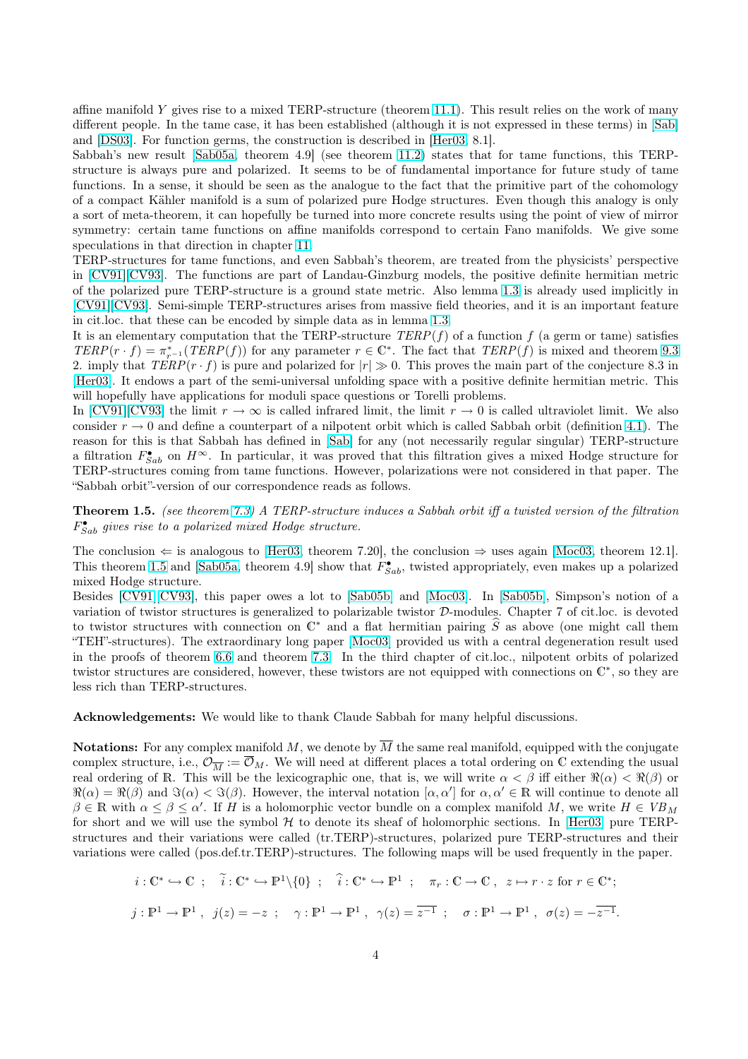affine manifold $Y$ gives rise to a mixed TERP-structure (theorem 11.1). This result relies on the work of many different people. In the tame case, it has been established (although it is not expressed in these terms) in [Sab] and [DS03]. For function germs, the construction is described in [Her03, 8.1].

Sabbah's new result [Sab05a, theorem 4.9] (see theorem 11.2) states that for tame functions, this TERP-structure is always pure and polarized. It seems to be of fundamental importance for future study of tame functions. In a sense, it should be seen as the analogue to the fact that the primitive part of the cohomology of a compact Kähler manifold is a sum of polarized pure Hodge structures. Even though this analogy is only a sort of meta-theorem, it can hopefully be turned into more concrete results using the point of view of mirror symmetry: certain tame functions on affine manifolds correspond to certain Fano manifolds. We give some speculations in that direction in chapter 11.

TERP-structures for tame functions, and even Sabbah's theorem, are treated from the physicists' perspective in [CV91][CV93]. The functions are part of Landau-Ginzburg models, the positive definite hermitian metric of the polarized pure TERP-structure is a ground state metric. Also lemma 1.3 is already used implicitly in [CV91][CV93]. Semi-simple TERP-structures arises from massive field theories, and it is an important feature in cit.loc. that these can be encoded by simple data as in lemma 1.3.

It is an elementary computation that the TERP-structure $TERP(f)$ of a function $f$ (a germ or tame) satisfies $TERP(r\cdot f) = \pi^*_{r^{-1}}(TERP(f))$ for any parameter $r\in\mathbb{C}^*$. The fact that $TERP(f)$ is mixed and theorem 9.3 2. imply that $TERP(r\cdot f)$ is pure and polarized for $|r|\gg 0$. This proves the main part of the conjecture 8.3 in [Her03]. It endows a part of the semi-universal unfolding space with a positive definite hermitian metric. This will hopefully have applications for moduli space questions or Torelli problems.

In [CV91][CV93] the limit $r\to\infty$ is called infrared limit, the limit $r\to 0$ is called ultraviolet limit. We also consider $r\to 0$ and define a counterpart of a nilpotent orbit which is called Sabbah orbit (definition 4.1). The reason for this is that Sabbah has defined in [Sab] for any (not necessarily regular singular) TERP-structure a filtration $F^\bullet_{Sab}$ on $H^\infty$. In particular, it was proved that this filtration gives a mixed Hodge structure for TERP-structures coming from tame functions. However, polarizations were not considered in that paper. The "Sabbah orbit"-version of our correspondence reads as follows.

**Theorem 1.5.** *(see theorem 7.3) A TERP-structure induces a Sabbah orbit iff a twisted version of the filtration $F^\bullet_{Sab}$ gives rise to a polarized mixed Hodge structure.*

The conclusion $\Leftarrow$ is analogous to [Her03, theorem 7.20], the conclusion $\Rightarrow$ uses again [Moc03, theorem 12.1]. This theorem 1.5 and [Sab05a, theorem 4.9] show that $F^\bullet_{Sab}$, twisted appropriately, even makes up a polarized mixed Hodge structure.

Besides [CV91][CV93], this paper owes a lot to [Sab05b] and [Moc03]. In [Sab05b], Simpson's notion of a variation of twistor structures is generalized to polarizable twistor $\mathcal{D}$-modules. Chapter 7 of cit.loc. is devoted to twistor structures with connection on $\mathbb{C}^*$ and a flat hermitian pairing $\widehat{S}$ as above (one might call them "TEH"-structures). The extraordinary long paper [Moc03] provided us with a central degeneration result used in the proofs of theorem 6.6 and theorem 7.3. In the third chapter of cit.loc., nilpotent orbits of polarized twistor structures are considered, however, these twistors are not equipped with connections on $\mathbb{C}^*$, so they are less rich than TERP-structures.

**Acknowledgements:** We would like to thank Claude Sabbah for many helpful discussions.

**Notations:** For any complex manifold $M$, we denote by $\overline{M}$ the same real manifold, equipped with the conjugate complex structure, i.e., $\mathcal{O}_{\overline{M}} := \overline{\mathcal{O}}_M$. We will need at different places a total ordering on $\mathbb{C}$ extending the usual real ordering of $\mathbb{R}$. This will be the lexicographic one, that is, we will write $\alpha<\beta$ iff either $\Re(\alpha)<\Re(\beta)$ or $\Re(\alpha)=\Re(\beta)$ and $\Im(\alpha)<\Im(\beta)$. However, the interval notation $[\alpha,\alpha']$ for $\alpha,\alpha'\in\mathbb{R}$ will continue to denote all $\beta\in\mathbb{R}$ with $\alpha\leq\beta\leq\alpha'$. If $H$ is a holomorphic vector bundle on a complex manifold $M$, we write $H\in VB_M$ for short and we will use the symbol $\mathcal{H}$ to denote its sheaf of holomorphic sections. In [Her03] pure TERP-structures and their variations were called (tr.TERP)-structures, polarized pure TERP-structures and their variations were called (pos.def.tr.TERP)-structures. The following maps will be used frequently in the paper.

$$i:\mathbb{C}^*\hookrightarrow\mathbb{C}\ ;\quad \widetilde{i}:\mathbb{C}^*\hookrightarrow\mathbb{P}^1\backslash\{0\}\ ;\quad \widehat{i}:\mathbb{C}^*\hookrightarrow\mathbb{P}^1\ ;\quad \pi_r:\mathbb{C}\to\mathbb{C}\ ,\ z\mapsto r\cdot z \text{ for } r\in\mathbb{C}^*;$$

$$j:\mathbb{P}^1\to\mathbb{P}^1\ ,\ j(z)=-z\ ;\quad \gamma:\mathbb{P}^1\to\mathbb{P}^1\ ,\ \gamma(z)=\overline{z^{-1}}\ ;\quad \sigma:\mathbb{P}^1\to\mathbb{P}^1\ ,\ \sigma(z)=-\overline{z^{-1}}.$$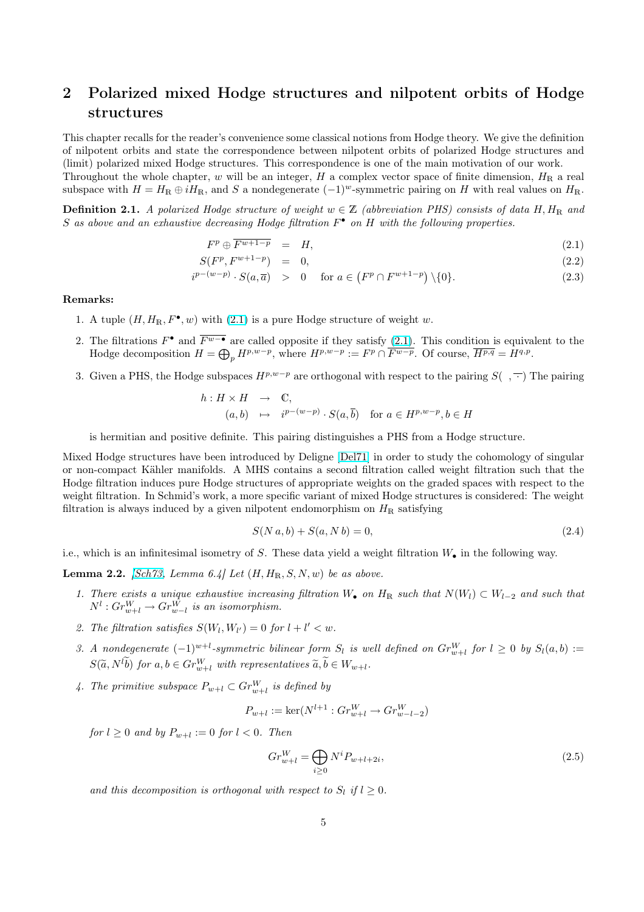## 2 Polarized mixed Hodge structures and nilpotent orbits of Hodge structures

This chapter recalls for the reader's convenience some classical notions from Hodge theory. We give the definition of nilpotent orbits and state the correspondence between nilpotent orbits of polarized Hodge structures and (limit) polarized mixed Hodge structures. This correspondence is one of the main motivation of our work.
Throughout the whole chapter, $w$ will be an integer, $H$ a complex vector space of finite dimension, $H_{\mathbb{R}}$ a real subspace with $H = H_{\mathbb{R}} \oplus iH_{\mathbb{R}}$, and $S$ a nondegenerate $(-1)^w$-symmetric pairing on $H$ with real values on $H_{\mathbb{R}}$.

**Definition 2.1.** *A polarized Hodge structure of weight $w \in \mathbb{Z}$ (abbreviation PHS) consists of data $H, H_{\mathbb{R}}$ and $S$ as above and an exhaustive decreasing Hodge filtration $F^\bullet$ on $H$ with the following properties.*

$$F^p \oplus \overline{F^{w+1-p}} = H, \tag{2.1}$$

$$S(F^p, F^{w+1-p}) = 0, \tag{2.2}$$

$$i^{p-(w-p)} \cdot S(a, \overline{a}) > 0 \quad \text{for } a \in \left(F^p \cap F^{w+1-p}\right) \backslash \{0\}. \tag{2.3}$$

**Remarks:**

1. A tuple $(H, H_{\mathbb{R}}, F^\bullet, w)$ with (2.1) is a pure Hodge structure of weight $w$.
2. The filtrations $F^\bullet$ and $\overline{F^{w-\bullet}}$ are called opposite if they satisfy (2.1). This condition is equivalent to the Hodge decomposition $H = \bigoplus_p H^{p,w-p}$, where $H^{p,w-p} := F^p \cap \overline{F^{w-p}}$. Of course, $\overline{H^{p,q}} = H^{q,p}$.
3. Given a PHS, the Hodge subspaces $H^{p,w-p}$ are orthogonal with respect to the pairing $S( \ , \overline{\cdot})$ The pairing

$$\begin{aligned} h : H \times H &\rightarrow \mathbb{C}, \\ (a, b) &\mapsto i^{p-(w-p)} \cdot S(a, \overline{b}) \quad \text{for } a \in H^{p,w-p}, b \in H \end{aligned}$$

   is hermitian and positive definite. This pairing distinguishes a PHS from a Hodge structure.

Mixed Hodge structures have been introduced by Deligne [Del71] in order to study the cohomology of singular or non-compact Kähler manifolds. A MHS contains a second filtration called weight filtration such that the Hodge filtration induces pure Hodge structures of appropriate weights on the graded spaces with respect to the weight filtration. In Schmid's work, a more specific variant of mixed Hodge structures is considered: The weight filtration is always induced by a given nilpotent endomorphism on $H_{\mathbb{R}}$ satisfying

$$S(N\,a, b) + S(a, N\,b) = 0, \tag{2.4}$$

i.e., which is an infinitesimal isometry of $S$. These data yield a weight filtration $W_\bullet$ in the following way.

**Lemma 2.2.** *[Sch73, Lemma 6.4] Let $(H, H_{\mathbb{R}}, S, N, w)$ be as above.*

1. *There exists a unique exhaustive increasing filtration $W_\bullet$ on $H_{\mathbb{R}}$ such that $N(W_l) \subset W_{l-2}$ and such that $N^l : Gr^W_{w+l} \rightarrow Gr^W_{w-l}$ is an isomorphism.*
2. *The filtration satisfies $S(W_l, W_{l'}) = 0$ for $l + l' < w$.*
3. *A nondegenerate $(-1)^{w+l}$-symmetric bilinear form $S_l$ is well defined on $Gr^W_{w+l}$ for $l \geq 0$ by $S_l(a, b) := S(\widetilde{a}, N^l\widetilde{b})$ for $a, b \in Gr^W_{w+l}$ with representatives $\widetilde{a}, \widetilde{b} \in W_{w+l}$.*
4. *The primitive subspace $P_{w+l} \subset Gr^W_{w+l}$ is defined by*

$$P_{w+l} := \ker(N^{l+1} : Gr^W_{w+l} \rightarrow Gr^W_{w-l-2})$$

   *for $l \geq 0$ and by $P_{w+l} := 0$ for $l < 0$. Then*

$$Gr^W_{w+l} = \bigoplus_{i \geq 0} N^i P_{w+l+2i}, \tag{2.5}$$

   *and this decomposition is orthogonal with respect to $S_l$ if $l \geq 0$.*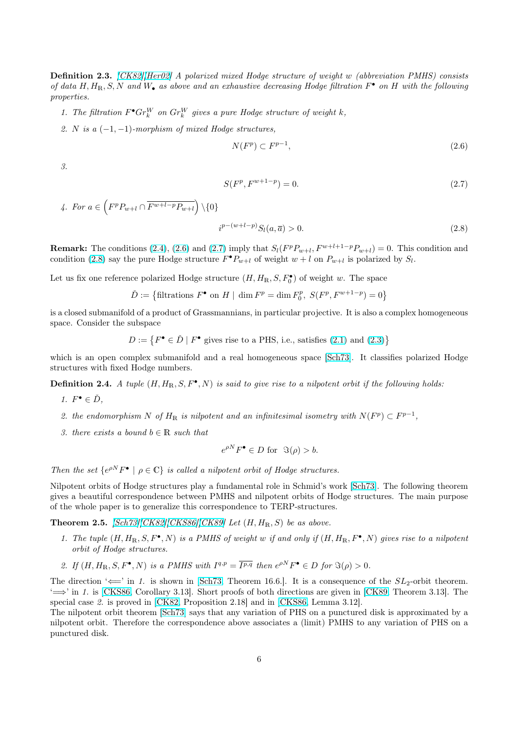**Definition 2.3.** *[CK82][Her02] A polarized mixed Hodge structure of weight $w$ (abbreviation PMHS) consists of data $H, H_{\mathbb{R}}, S, N$ and $W_\bullet$ as above and an exhaustive decreasing Hodge filtration $F^\bullet$ on $H$ with the following properties.*

1. *The filtration $F^\bullet Gr_k^W$ on $Gr_k^W$ gives a pure Hodge structure of weight $k$,*
2. *$N$ is a $(-1,-1)$-morphism of mixed Hodge structures,*
$$N(F^p) \subset F^{p-1}, \tag{2.6}$$
3. $$S(F^p, F^{w+1-p}) = 0. \tag{2.7}$$
4. *For $a \in \left(F^p P_{w+l} \cap \overline{F^{w+l-p} P_{w+l}}\right) \setminus \{0\}$*
$$i^{p-(w+l-p)} S_l(a, \overline{a}) > 0. \tag{2.8}$$

**Remark:** The conditions (2.4), (2.6) and (2.7) imply that $S_l(F^p P_{w+l}, F^{w+l+1-p} P_{w+l}) = 0$. This condition and condition (2.8) say the pure Hodge structure $F^\bullet P_{w+l}$ of weight $w+l$ on $P_{w+l}$ is polarized by $S_l$.

Let us fix one reference polarized Hodge structure $(H, H_{\mathbb{R}}, S, F_0^\bullet)$ of weight $w$. The space

$$\check{D} := \left\{\text{filtrations } F^\bullet \text{ on } H \mid \dim F^p = \dim F_0^p,\ S(F^p, F^{w+1-p}) = 0\right\}$$

is a closed submanifold of a product of Grassmannians, in particular projective. It is also a complex homogeneous space. Consider the subspace

$$D := \left\{F^\bullet \in \check{D} \mid F^\bullet \text{ gives rise to a PHS, i.e., satisfies (2.1) and (2.3)}\right\}$$

which is an open complex submanifold and a real homogeneous space [Sch73]. It classifies polarized Hodge structures with fixed Hodge numbers.

**Definition 2.4.** *A tuple $(H, H_{\mathbb{R}}, S, F^\bullet, N)$ is said to give rise to a nilpotent orbit if the following holds:*

1. *$F^\bullet \in \check{D}$,*
2. *the endomorphism $N$ of $H_{\mathbb{R}}$ is nilpotent and an infinitesimal isometry with $N(F^p) \subset F^{p-1}$,*
3. *there exists a bound $b \in \mathbb{R}$ such that*
$$e^{\rho N} F^\bullet \in D \text{ for } \Im(\rho) > b.$$

*Then the set $\{e^{\rho N} F^\bullet \mid \rho \in \mathbb{C}\}$ is called a nilpotent orbit of Hodge structures.*

Nilpotent orbits of Hodge structures play a fundamental role in Schmid's work [Sch73]. The following theorem gives a beautiful correspondence between PMHS and nilpotent orbits of Hodge structures. The main purpose of the whole paper is to generalize this correspondence to TERP-structures.

**Theorem 2.5.** *[Sch73][CK82][CKS86][CK89] Let $(H, H_{\mathbb{R}}, S)$ be as above.*

1. *The tuple $(H, H_{\mathbb{R}}, S, F^\bullet, N)$ is a PMHS of weight $w$ if and only if $(H, H_{\mathbb{R}}, F^\bullet, N)$ gives rise to a nilpotent orbit of Hodge structures.*
2. *If $(H, H_{\mathbb{R}}, S, F^\bullet, N)$ is a PMHS with $I^{q,p} = \overline{I^{p,q}}$ then $e^{\rho N} F^\bullet \in D$ for $\Im(\rho) > 0$.*

The direction '$\Longleftarrow$' in *1.* is shown in [Sch73, Theorem 16.6.]. It is a consequence of the $SL_2$-orbit theorem. '$\Longrightarrow$' in *1.* is [CKS86, Corollary 3.13]. Short proofs of both directions are given in [CK89, Theorem 3.13]. The special case *2.* is proved in [CK82, Proposition 2.18] and in [CKS86, Lemma 3.12].
The nilpotent orbit theorem [Sch73] says that any variation of PHS on a punctured disk is approximated by a nilpotent orbit. Therefore the correspondence above associates a (limit) PMHS to any variation of PHS on a punctured disk.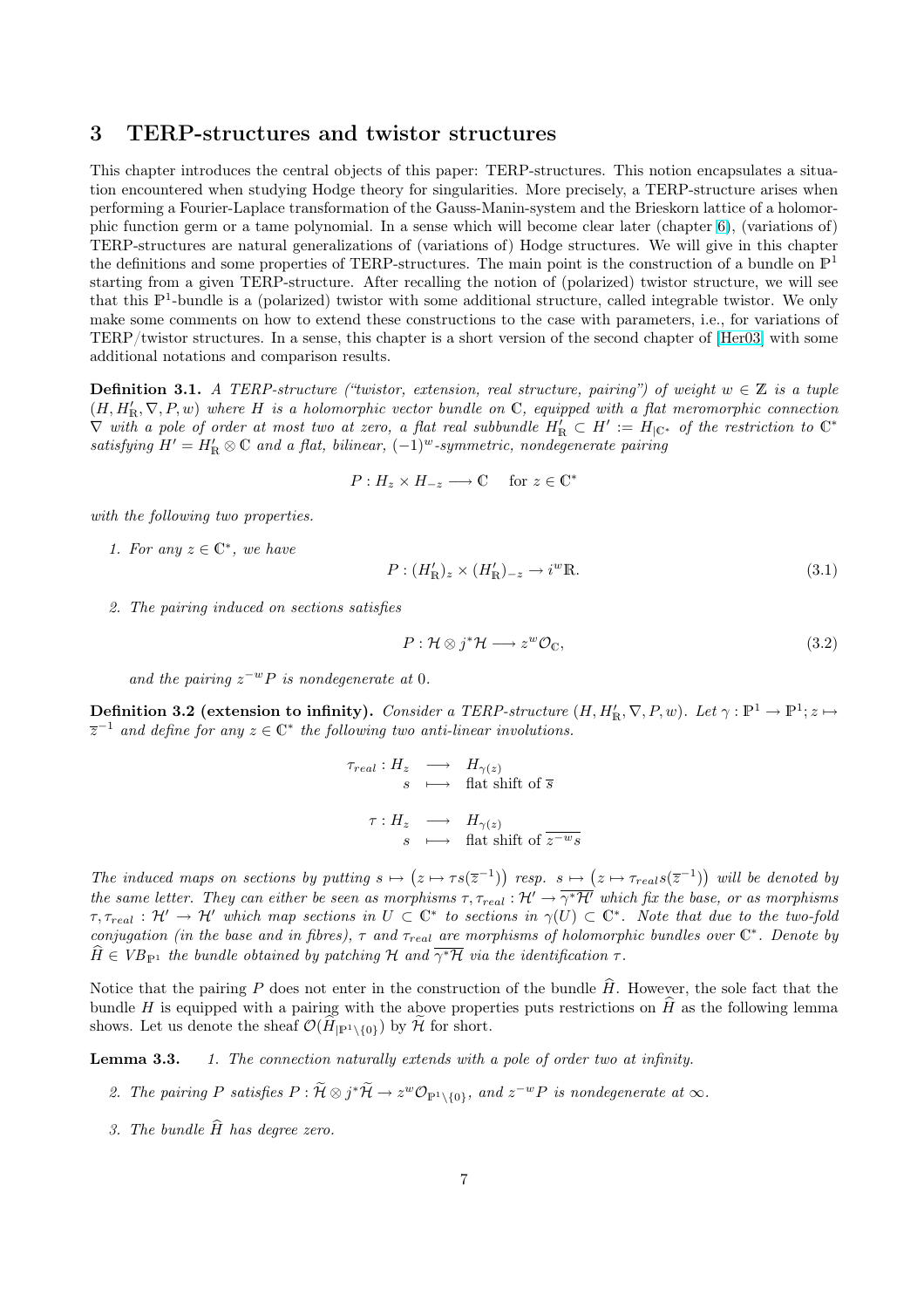# 3 TERP-structures and twistor structures

This chapter introduces the central objects of this paper: TERP-structures. This notion encapsulates a situation encountered when studying Hodge theory for singularities. More precisely, a TERP-structure arises when performing a Fourier-Laplace transformation of the Gauss-Manin-system and the Brieskorn lattice of a holomorphic function germ or a tame polynomial. In a sense which will become clear later (chapter 6), (variations of) TERP-structures are natural generalizations of (variations of) Hodge structures. We will give in this chapter the definitions and some properties of TERP-structures. The main point is the construction of a bundle on $\mathbb{P}^1$ starting from a given TERP-structure. After recalling the notion of (polarized) twistor structure, we will see that this $\mathbb{P}^1$-bundle is a (polarized) twistor with some additional structure, called integrable twistor. We only make some comments on how to extend these constructions to the case with parameters, i.e., for variations of TERP/twistor structures. In a sense, this chapter is a short version of the second chapter of [Her03] with some additional notations and comparison results.

**Definition 3.1.** *A TERP-structure ("twistor, extension, real structure, pairing") of weight $w \in \mathbb{Z}$ is a tuple $(H, H'_\mathbb{R}, \nabla, P, w)$ where $H$ is a holomorphic vector bundle on $\mathbb{C}$, equipped with a flat meromorphic connection $\nabla$ with a pole of order at most two at zero, a flat real subbundle $H'_\mathbb{R} \subset H' := H_{|\mathbb{C}^*}$ of the restriction to $\mathbb{C}^*$ satisfying $H' = H'_\mathbb{R} \otimes \mathbb{C}$ and a flat, bilinear, $(-1)^w$-symmetric, nondegenerate pairing*

$$P : H_z \times H_{-z} \longrightarrow \mathbb{C} \quad \text{for } z \in \mathbb{C}^*$$

*with the following two properties.*

1. *For any $z \in \mathbb{C}^*$, we have*
$$P : (H'_\mathbb{R})_z \times (H'_\mathbb{R})_{-z} \to i^w\mathbb{R}. \tag{3.1}$$

2. *The pairing induced on sections satisfies*
$$P : \mathcal{H} \otimes j^*\mathcal{H} \longrightarrow z^w\mathcal{O}_\mathbb{C}, \tag{3.2}$$
*and the pairing $z^{-w}P$ is nondegenerate at 0.*

**Definition 3.2 (extension to infinity).** *Consider a TERP-structure $(H, H'_\mathbb{R}, \nabla, P, w)$. Let $\gamma : \mathbb{P}^1 \to \mathbb{P}^1; z \mapsto \overline{z}^{-1}$ and define for any $z \in \mathbb{C}^*$ the following two anti-linear involutions.*

$$\begin{array}{rcl} \tau_{real} : H_z & \longrightarrow & H_{\gamma(z)} \\ s & \longmapsto & \text{flat shift of } \overline{s} \end{array}$$

$$\begin{array}{rcl} \tau : H_z & \longrightarrow & H_{\gamma(z)} \\ s & \longmapsto & \text{flat shift of } \overline{z^{-w}s} \end{array}$$

*The induced maps on sections by putting $s \mapsto \left(z \mapsto \tau s(\overline{z}^{-1})\right)$ resp. $s \mapsto \left(z \mapsto \tau_{real} s(\overline{z}^{-1})\right)$ will be denoted by the same letter. They can either be seen as morphisms $\tau, \tau_{real} : \mathcal{H}' \to \overline{\gamma^*\mathcal{H}'}$ which fix the base, or as morphisms $\tau, \tau_{real} : \mathcal{H}' \to \mathcal{H}'$ which map sections in $U \subset \mathbb{C}^*$ to sections in $\gamma(U) \subset \mathbb{C}^*$. Note that due to the two-fold conjugation (in the base and in fibres), $\tau$ and $\tau_{real}$ are morphisms of holomorphic bundles over $\mathbb{C}^*$. Denote by $\widehat{H} \in VB_{\mathbb{P}^1}$ the bundle obtained by patching $\mathcal{H}$ and $\overline{\gamma^*\mathcal{H}}$ via the identification $\tau$.*

Notice that the pairing $P$ does not enter in the construction of the bundle $\widehat{H}$. However, the sole fact that the bundle $H$ is equipped with a pairing with the above properties puts restrictions on $\widehat{H}$ as the following lemma shows. Let us denote the sheaf $\mathcal{O}(\widehat{H}_{|\mathbb{P}^1\setminus\{0\}})$ by $\widetilde{\mathcal{H}}$ for short.

**Lemma 3.3.**

1. *The connection naturally extends with a pole of order two at infinity.*

2. *The pairing $P$ satisfies $P : \widetilde{\mathcal{H}} \otimes j^*\widetilde{\mathcal{H}} \to z^w\mathcal{O}_{\mathbb{P}^1\setminus\{0\}}$, and $z^{-w}P$ is nondegenerate at $\infty$.*

3. *The bundle $\widehat{H}$ has degree zero.*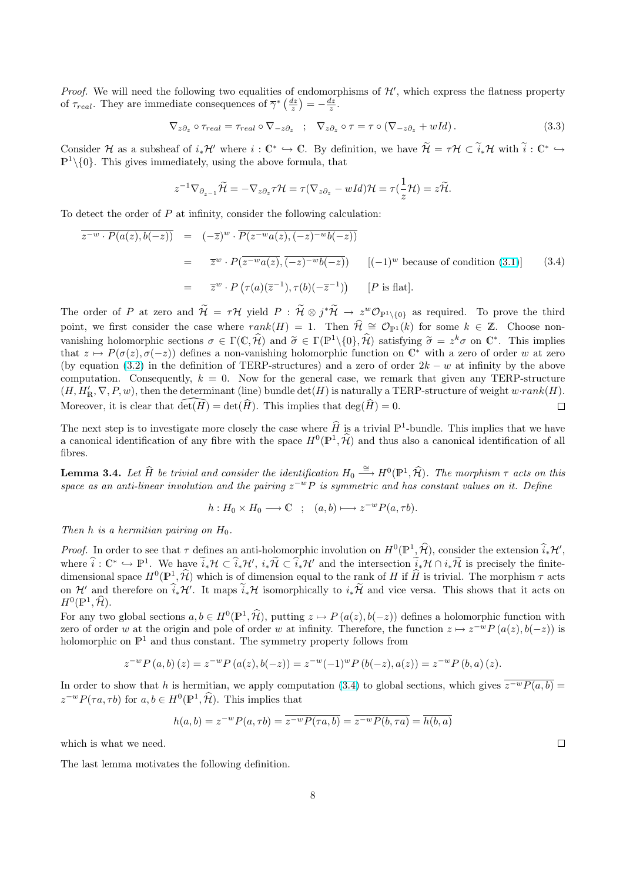*Proof.* We will need the following two equalities of endomorphisms of $\mathcal{H}'$, which express the flatness property of $\tau_{real}$. They are immediate consequences of $\overline{\gamma}^*\left(\frac{dz}{z}\right) = -\frac{dz}{z}$.

$$\nabla_{z\partial_z} \circ \tau_{real} = \tau_{real} \circ \nabla_{-z\partial_z} \quad ; \quad \nabla_{z\partial_z} \circ \tau = \tau \circ (\nabla_{-z\partial_z} + wId). \tag{3.3}$$

Consider $\mathcal{H}$ as a subsheaf of $i_*\mathcal{H}'$ where $i : \mathbb{C}^* \hookrightarrow \mathbb{C}$. By definition, we have $\widetilde{\mathcal{H}} = \tau\mathcal{H} \subset \widetilde{i}_*\mathcal{H}$ with $\widetilde{i} : \mathbb{C}^* \hookrightarrow \mathbb{P}^1\backslash\{0\}$. This gives immediately, using the above formula, that

$$z^{-1}\nabla_{\partial_{z^{-1}}}\widetilde{\mathcal{H}} = -\nabla_{z\partial_z}\tau\mathcal{H} = \tau(\nabla_{z\partial_z} - wId)\mathcal{H} = \tau(\frac{1}{z}\mathcal{H}) = z\widetilde{\mathcal{H}}.$$

To detect the order of $P$ at infinity, consider the following calculation:

$$\begin{aligned}
\overline{z^{-w} \cdot P(a(z), b(-z))} &= (-\overline{z})^w \cdot \overline{P(z^{-w}a(z), (-z)^{-w}b(-z))} \\
&= \overline{z}^w \cdot P(\overline{z^{-w}a(z)}, \overline{(-z)^{-w}b(-z)}) \qquad [(-1)^w \text{ because of condition (3.1)}] \\
&= \overline{z}^w \cdot P\left(\tau(a)(\overline{z}^{-1}), \tau(b)(-\overline{z}^{-1})\right) \qquad [P \text{ is flat}].
\end{aligned} \tag{3.4}$$

The order of $P$ at zero and $\widetilde{\mathcal{H}} = \tau\mathcal{H}$ yield $P : \widetilde{\mathcal{H}} \otimes j^*\widetilde{\mathcal{H}} \to z^w\mathcal{O}_{\mathbb{P}^1\backslash\{0\}}$ as required. To prove the third point, we first consider the case where $rank(H) = 1$. Then $\widehat{\mathcal{H}} \cong \mathcal{O}_{\mathbb{P}^1}(k)$ for some $k \in \mathbb{Z}$. Choose non-vanishing holomorphic sections $\sigma \in \Gamma(\mathbb{C}, \widehat{\mathcal{H}})$ and $\widetilde{\sigma} \in \Gamma(\mathbb{P}^1\backslash\{0\}, \widehat{\mathcal{H}})$ satisfying $\widetilde{\sigma} = z^k\sigma$ on $\mathbb{C}^*$. This implies that $z \mapsto P(\sigma(z), \sigma(-z))$ defines a non-vanishing holomorphic function on $\mathbb{C}^*$ with a zero of order $w$ at zero (by equation (3.2) in the definition of TERP-structures) and a zero of order $2k - w$ at infinity by the above computation. Consequently, $k = 0$. Now for the general case, we remark that given any TERP-structure $(H, H'_{\mathbb{R}}, \nabla, P, w)$, then the determinant (line) bundle $\det(H)$ is naturally a TERP-structure of weight $w \cdot rank(H)$. Moreover, it is clear that $\widehat{\det(H)} = \det(\widehat{H})$. This implies that $\deg(\widehat{H}) = 0$. $\square$

The next step is to investigate more closely the case where $\widehat{H}$ is a trivial $\mathbb{P}^1$-bundle. This implies that we have a canonical identification of any fibre with the space $H^0(\mathbb{P}^1, \widehat{\mathcal{H}})$ and thus also a canonical identification of all fibres.

**Lemma 3.4.** *Let $\widehat{H}$ be trivial and consider the identification $H_0 \xrightarrow{\cong} H^0(\mathbb{P}^1, \widehat{\mathcal{H}})$. The morphism $\tau$ acts on this space as an anti-linear involution and the pairing $z^{-w}P$ is symmetric and has constant values on it. Define*

$$h : H_0 \times H_0 \longrightarrow \mathbb{C} \quad ; \quad (a, b) \longmapsto z^{-w}P(a, \tau b).$$

*Then $h$ is a hermitian pairing on $H_0$.*

*Proof.* In order to see that $\tau$ defines an anti-holomorphic involution on $H^0(\mathbb{P}^1, \widehat{\mathcal{H}})$, consider the extension $\widehat{i}_*\mathcal{H}'$, where $\widehat{i} : \mathbb{C}^* \hookrightarrow \mathbb{P}^1$. We have $\widetilde{i}_*\mathcal{H} \subset \widehat{i}_*\mathcal{H}'$, $i_*\widetilde{\mathcal{H}} \subset \widehat{i}_*\mathcal{H}'$ and the intersection $\widetilde{i}_*\mathcal{H} \cap i_*\widetilde{\mathcal{H}}$ is precisely the finite-dimensional space $H^0(\mathbb{P}^1, \widehat{\mathcal{H}})$ which is of dimension equal to the rank of $H$ if $\widehat{H}$ is trivial. The morphism $\tau$ acts on $\mathcal{H}'$ and therefore on $\widehat{i}_*\mathcal{H}'$. It maps $\widetilde{i}_*\mathcal{H}$ isomorphically to $i_*\widetilde{\mathcal{H}}$ and vice versa. This shows that it acts on $H^0(\mathbb{P}^1, \widehat{\mathcal{H}})$.

For any two global sections $a, b \in H^0(\mathbb{P}^1, \widehat{\mathcal{H}})$, putting $z \mapsto P(a(z), b(-z))$ defines a holomorphic function with zero of order $w$ at the origin and pole of order $w$ at infinity. Therefore, the function $z \mapsto z^{-w}P(a(z), b(-z))$ is holomorphic on $\mathbb{P}^1$ and thus constant. The symmetry property follows from

$$z^{-w}P(a, b)(z) = z^{-w}P(a(z), b(-z)) = z^{-w}(-1)^wP(b(-z), a(z)) = z^{-w}P(b, a)(z).$$

In order to show that $h$ is hermitian, we apply computation (3.4) to global sections, which gives $\overline{z^{-w}P(a, b)} = z^{-w}P(\tau a, \tau b)$ for $a, b \in H^0(\mathbb{P}^1, \widehat{\mathcal{H}})$. This implies that

$$h(a, b) = z^{-w}P(a, \tau b) = \overline{z^{-w}P(\tau a, b)} = \overline{z^{-w}P(b, \tau a)} = \overline{h(b, a)}$$

which is what we need. $\square$

The last lemma motivates the following definition.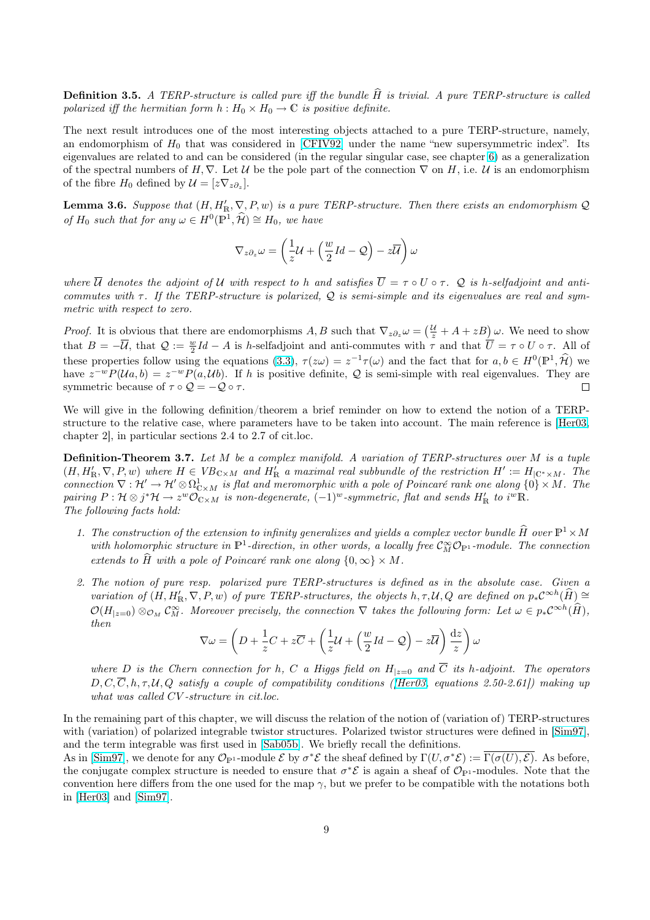**Definition 3.5.** *A TERP-structure is called pure iff the bundle $\widehat{H}$ is trivial. A pure TERP-structure is called polarized iff the hermitian form $h : H_0 \times H_0 \to \mathbb{C}$ is positive definite.*

The next result introduces one of the most interesting objects attached to a pure TERP-structure, namely, an endomorphism of $H_0$ that was considered in [CFIV92] under the name "new supersymmetric index". Its eigenvalues are related to and can be considered (in the regular singular case, see chapter 6) as a generalization of the spectral numbers of $H, \nabla$. Let $\mathcal{U}$ be the pole part of the connection $\nabla$ on $H$, i.e. $\mathcal{U}$ is an endomorphism of the fibre $H_0$ defined by $\mathcal{U} = [z\nabla_{z\partial_z}]$.

**Lemma 3.6.** *Suppose that $(H, H'_{\mathbb{R}}, \nabla, P, w)$ is a pure TERP-structure. Then there exists an endomorphism $\mathcal{Q}$ of $H_0$ such that for any $\omega \in H^0(\mathbb{P}^1, \widehat{\mathcal{H}}) \cong H_0$, we have*

$$\nabla_{z\partial_z}\omega = \left(\frac{1}{z}\mathcal{U} + \left(\frac{w}{2}Id - \mathcal{Q}\right) - z\overline{\mathcal{U}}\right)\omega$$

*where $\overline{\mathcal{U}}$ denotes the adjoint of $\mathcal{U}$ with respect to $h$ and satisfies $\overline{U} = \tau \circ U \circ \tau$. $\mathcal{Q}$ is $h$-selfadjoint and anti-commutes with $\tau$. If the TERP-structure is polarized, $\mathcal{Q}$ is semi-simple and its eigenvalues are real and symmetric with respect to zero.*

*Proof.* It is obvious that there are endomorphisms $A, B$ such that $\nabla_{z\partial_z}\omega = \left(\frac{\mathcal{U}}{z} + A + zB\right)\omega$. We need to show that $B = -\overline{\mathcal{U}}$, that $\mathcal{Q} := \frac{w}{2}Id - A$ is $h$-selfadjoint and anti-commutes with $\tau$ and that $\overline{U} = \tau \circ U \circ \tau$. All of these properties follow using the equations (3.3), $\tau(z\omega) = z^{-1}\tau(\omega)$ and the fact that for $a, b \in H^0(\mathbb{P}^1, \widehat{\mathcal{H}})$ we have $z^{-w}P(\mathcal{U}a, b) = z^{-w}P(a, \mathcal{U}b)$. If $h$ is positive definite, $\mathcal{Q}$ is semi-simple with real eigenvalues. They are symmetric because of $\tau \circ \mathcal{Q} = -\mathcal{Q} \circ \tau$. $\square$

We will give in the following definition/theorem a brief reminder on how to extend the notion of a TERP-structure to the relative case, where parameters have to be taken into account. The main reference is [Her03, chapter 2], in particular sections 2.4 to 2.7 of cit.loc.

**Definition-Theorem 3.7.** *Let $M$ be a complex manifold. A variation of TERP-structures over $M$ is a tuple $(H, H'_{\mathbb{R}}, \nabla, P, w)$ where $H \in VB_{\mathbb{C}\times M}$ and $H'_{\mathbb{R}}$ a maximal real subbundle of the restriction $H' := H_{|\mathbb{C}^*\times M}$. The connection $\nabla : \mathcal{H}' \to \mathcal{H}' \otimes \Omega^1_{\mathbb{C}\times M}$ is flat and meromorphic with a pole of Poincaré rank one along $\{0\} \times M$. The pairing $P : \mathcal{H} \otimes j^*\mathcal{H} \to z^w\mathcal{O}_{\mathbb{C}\times M}$ is non-degenerate, $(-1)^w$-symmetric, flat and sends $H'_{\mathbb{R}}$ to $i^w\mathbb{R}$.*
*The following facts hold:*

1. *The construction of the extension to infinity generalizes and yields a complex vector bundle $\widehat{H}$ over $\mathbb{P}^1 \times M$ with holomorphic structure in $\mathbb{P}^1$-direction, in other words, a locally free $\mathcal{C}^\infty_M\mathcal{O}_{\mathbb{P}^1}$-module. The connection extends to $\widehat{H}$ with a pole of Poincaré rank one along $\{0, \infty\} \times M$.*
2. *The notion of pure resp. polarized pure TERP-structures is defined as in the absolute case. Given a variation of $(H, H'_{\mathbb{R}}, \nabla, P, w)$ of pure TERP-structures, the objects $h, \tau, \mathcal{U}, Q$ are defined on $p_*\mathcal{C}^{\infty h}(\widehat{H}) \cong \mathcal{O}(H_{|z=0}) \otimes_{\mathcal{O}_M} \mathcal{C}^\infty_M$. Moreover precisely, the connection $\nabla$ takes the following form: Let $\omega \in p_*\mathcal{C}^{\infty h}(\widehat{H})$, then*

$$\nabla\omega = \left(D + \frac{1}{z}C + z\overline{C} + \left(\frac{1}{z}\mathcal{U} + \left(\frac{w}{2}Id - \mathcal{Q}\right) - z\overline{\mathcal{U}}\right)\frac{\mathrm{d}z}{z}\right)\omega$$

   *where $D$ is the Chern connection for $h$, $C$ a Higgs field on $H_{|z=0}$ and $\overline{C}$ its $h$-adjoint. The operators $D, C, \overline{C}, h, \tau, \mathcal{U}, Q$ satisfy a couple of compatibility conditions ([Her03, equations 2.50-2.61]) making up what was called CV-structure in cit.loc.*

In the remaining part of this chapter, we will discuss the relation of the notion of (variation of) TERP-structures with (variation) of polarized integrable twistor structures. Polarized twistor structures were defined in [Sim97], and the term integrable was first used in [Sab05b]. We briefly recall the definitions.
As in [Sim97], we denote for any $\mathcal{O}_{\mathbb{P}^1}$-module $\mathcal{E}$ by $\sigma^*\mathcal{E}$ the sheaf defined by $\Gamma(U, \sigma^*\mathcal{E}) := \overline{\Gamma(\sigma(U), \mathcal{E})}$. As before, the conjugate complex structure is needed to ensure that $\sigma^*\mathcal{E}$ is again a sheaf of $\mathcal{O}_{\mathbb{P}^1}$-modules. Note that the convention here differs from the one used for the map $\gamma$, but we prefer to be compatible with the notations both in [Her03] and [Sim97].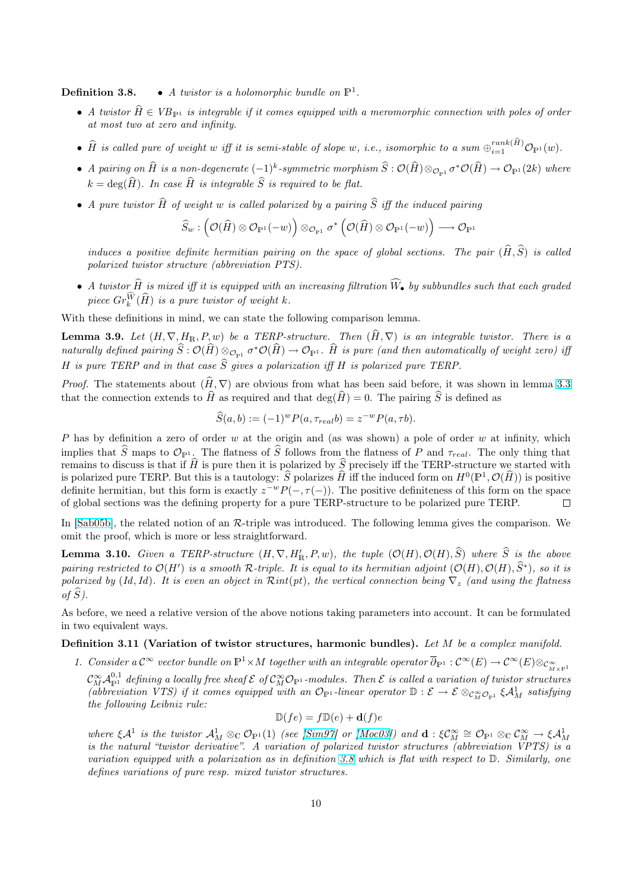**Definition 3.8.**

- *A twistor is a holomorphic bundle on $\mathbb{P}^1$.*
- *A twistor $\widehat{H} \in VB_{\mathbb{P}^1}$ is integrable if it comes equipped with a meromorphic connection with poles of order at most two at zero and infinity.*
- *$\widehat{H}$ is called pure of weight $w$ iff it is semi-stable of slope $w$, i.e., isomorphic to a sum $\oplus_{i=1}^{rank(\widehat{H})}\mathcal{O}_{\mathbb{P}^1}(w)$.*
- *A pairing on $\widehat{H}$ is a non-degenerate $(-1)^k$-symmetric morphism $\widehat{S} : \mathcal{O}(\widehat{H}) \otimes_{\mathcal{O}_{\mathbb{P}^1}} \sigma^*\mathcal{O}(\widehat{H}) \to \mathcal{O}_{\mathbb{P}^1}(2k)$ where $k = \deg(\widehat{H})$. In case $\widehat{H}$ is integrable $\widehat{S}$ is required to be flat.*
- *A pure twistor $\widehat{H}$ of weight $w$ is called polarized by a pairing $\widehat{S}$ iff the induced pairing*
$$\widehat{S}_w : \left(\mathcal{O}(\widehat{H}) \otimes \mathcal{O}_{\mathbb{P}^1}(-w)\right) \otimes_{\mathcal{O}_{\mathbb{P}^1}} \sigma^* \left(\mathcal{O}(\widehat{H}) \otimes \mathcal{O}_{\mathbb{P}^1}(-w)\right) \longrightarrow \mathcal{O}_{\mathbb{P}^1}$$
*induces a positive definite hermitian pairing on the space of global sections. The pair $(\widehat{H}, \widehat{S})$ is called polarized twistor structure (abbreviation PTS).*
- *A twistor $\widehat{H}$ is mixed iff it is equipped with an increasing filtration $\widehat{W}_\bullet$ by subbundles such that each graded piece $Gr_k^{\widehat{W}}(\widehat{H})$ is a pure twistor of weight $k$.*

With these definitions in mind, we can state the following comparison lemma.

**Lemma 3.9.** *Let $(H, \nabla, H_{\mathbb{R}}, P, w)$ be a TERP-structure. Then $(\widehat{H}, \nabla)$ is an integrable twistor. There is a naturally defined pairing $\widehat{S} : \mathcal{O}(\widehat{H}) \otimes_{\mathcal{O}_{\mathbb{P}^1}} \sigma^*\mathcal{O}(\widehat{H}) \to \mathcal{O}_{\mathbb{P}^1}$. $\widehat{H}$ is pure (and then automatically of weight zero) iff $H$ is pure TERP and in that case $\widehat{S}$ gives a polarization iff $H$ is polarized pure TERP.*

*Proof.* The statements about $(\widehat{H}, \nabla)$ are obvious from what has been said before, it was shown in lemma 3.3 that the connection extends to $\widehat{H}$ as required and that $\deg(\widehat{H}) = 0$. The pairing $\widehat{S}$ is defined as

$$\widehat{S}(a, b) := (-1)^w P(a, \tau_{real} b) = z^{-w} P(a, \tau b).$$

$P$ has by definition a zero of order $w$ at the origin and (as was shown) a pole of order $w$ at infinity, which implies that $\widehat{S}$ maps to $\mathcal{O}_{\mathbb{P}^1}$. The flatness of $\widehat{S}$ follows from the flatness of $P$ and $\tau_{real}$. The only thing that remains to discuss is that if $\widehat{H}$ is pure then it is polarized by $\widehat{S}$ precisely iff the TERP-structure we started with is polarized pure TERP. But this is a tautology: $\widehat{S}$ polarizes $\widehat{H}$ iff the induced form on $H^0(\mathbb{P}^1, \mathcal{O}(\widehat{H}))$ is positive definite hermitian, but this form is exactly $z^{-w}P(-, \tau(-))$. The positive definiteness of this form on the space of global sections was the defining property for a pure TERP-structure to be polarized pure TERP. □

In [Sab05b], the related notion of an $\mathcal{R}$-triple was introduced. The following lemma gives the comparison. We omit the proof, which is more or less straightforward.

**Lemma 3.10.** *Given a TERP-structure $(H, \nabla, H'_{\mathbb{R}}, P, w)$, the tuple $(\mathcal{O}(H), \mathcal{O}(H), \widehat{S})$ where $\widehat{S}$ is the above pairing restricted to $\mathcal{O}(H')$ is a smooth $\mathcal{R}$-triple. It is equal to its hermitian adjoint $(\mathcal{O}(H), \mathcal{O}(H), \widehat{S}^*)$, so it is polarized by $(Id, Id)$. It is even an object in $\mathcal{R}int(pt)$, the vertical connection being $\nabla_z$ (and using the flatness of $\widehat{S}$).*

As before, we need a relative version of the above notions taking parameters into account. It can be formulated in two equivalent ways.

**Definition 3.11 (Variation of twistor structures, harmonic bundles).** *Let $M$ be a complex manifold.*

1. *Consider a $\mathcal{C}^\infty$ vector bundle on $\mathbb{P}^1 \times M$ together with an integrable operator $\overline{\partial}_{\mathbb{P}^1} : \mathcal{C}^\infty(E) \to \mathcal{C}^\infty(E) \otimes_{\mathcal{C}^\infty_{M\times\mathbb{P}^1}} \mathcal{C}^\infty_M \mathcal{A}^{0,1}_{\mathbb{P}^1}$ defining a locally free sheaf $\mathcal{E}$ of $\mathcal{C}^\infty_M \mathcal{O}_{\mathbb{P}^1}$-modules. Then $\mathcal{E}$ is called a variation of twistor structures (abbreviation VTS) if it comes equipped with an $\mathcal{O}_{\mathbb{P}^1}$-linear operator $\mathbb{D} : \mathcal{E} \to \mathcal{E} \otimes_{\mathcal{C}^\infty_M \mathcal{O}_{\mathbb{P}^1}} \xi\mathcal{A}^1_M$ satisfying the following Leibniz rule:*
$$\mathbb{D}(fe) = f\mathbb{D}(e) + \mathbf{d}(f)e$$
*where $\xi\mathcal{A}^1$ is the twistor $\mathcal{A}^1_M \otimes_{\mathbb{C}} \mathcal{O}_{\mathbb{P}^1}(1)$ (see [Sim97] or [Moc03]) and $\mathbf{d} : \xi\mathcal{C}^\infty_M \cong \mathcal{O}_{\mathbb{P}^1} \otimes_{\mathbb{C}} \mathcal{C}^\infty_M \to \xi\mathcal{A}^1_M$ is the natural "twistor derivative". A variation of polarized twistor structures (abbreviation VPTS) is a variation equipped with a polarization as in definition 3.8 which is flat with respect to $\mathbb{D}$. Similarly, one defines variations of pure resp. mixed twistor structures.*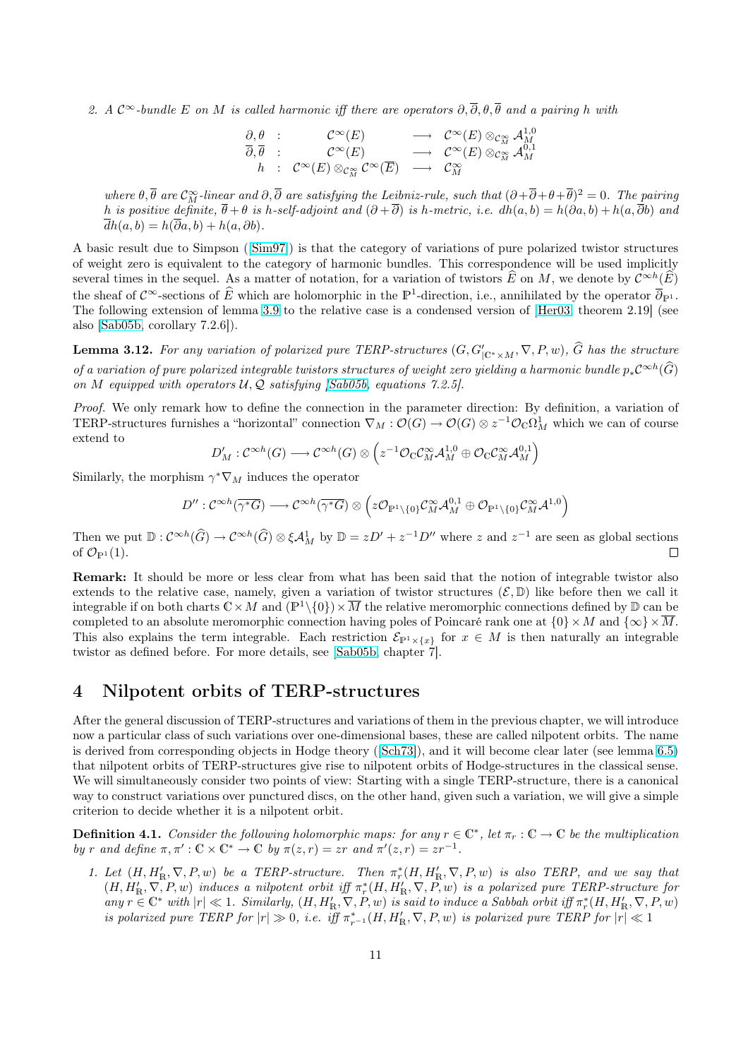2. *A $\mathcal{C}^\infty$-bundle $E$ on $M$ is called harmonic iff there are operators $\partial, \overline{\partial}, \theta, \overline{\theta}$ and a pairing $h$ with*

$$
\begin{array}{rcccl}
\partial, \theta & : & \mathcal{C}^\infty(E) & \longrightarrow & \mathcal{C}^\infty(E) \otimes_{\mathcal{C}^\infty_M} \mathcal{A}^{1,0}_M \\
\overline{\partial}, \overline{\theta} & : & \mathcal{C}^\infty(E) & \longrightarrow & \mathcal{C}^\infty(E) \otimes_{\mathcal{C}^\infty_M} \mathcal{A}^{0,1}_M \\
h & : & \mathcal{C}^\infty(E) \otimes_{\mathcal{C}^\infty_M} \mathcal{C}^\infty(\overline{E}) & \longrightarrow & \mathcal{C}^\infty_M
\end{array}
$$

*where $\theta, \overline{\theta}$ are $\mathcal{C}^\infty_M$-linear and $\partial, \overline{\partial}$ are satisfying the Leibniz-rule, such that $(\partial + \overline{\partial} + \theta + \overline{\theta})^2 = 0$. The pairing $h$ is positive definite, $\overline{\theta} + \theta$ is $h$-self-adjoint and $(\partial + \overline{\partial})$ is $h$-metric, i.e. $dh(a,b) = h(\partial a, b) + h(a, \overline{\partial} b)$ and $\overline{d}h(a,b) = h(\overline{\partial} a, b) + h(a, \partial b)$.*

A basic result due to Simpson ([Sim97]) is that the category of variations of pure polarized twistor structures of weight zero is equivalent to the category of harmonic bundles. This correspondence will be used implicitly several times in the sequel. As a matter of notation, for a variation of twistors $\widehat{E}$ on $M$, we denote by $\mathcal{C}^{\infty h}(\widehat{E})$ the sheaf of $\mathcal{C}^\infty$-sections of $\widehat{E}$ which are holomorphic in the $\mathbb{P}^1$-direction, i.e., annihilated by the operator $\overline{\partial}_{\mathbb{P}^1}$. The following extension of lemma 3.9 to the relative case is a condensed version of [Her03, theorem 2.19] (see also [Sab05b, corollary 7.2.6]).

**Lemma 3.12.** *For any variation of polarized pure TERP-structures $(G, G'_{|\mathbb{C}^*\times M}, \nabla, P, w)$, $\widehat{G}$ has the structure of a variation of pure polarized integrable twistors structures of weight zero yielding a harmonic bundle $p_*\mathcal{C}^{\infty h}(\widehat{G})$ on $M$ equipped with operators $\mathcal{U}, \mathcal{Q}$ satisfying [Sab05b, equations 7.2.5].*

*Proof.* We only remark how to define the connection in the parameter direction: By definition, a variation of TERP-structures furnishes a "horizontal" connection $\nabla_M : \mathcal{O}(G) \to \mathcal{O}(G) \otimes z^{-1}\mathcal{O}_\mathbb{C}\Omega^1_M$ which we can of course extend to

$$
D'_M : \mathcal{C}^{\infty h}(G) \longrightarrow \mathcal{C}^{\infty h}(G) \otimes \left( z^{-1}\mathcal{O}_\mathbb{C}\mathcal{C}^\infty_M \mathcal{A}^{1,0}_M \oplus \mathcal{O}_\mathbb{C}\mathcal{C}^\infty_M \mathcal{A}^{0,1}_M \right)
$$

Similarly, the morphism $\gamma^*\nabla_M$ induces the operator

$$
D'' : \mathcal{C}^{\infty h}(\overline{\gamma^* G}) \longrightarrow \mathcal{C}^{\infty h}(\overline{\gamma^* G}) \otimes \left( z\mathcal{O}_{\mathbb{P}^1\setminus\{0\}}\mathcal{C}^\infty_M \mathcal{A}^{0,1}_M \oplus \mathcal{O}_{\mathbb{P}^1\setminus\{0\}}\mathcal{C}^\infty_M \mathcal{A}^{1,0} \right)
$$

Then we put $\mathbb{D} : \mathcal{C}^{\infty h}(\widehat{G}) \to \mathcal{C}^{\infty h}(\widehat{G}) \otimes \xi\mathcal{A}^1_M$ by $\mathbb{D} = zD' + z^{-1}D''$ where $z$ and $z^{-1}$ are seen as global sections of $\mathcal{O}_{\mathbb{P}^1}(1)$. $\square$

**Remark:** It should be more or less clear from what has been said that the notion of integrable twistor also extends to the relative case, namely, given a variation of twistor structures $(\mathcal{E}, \mathbb{D})$ like before then we call it integrable if on both charts $\mathbb{C} \times M$ and $(\mathbb{P}^1\setminus\{0\}) \times \overline{M}$ the relative meromorphic connections defined by $\mathbb{D}$ can be completed to an absolute meromorphic connection having poles of Poincaré rank one at $\{0\} \times M$ and $\{\infty\} \times \overline{M}$. This also explains the term integrable. Each restriction $\mathcal{E}_{\mathbb{P}^1\times\{x\}}$ for $x \in M$ is then naturally an integrable twistor as defined before. For more details, see [Sab05b, chapter 7].

# 4 Nilpotent orbits of TERP-structures

After the general discussion of TERP-structures and variations of them in the previous chapter, we will introduce now a particular class of such variations over one-dimensional bases, these are called nilpotent orbits. The name is derived from corresponding objects in Hodge theory ([Sch73]), and it will become clear later (see lemma 6.5) that nilpotent orbits of TERP-structures give rise to nilpotent orbits of Hodge-structures in the classical sense. We will simultaneously consider two points of view: Starting with a single TERP-structure, there is a canonical way to construct variations over punctured discs, on the other hand, given such a variation, we will give a simple criterion to decide whether it is a nilpotent orbit.

**Definition 4.1.** *Consider the following holomorphic maps: for any $r \in \mathbb{C}^*$, let $\pi_r : \mathbb{C} \to \mathbb{C}$ be the multiplication by $r$ and define $\pi, \pi' : \mathbb{C} \times \mathbb{C}^* \to \mathbb{C}$ by $\pi(z,r) = zr$ and $\pi'(z,r) = zr^{-1}$.*

1. *Let $(H, H'_\mathbb{R}, \nabla, P, w)$ be a TERP-structure. Then $\pi_r^*(H, H'_\mathbb{R}, \nabla, P, w)$ is also TERP, and we say that $(H, H'_\mathbb{R}, \nabla, P, w)$ induces a nilpotent orbit iff $\pi_r^*(H, H'_\mathbb{R}, \nabla, P, w)$ is a polarized pure TERP-structure for any $r \in \mathbb{C}^*$ with $|r| \ll 1$. Similarly, $(H, H'_\mathbb{R}, \nabla, P, w)$ is said to induce a Sabbah orbit iff $\pi_r^*(H, H'_\mathbb{R}, \nabla, P, w)$ is polarized pure TERP for $|r| \gg 0$, i.e. iff $\pi_{r^{-1}}^*(H, H'_\mathbb{R}, \nabla, P, w)$ is polarized pure TERP for $|r| \ll 1$*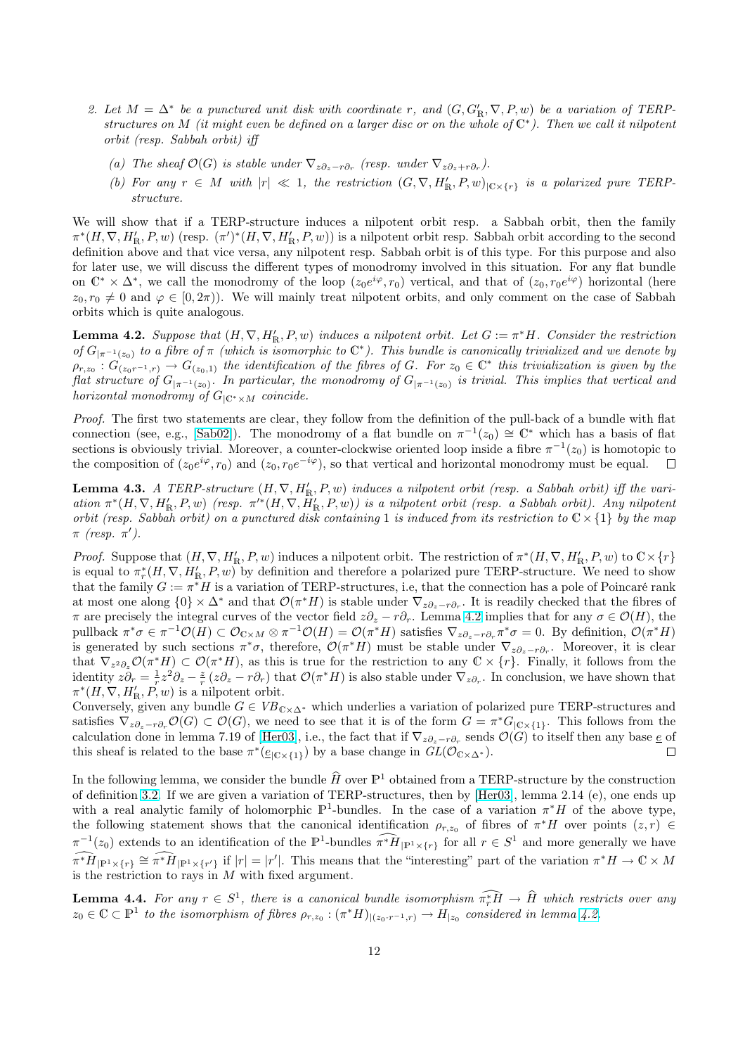2. *Let $M = \Delta^*$ be a punctured unit disk with coordinate $r$, and $(G, G'_{\mathbb{R}}, \nabla, P, w)$ be a variation of TERP-structures on $M$ (it might even be defined on a larger disc or on the whole of $\mathbb{C}^*$). Then we call it nilpotent orbit (resp. Sabbah orbit) iff*

   *(a) The sheaf $\mathcal{O}(G)$ is stable under $\nabla_{z\partial_z - r\partial_r}$ (resp. under $\nabla_{z\partial_z + r\partial_r}$).*

   *(b) For any $r \in M$ with $|r| \ll 1$, the restriction $(G, \nabla, H'_{\mathbb{R}}, P, w)_{|\mathbb{C}\times\{r\}}$ is a polarized pure TERP-structure.*

We will show that if a TERP-structure induces a nilpotent orbit resp. a Sabbah orbit, then the family $\pi^*(H, \nabla, H'_{\mathbb{R}}, P, w)$ (resp. $(\pi')^*(H, \nabla, H'_{\mathbb{R}}, P, w)$) is a nilpotent orbit resp. Sabbah orbit according to the second definition above and that vice versa, any nilpotent resp. Sabbah orbit is of this type. For this purpose and also for later use, we will discuss the different types of monodromy involved in this situation. For any flat bundle on $\mathbb{C}^* \times \Delta^*$, we call the monodromy of the loop $(z_0 e^{i\varphi}, r_0)$ vertical, and that of $(z_0, r_0 e^{i\varphi})$ horizontal (here $z_0, r_0 \neq 0$ and $\varphi \in [0, 2\pi)$). We will mainly treat nilpotent orbits, and only comment on the case of Sabbah orbits which is quite analogous.

**Lemma 4.2.** *Suppose that $(H, \nabla, H'_{\mathbb{R}}, P, w)$ induces a nilpotent orbit. Let $G := \pi^* H$. Consider the restriction of $G_{|\pi^{-1}(z_0)}$ to a fibre of $\pi$ (which is isomorphic to $\mathbb{C}^*$). This bundle is canonically trivialized and we denote by $\rho_{r,z_0} : G_{(z_0 r^{-1}, r)} \to G_{(z_0,1)}$ the identification of the fibres of $G$. For $z_0 \in \mathbb{C}^*$ this trivialization is given by the flat structure of $G_{|\pi^{-1}(z_0)}$. In particular, the monodromy of $G_{|\pi^{-1}(z_0)}$ is trivial. This implies that vertical and horizontal monodromy of $G_{|\mathbb{C}^*\times M}$ coincide.*

*Proof.* The first two statements are clear, they follow from the definition of the pull-back of a bundle with flat connection (see, e.g., [Sab02]). The monodromy of a flat bundle on $\pi^{-1}(z_0) \cong \mathbb{C}^*$ which has a basis of flat sections is obviously trivial. Moreover, a counter-clockwise oriented loop inside a fibre $\pi^{-1}(z_0)$ is homotopic to the composition of $(z_0 e^{i\varphi}, r_0)$ and $(z_0, r_0 e^{-i\varphi})$, so that vertical and horizontal monodromy must be equal. □

**Lemma 4.3.** *A TERP-structure $(H, \nabla, H'_{\mathbb{R}}, P, w)$ induces a nilpotent orbit (resp. a Sabbah orbit) iff the variation $\pi^*(H, \nabla, H'_{\mathbb{R}}, P, w)$ (resp. $\pi'^*(H, \nabla, H'_{\mathbb{R}}, P, w)$) is a nilpotent orbit (resp. a Sabbah orbit). Any nilpotent orbit (resp. Sabbah orbit) on a punctured disk containing 1 is induced from its restriction to $\mathbb{C} \times \{1\}$ by the map $\pi$ (resp. $\pi'$).*

*Proof.* Suppose that $(H, \nabla, H'_{\mathbb{R}}, P, w)$ induces a nilpotent orbit. The restriction of $\pi^*(H, \nabla, H'_{\mathbb{R}}, P, w)$ to $\mathbb{C} \times \{r\}$ is equal to $\pi_r^*(H, \nabla, H'_{\mathbb{R}}, P, w)$ by definition and therefore a polarized pure TERP-structure. We need to show that the family $G := \pi^* H$ is a variation of TERP-structures, i.e, that the connection has a pole of Poincaré rank at most one along $\{0\} \times \Delta^*$ and that $\mathcal{O}(\pi^* H)$ is stable under $\nabla_{z\partial_z - r\partial_r}$. It is readily checked that the fibres of $\pi$ are precisely the integral curves of the vector field $z\partial_z - r\partial_r$. Lemma 4.2 implies that for any $\sigma \in \mathcal{O}(H)$, the pullback $\pi^*\sigma \in \pi^{-1}\mathcal{O}(H) \subset \mathcal{O}_{\mathbb{C}\times M} \otimes \pi^{-1}\mathcal{O}(H) = \mathcal{O}(\pi^* H)$ satisfies $\nabla_{z\partial_z - r\partial_r} \pi^*\sigma = 0$. By definition, $\mathcal{O}(\pi^* H)$ is generated by such sections $\pi^*\sigma$, therefore, $\mathcal{O}(\pi^* H)$ must be stable under $\nabla_{z\partial_z - r\partial_r}$. Moreover, it is clear that $\nabla_{z^2\partial_z} \mathcal{O}(\pi^* H) \subset \mathcal{O}(\pi^* H)$, as this is true for the restriction to any $\mathbb{C} \times \{r\}$. Finally, it follows from the identity $z\partial_r = \frac{1}{r} z^2 \partial_z - \frac{z}{r}(z\partial_z - r\partial_r)$ that $\mathcal{O}(\pi^* H)$ is also stable under $\nabla_{z\partial_r}$. In conclusion, we have shown that $\pi^*(H, \nabla, H'_{\mathbb{R}}, P, w)$ is a nilpotent orbit.

Conversely, given any bundle $G \in VB_{\mathbb{C}\times\Delta^*}$ which underlies a variation of polarized pure TERP-structures and satisfies $\nabla_{z\partial_z - r\partial_r} \mathcal{O}(G) \subset \mathcal{O}(G)$, we need to see that it is of the form $G = \pi^* G_{|\mathbb{C}\times\{1\}}$. This follows from the calculation done in lemma 7.19 of [Her03], i.e., the fact that if $\nabla_{z\partial_z - r\partial_r}$ sends $\mathcal{O}(G)$ to itself then any base $\underline{e}$ of this sheaf is related to the base $\pi^*(\underline{e}_{|\mathbb{C}\times\{1\}})$ by a base change in $GL(\mathcal{O}_{\mathbb{C}\times\Delta^*})$. □

In the following lemma, we consider the bundle $\widehat{H}$ over $\mathbb{P}^1$ obtained from a TERP-structure by the construction of definition 3.2. If we are given a variation of TERP-structures, then by [Her03], lemma 2.14 (e), one ends up with a real analytic family of holomorphic $\mathbb{P}^1$-bundles. In the case of a variation $\pi^* H$ of the above type, the following statement shows that the canonical identification $\rho_{r,z_0}$ of fibres of $\pi^* H$ over points $(z, r) \in \pi^{-1}(z_0)$ extends to an identification of the $\mathbb{P}^1$-bundles $\widehat{\pi^* H}_{|\mathbb{P}^1\times\{r\}}$ for all $r \in S^1$ and more generally we have $\widehat{\pi^* H}_{|\mathbb{P}^1\times\{r\}} \cong \widehat{\pi^* H}_{|\mathbb{P}^1\times\{r'\}}$ if $|r| = |r'|$. This means that the "interesting" part of the variation $\pi^* H \to \mathbb{C} \times M$ is the restriction to rays in $M$ with fixed argument.

**Lemma 4.4.** *For any $r \in S^1$, there is a canonical bundle isomorphism $\widehat{\pi_r^* H} \to \widehat{H}$ which restricts over any $z_0 \in \mathbb{C} \subset \mathbb{P}^1$ to the isomorphism of fibres $\rho_{r,z_0} : (\pi^* H)_{|(z_0 \cdot r^{-1}, r)} \to H_{|z_0}$ considered in lemma 4.2.*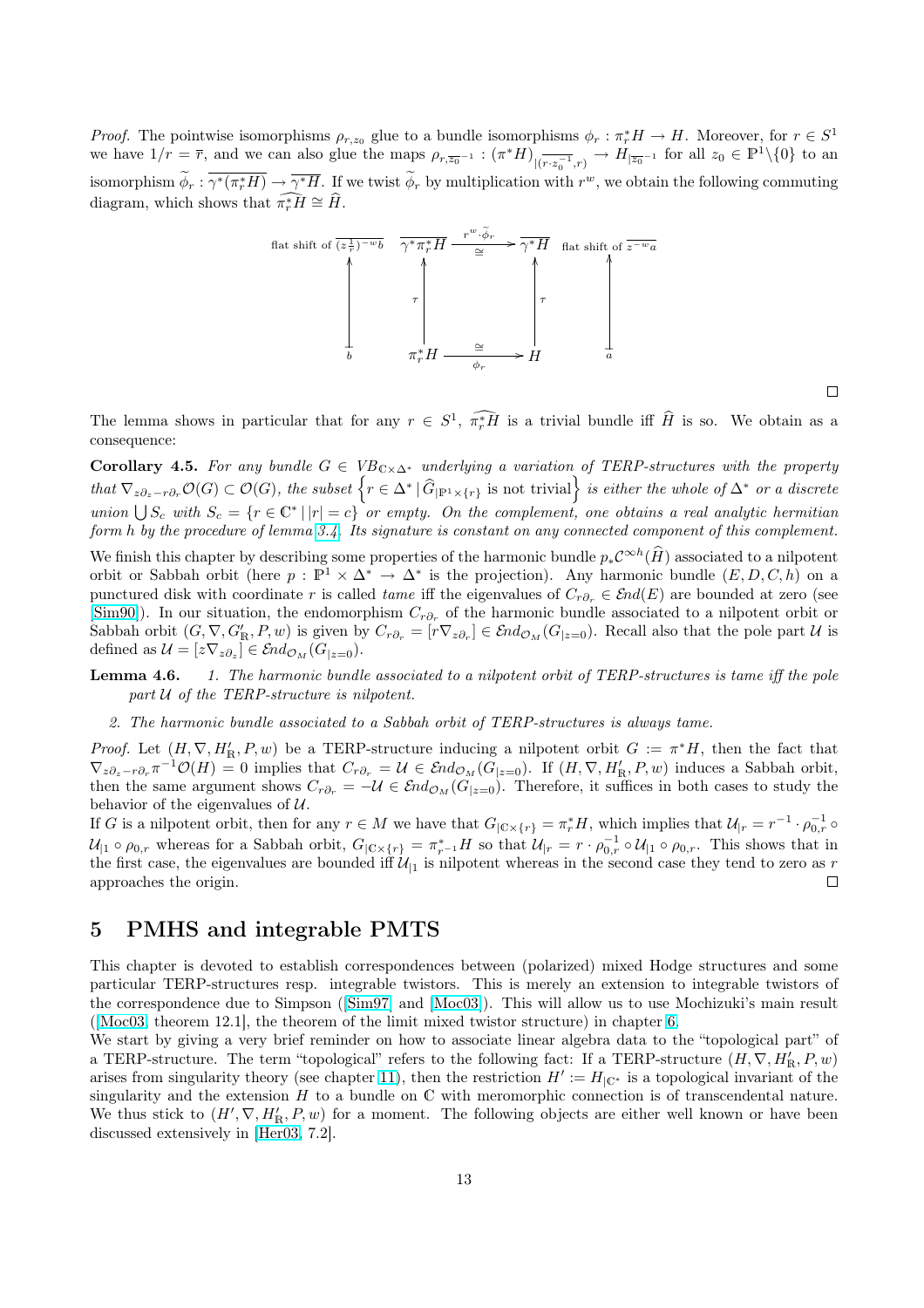*Proof.* The pointwise isomorphisms $\rho_{r,z_0}$ glue to a bundle isomorphisms $\phi_r : \pi_r^* H \to H$. Moreover, for $r \in S^1$ we have $1/r = \overline{r}$, and we can also glue the maps $\rho_{r,\overline{z_0}^{-1}} : (\pi^* H)_{|(\overline{r \cdot z_0^{-1}}, r)} \to H_{|\overline{z_0}^{-1}}$ for all $z_0 \in \mathbb{P}^1 \backslash \{0\}$ to an isomorphism $\widetilde{\phi}_r : \overline{\gamma^*(\pi_r^* H)} \to \overline{\gamma^* H}$. If we twist $\widetilde{\phi}_r$ by multiplication with $r^w$, we obtain the following commuting diagram, which shows that $\widehat{\pi_r^* H} \cong \widehat{H}$.

$$
\begin{array}{ccccc}
\text{flat shift of } \overline{(z\frac{1}{r})^{-w} b} & \overline{\gamma^* \pi_r^* H} & \xrightarrow[\cong]{r^w \cdot \widetilde{\phi}_r} & \overline{\gamma^* H} & \text{flat shift of } \overline{z^{-w} a} \\
\updownarrow & \uparrow \tau & & \uparrow \tau & \updownarrow \\
b & \pi_r^* H & \xrightarrow[\phi_r]{\cong} & H & a
\end{array}
$$

□

The lemma shows in particular that for any $r \in S^1$, $\widehat{\pi_r^* H}$ is a trivial bundle iff $\widehat{H}$ is so. We obtain as a consequence:

**Corollary 4.5.** *For any bundle $G \in VB_{\mathbb{C}\times\Delta^*}$ underlying a variation of TERP-structures with the property that $\nabla_{z\partial_z - r\partial_r}\mathcal{O}(G) \subset \mathcal{O}(G)$, the subset $\left\{r \in \Delta^* \,|\, \widehat{G}_{|\mathbb{P}^1\times\{r\}} \text{ is not trivial}\right\}$ is either the whole of $\Delta^*$ or a discrete union $\bigcup S_c$ with $S_c = \{r \in \mathbb{C}^* \,|\, |r| = c\}$ or empty. On the complement, one obtains a real analytic hermitian form $h$ by the procedure of lemma 3.4. Its signature is constant on any connected component of this complement.*

We finish this chapter by describing some properties of the harmonic bundle $p_* \mathcal{C}^{\infty h}(\widehat{H})$ associated to a nilpotent orbit or Sabbah orbit (here $p : \mathbb{P}^1 \times \Delta^* \to \Delta^*$ is the projection). Any harmonic bundle $(E, D, C, h)$ on a punctured disk with coordinate $r$ is called *tame* iff the eigenvalues of $C_{r\partial_r} \in \mathcal{E}nd(E)$ are bounded at zero (see [Sim90]). In our situation, the endomorphism $C_{r\partial_r}$ of the harmonic bundle associated to a nilpotent orbit or Sabbah orbit $(G, \nabla, G'_\mathbb{R}, P, w)$ is given by $C_{r\partial_r} = [r\nabla_{z\partial_r}] \in \mathcal{E}nd_{\mathcal{O}_M}(G_{|z=0})$. Recall also that the pole part $\mathcal{U}$ is defined as $\mathcal{U} = [z\nabla_{z\partial_z}] \in \mathcal{E}nd_{\mathcal{O}_M}(G_{|z=0})$.

**Lemma 4.6.**
1. *The harmonic bundle associated to a nilpotent orbit of TERP-structures is tame iff the pole part $\mathcal{U}$ of the TERP-structure is nilpotent.*
2. *The harmonic bundle associated to a Sabbah orbit of TERP-structures is always tame.*

*Proof.* Let $(H, \nabla, H'_\mathbb{R}, P, w)$ be a TERP-structure inducing a nilpotent orbit $G := \pi^* H$, then the fact that $\nabla_{z\partial_z - r\partial_r}\pi^{-1}\mathcal{O}(H) = 0$ implies that $C_{r\partial_r} = \mathcal{U} \in \mathcal{E}nd_{\mathcal{O}_M}(G_{|z=0})$. If $(H, \nabla, H'_\mathbb{R}, P, w)$ induces a Sabbah orbit, then the same argument shows $C_{r\partial_r} = -\mathcal{U} \in \mathcal{E}nd_{\mathcal{O}_M}(G_{|z=0})$. Therefore, it suffices in both cases to study the behavior of the eigenvalues of $\mathcal{U}$.
If $G$ is a nilpotent orbit, then for any $r \in M$ we have that $G_{|\mathbb{C}\times\{r\}} = \pi_r^* H$, which implies that $\mathcal{U}_{|r} = r^{-1} \cdot \rho_{0,r}^{-1} \circ \mathcal{U}_{|1} \circ \rho_{0,r}$ whereas for a Sabbah orbit, $G_{|\mathbb{C}\times\{r\}} = \pi_{r^{-1}}^* H$ so that $\mathcal{U}_{|r} = r \cdot \rho_{0,r}^{-1} \circ \mathcal{U}_{|1} \circ \rho_{0,r}$. This shows that in the first case, the eigenvalues are bounded iff $\mathcal{U}_{|1}$ is nilpotent whereas in the second case they tend to zero as $r$ approaches the origin. □

# 5 PMHS and integrable PMTS

This chapter is devoted to establish correspondences between (polarized) mixed Hodge structures and some particular TERP-structures resp. integrable twistors. This is merely an extension to integrable twistors of the correspondence due to Simpson ([Sim97] and [Moc03]). This will allow us to use Mochizuki's main result ([Moc03, theorem 12.1], the theorem of the limit mixed twistor structure) in chapter 6.
We start by giving a very brief reminder on how to associate linear algebra data to the "topological part" of a TERP-structure. The term "topological" refers to the following fact: If a TERP-structure $(H, \nabla, H'_\mathbb{R}, P, w)$ arises from singularity theory (see chapter 11), then the restriction $H' := H_{|\mathbb{C}^*}$ is a topological invariant of the singularity and the extension $H$ to a bundle on $\mathbb{C}$ with meromorphic connection is of transcendental nature. We thus stick to $(H', \nabla, H'_\mathbb{R}, P, w)$ for a moment. The following objects are either well known or have been discussed extensively in [Her03, 7.2].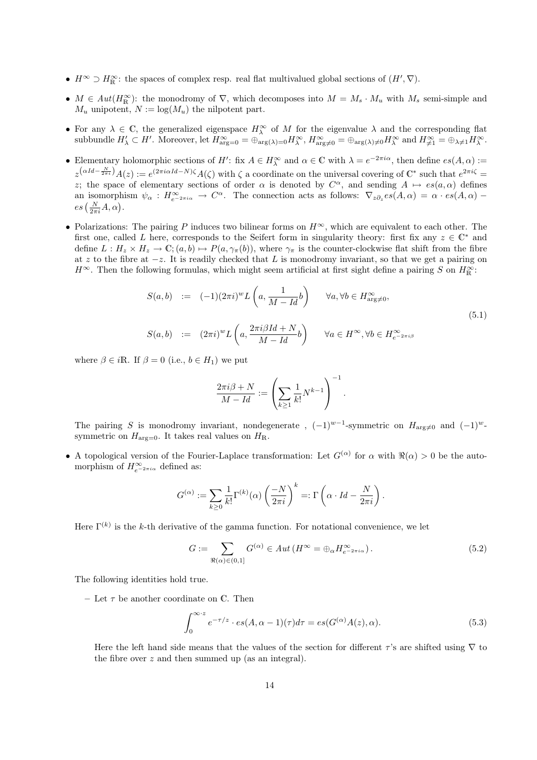- $H^\infty \supset H^\infty_\mathbb{R}$: the spaces of complex resp. real flat multivalued global sections of $(H', \nabla)$.

- $M \in Aut(H^\infty_\mathbb{R})$: the monodromy of $\nabla$, which decomposes into $M = M_s \cdot M_u$ with $M_s$ semi-simple and $M_u$ unipotent, $N := \log(M_u)$ the nilpotent part.

- For any $\lambda \in \mathbb{C}$, the generalized eigenspace $H^\infty_\lambda$ of $M$ for the eigenvalue $\lambda$ and the corresponding flat subbundle $H'_\lambda \subset H'$. Moreover, let $H^\infty_{\arg=0} = \oplus_{\arg(\lambda)=0} H^\infty_\lambda$, $H^\infty_{\arg\neq 0} = \oplus_{\arg(\lambda)\neq 0} H^\infty_\lambda$ and $H^\infty_{\neq 1} = \oplus_{\lambda \neq 1} H^\infty_\lambda$.

- Elementary holomorphic sections of $H'$: fix $A \in H^\infty_\lambda$ and $\alpha \in \mathbb{C}$ with $\lambda = e^{-2\pi i \alpha}$, then define $es(A, \alpha) := z^{\left(\alpha Id - \frac{N}{2\pi i}\right)} A(z) := e^{(2\pi i \alpha Id - N)\zeta} A(\zeta)$ with $\zeta$ a coordinate on the universal covering of $\mathbb{C}^*$ such that $e^{2\pi i \zeta} = z$; the space of elementary sections of order $\alpha$ is denoted by $C^\alpha$, and sending $A \mapsto es(a, \alpha)$ defines an isomorphism $\psi_\alpha : H^\infty_{e^{-2\pi i \alpha}} \to C^\alpha$. The connection acts as follows: $\nabla_{z\partial_z} es(A, \alpha) = \alpha \cdot es(A, \alpha) - es\left(\frac{N}{2\pi i} A, \alpha\right)$.

- Polarizations: The pairing $P$ induces two bilinear forms on $H^\infty$, which are equivalent to each other. The first one, called $L$ here, corresponds to the Seifert form in singularity theory: first fix any $z \in \mathbb{C}^*$ and define $L : H_z \times H_z \to \mathbb{C}; (a, b) \mapsto P(a, \gamma_\pi(b))$, where $\gamma_\pi$ is the counter-clockwise flat shift from the fibre at $z$ to the fibre at $-z$. It is readily checked that $L$ is monodromy invariant, so that we get a pairing on $H^\infty$. Then the following formulas, which might seem artificial at first sight define a pairing $S$ on $H^\infty_\mathbb{R}$:

$$
\begin{aligned}
S(a, b) &:= (-1)(2\pi i)^w L\left(a, \frac{1}{M - Id} b\right) \qquad \forall a, \forall b \in H^\infty_{\arg\neq 0}, \\
S(a, b) &:= (2\pi i)^w L\left(a, \frac{2\pi i \beta Id + N}{M - Id} b\right) \qquad \forall a \in H^\infty, \forall b \in H^\infty_{e^{-2\pi i \beta}}
\end{aligned}
\tag{5.1}
$$

where $\beta \in i\mathbb{R}$. If $\beta = 0$ (i.e., $b \in H_1$) we put

$$
\frac{2\pi i \beta + N}{M - Id} := \left(\sum_{k \geq 1} \frac{1}{k!} N^{k-1}\right)^{-1}.
$$

The pairing $S$ is monodromy invariant, nondegenerate , $(-1)^{w-1}$-symmetric on $H_{\arg\neq 0}$ and $(-1)^w$-symmetric on $H_{\arg=0}$. It takes real values on $H_\mathbb{R}$.

- A topological version of the Fourier-Laplace transformation: Let $G^{(\alpha)}$ for $\alpha$ with $\Re(\alpha) > 0$ be the automorphism of $H^\infty_{e^{-2\pi i \alpha}}$ defined as:

$$
G^{(\alpha)} := \sum_{k \geq 0} \frac{1}{k!} \Gamma^{(k)}(\alpha) \left(\frac{-N}{2\pi i}\right)^k =: \Gamma\left(\alpha \cdot Id - \frac{N}{2\pi i}\right).
$$

Here $\Gamma^{(k)}$ is the $k$-th derivative of the gamma function. For notational convenience, we let

$$
G := \sum_{\Re(\alpha) \in (0,1]} G^{(\alpha)} \in Aut\left(H^\infty = \oplus_\alpha H^\infty_{e^{-2\pi i \alpha}}\right). \tag{5.2}
$$

The following identities hold true.

  - Let $\tau$ be another coordinate on $\mathbb{C}$. Then

$$
\int_0^{\infty \cdot z} e^{-\tau/z} \cdot es(A, \alpha - 1)(\tau) d\tau = es(G^{(\alpha)} A(z), \alpha). \tag{5.3}
$$

  Here the left hand side means that the values of the section for different $\tau$'s are shifted using $\nabla$ to the fibre over $z$ and then summed up (as an integral).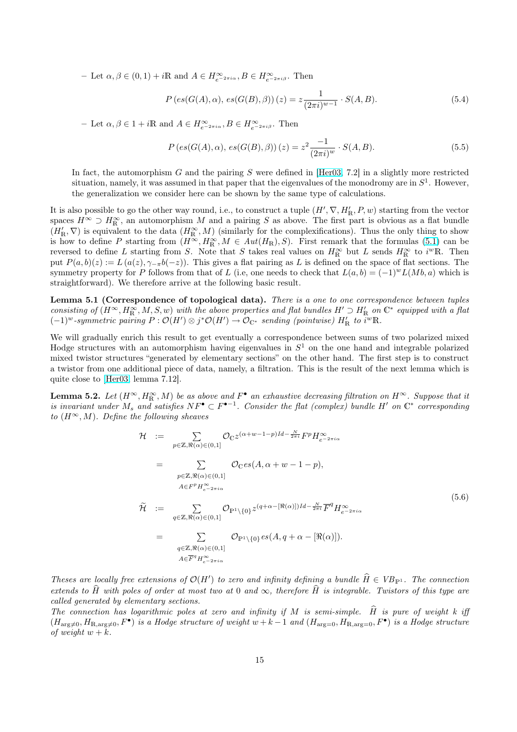– Let $\alpha, \beta \in (0,1) + i\mathbb{R}$ and $A \in H^\infty_{e^{-2\pi i\alpha}}, B \in H^\infty_{e^{-2\pi i\beta}}$. Then

$$P\left(es(G(A),\alpha),\, es(G(B),\beta)\right)(z) = z\frac{1}{(2\pi i)^{w-1}} \cdot S(A,B). \tag{5.4}$$

– Let $\alpha, \beta \in 1 + i\mathbb{R}$ and $A \in H^\infty_{e^{-2\pi i\alpha}}, B \in H^\infty_{e^{-2\pi i\beta}}$. Then

$$P\left(es(G(A),\alpha),\, es(G(B),\beta)\right)(z) = z^2\frac{-1}{(2\pi i)^{w}} \cdot S(A,B). \tag{5.5}$$

In fact, the automorphism $G$ and the pairing $S$ were defined in [Her03, 7.2] in a slightly more restricted situation, namely, it was assumed in that paper that the eigenvalues of the monodromy are in $S^1$. However, the generalization we consider here can be shown by the same type of calculations.

It is also possible to go the other way round, i.e., to construct a tuple $(H', \nabla, H'_\mathbb{R}, P, w)$ starting from the vector spaces $H^\infty \supset H^\infty_\mathbb{R}$, an automorphism $M$ and a pairing $S$ as above. The first part is obvious as a flat bundle $(H'_\mathbb{R}, \nabla)$ is equivalent to the data $(H^\infty_\mathbb{R}, M)$ (similarly for the complexifications). Thus the only thing to show is how to define $P$ starting from $(H^\infty, H^\infty_\mathbb{R}, M \in Aut(H_\mathbb{R}), S)$. First remark that the formulas (5.1) can be reversed to define $L$ starting from $S$. Note that $S$ takes real values on $H^\infty_\mathbb{R}$ but $L$ sends $H^\infty_\mathbb{R}$ to $i^w\mathbb{R}$. Then put $P(a,b)(z) := L\left(a(z), \gamma_{-\pi} b(-z)\right)$. This gives a flat pairing as $L$ is defined on the space of flat sections. The symmetry property for $P$ follows from that of $L$ (i.e, one needs to check that $L(a,b) = (-1)^w L(Mb, a)$ which is straightforward). We therefore arrive at the following basic result.

**Lemma 5.1 (Correspondence of topological data).** *There is a one to one correspondence between tuples consisting of $(H^\infty, H^\infty_\mathbb{R}, M, S, w)$ with the above properties and flat bundles $H' \supset H'_\mathbb{R}$ on $\mathbb{C}^*$ equipped with a flat $(-1)^w$-symmetric pairing $P : \mathcal{O}(H') \otimes j^*\mathcal{O}(H') \to \mathcal{O}_{\mathbb{C}^*}$ sending (pointwise) $H'_\mathbb{R}$ to $i^w\mathbb{R}$.*

We will gradually enrich this result to get eventually a correspondence between sums of two polarized mixed Hodge structures with an automorphism having eigenvalues in $S^1$ on the one hand and integrable polarized mixed twistor structures "generated by elementary sections" on the other hand. The first step is to construct a twistor from one additional piece of data, namely, a filtration. This is the result of the next lemma which is quite close to [Her03, lemma 7.12].

**Lemma 5.2.** *Let $(H^\infty, H^\infty_\mathbb{R}, M)$ be as above and $F^\bullet$ an exhaustive decreasing filtration on $H^\infty$. Suppose that it is invariant under $M_s$ and satisfies $NF^\bullet \subset F^{\bullet-1}$. Consider the flat (complex) bundle $H'$ on $\mathbb{C}^*$ corresponding to $(H^\infty, M)$. Define the following sheaves*

$$
\begin{aligned}
\mathcal{H} &:= \sum_{p\in\mathbb{Z}, \Re(\alpha)\in(0,1]} \mathcal{O}_\mathbb{C} z^{(\alpha+w-1-p)Id - \frac{N}{2\pi i}} F^p H^\infty_{e^{-2\pi i\alpha}} \\
&= \sum_{\substack{p\in\mathbb{Z}, \Re(\alpha)\in(0,1] \\ A\in F^pH^\infty_{e^{-2\pi i\alpha}}}} \mathcal{O}_\mathbb{C}\, es(A, \alpha + w - 1 - p), \\
\widetilde{\mathcal{H}} &:= \sum_{q\in\mathbb{Z}, \Re(\alpha)\in(0,1]} \mathcal{O}_{\mathbb{P}^1\setminus\{0\}} z^{(q+\alpha-[\Re(\alpha)])Id - \frac{N}{2\pi i}} \overline{F}^q H^\infty_{e^{-2\pi i\alpha}} \\
&= \sum_{\substack{q\in\mathbb{Z}, \Re(\alpha)\in(0,1] \\ A\in \overline{F}^qH^\infty_{e^{-2\pi i\alpha}}}} \mathcal{O}_{\mathbb{P}^1\setminus\{0\}}\, es(A, q + \alpha - [\Re(\alpha)]).
\end{aligned}
\tag{5.6}
$$

*Theses are locally free extensions of $\mathcal{O}(H')$ to zero and infinity defining a bundle $\widehat{H} \in VB_{\mathbb{P}^1}$. The connection extends to $\widehat{H}$ with poles of order at most two at 0 and $\infty$, therefore $\widehat{H}$ is integrable. Twistors of this type are called generated by elementary sections.*

*The connection has logarithmic poles at zero and infinity if $M$ is semi-simple. $\widehat{H}$ is pure of weight $k$ iff $(H_{\arg\neq 0}, H_{\mathbb{R},\arg\neq 0}, F^\bullet)$ is a Hodge structure of weight $w + k - 1$ and $(H_{\arg=0}, H_{\mathbb{R},\arg=0}, F^\bullet)$ is a Hodge structure of weight $w + k$.*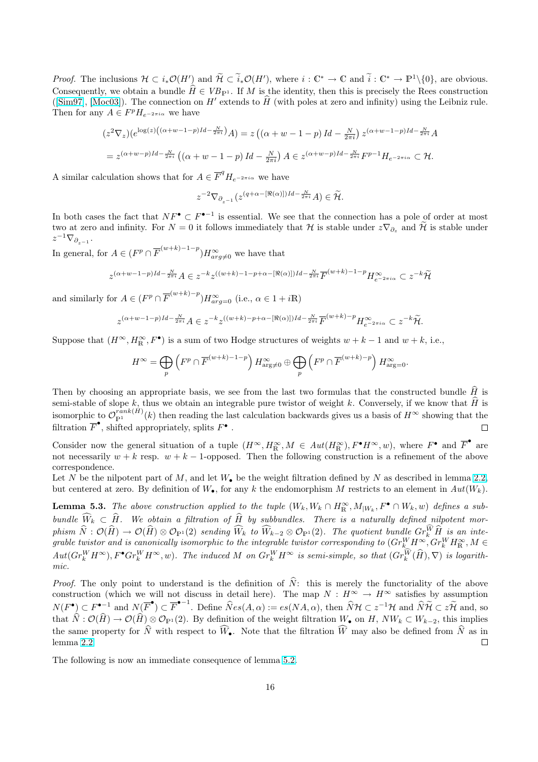*Proof.* The inclusions $\mathcal{H} \subset i_*\mathcal{O}(H')$ and $\widetilde{\mathcal{H}} \subset \widetilde{i}_*\mathcal{O}(H')$, where $i : \mathbb{C}^* \to \mathbb{C}$ and $\widetilde{i} : \mathbb{C}^* \to \mathbb{P}^1\backslash\{0\}$, are obvious. Consequently, we obtain a bundle $\widehat{H} \in VB_{\mathbb{P}^1}$. If $M$ is the identity, then this is precisely the Rees construction ([Sim97], [Moc03]). The connection on $H'$ extends to $\widehat{H}$ (with poles at zero and infinity) using the Leibniz rule. Then for any $A \in F^pH_{e^{-2\pi i\alpha}}$ we have

$$(z^2\nabla_z)(e^{\log(z)\left((\alpha+w-1-p)Id-\frac{N}{2\pi i}\right)}A) = z\left((\alpha+w-1-p)\,Id - \tfrac{N}{2\pi i}\right)z^{(\alpha+w-1-p)Id-\frac{N}{2\pi i}}A$$

$$= z^{(\alpha+w-p)Id-\frac{N}{2\pi i}}\left((\alpha+w-1-p)\,Id - \tfrac{N}{2\pi i}\right)A \in z^{(\alpha+w-p)Id-\frac{N}{2\pi i}}F^{p-1}H_{e^{-2\pi i\alpha}} \subset \mathcal{H}.$$

A similar calculation shows that for $A \in \overline{F}^q H_{e^{-2\pi i\alpha}}$ we have

$$z^{-2}\nabla_{\partial_{z^{-1}}}(z^{(q+\alpha-[\Re(\alpha)])Id-\frac{N}{2\pi i}}A) \in \widetilde{\mathcal{H}}.$$

In both cases the fact that $NF^\bullet \subset F^{\bullet-1}$ is essential. We see that the connection has a pole of order at most two at zero and infinity. For $N = 0$ it follows immediately that $\mathcal{H}$ is stable under $z\nabla_{\partial_z}$ and $\widetilde{\mathcal{H}}$ is stable under $z^{-1}\nabla_{\partial_{z^{-1}}}$.

In general, for $A \in (F^p \cap \overline{F}^{(w+k)-1-p})H^\infty_{arg\neq 0}$ we have that

$$z^{(\alpha+w-1-p)Id-\frac{N}{2\pi i}}A \in z^{-k}z^{((w+k)-1-p+\alpha-[\Re(\alpha)])Id-\frac{N}{2\pi i}}\overline{F}^{(w+k)-1-p}H^\infty_{e^{-2\pi i\alpha}} \subset z^{-k}\widetilde{\mathcal{H}}$$

and similarly for $A \in (F^p \cap \overline{F}^{(w+k)-p})H^\infty_{arg=0}$ (i.e., $\alpha \in 1 + i\mathbb{R}$)

$$z^{(\alpha+w-1-p)Id-\frac{N}{2\pi i}}A \in z^{-k}z^{((w+k)-p+\alpha-[\Re(\alpha)])Id-\frac{N}{2\pi i}}\overline{F}^{(w+k)-p}H^\infty_{e^{-2\pi i\alpha}} \subset z^{-k}\widetilde{\mathcal{H}}.$$

Suppose that $(H^\infty, H^\infty_{\mathbb{R}}, F^\bullet)$ is a sum of two Hodge structures of weights $w+k-1$ and $w+k$, i.e.,

$$H^\infty = \bigoplus_p \left(F^p \cap \overline{F}^{(w+k)-1-p}\right)H^\infty_{\mathrm{arg}\neq 0} \oplus \bigoplus_p \left(F^p \cap \overline{F}^{(w+k)-p}\right)H^\infty_{\mathrm{arg}=0}.$$

Then by choosing an appropriate basis, we see from the last two formulas that the constructed bundle $\widehat{H}$ is semi-stable of slope $k$, thus we obtain an integrable pure twistor of weight $k$. Conversely, if we know that $\widehat{H}$ is isomorphic to $\mathcal{O}_{\mathbb{P}^1}^{rank(H)}(k)$ then reading the last calculation backwards gives us a basis of $H^\infty$ showing that the filtration $\overline{F}^\bullet$, shifted appropriately, splits $F^\bullet$. □

Consider now the general situation of a tuple $(H^\infty, H^\infty_{\mathbb{R}}, M \in Aut(H^\infty_{\mathbb{R}}), F^\bullet H^\infty, w)$, where $F^\bullet$ and $\overline{F}^\bullet$ are not necessarily $w+k$ resp. $w+k-1$-opposed. Then the following construction is a refinement of the above correspondence.

Let $N$ be the nilpotent part of $M$, and let $W_\bullet$ be the weight filtration defined by $N$ as described in lemma 2.2, but centered at zero. By definition of $W_\bullet$, for any $k$ the endomorphism $M$ restricts to an element in $Aut(W_k)$.

**Lemma 5.3.** *The above construction applied to the tuple $(W_k, W_k \cap H^\infty_{\mathbb{R}}, M_{|W_k}, F^\bullet \cap W_k, w)$ defines a subbundle $\widehat{W}_k \subset \widehat{H}$. We obtain a filtration of $\widehat{H}$ by subbundles. There is a naturally defined nilpotent morphism $\widehat{N} : \mathcal{O}(\widehat{H}) \to \mathcal{O}(\widehat{H}) \otimes \mathcal{O}_{\mathbb{P}^1}(2)$ sending $\widehat{W}_k$ to $\widehat{W}_{k-2} \otimes \mathcal{O}_{\mathbb{P}^1}(2)$. The quotient bundle $Gr^{\widehat{W}}_k\widehat{H}$ is an integrable twistor and is canonically isomorphic to the integrable twistor corresponding to $(Gr^W_kH^\infty, Gr^W_kH^\infty_{\mathbb{R}}, M \in Aut(Gr^W_kH^\infty), F^\bullet Gr^W_kH^\infty, w)$. The induced $M$ on $Gr^W_kH^\infty$ is semi-simple, so that $(Gr^{\widehat{W}}_k(\widehat{H}), \nabla)$ is logarithmic.*

*Proof.* The only point to understand is the definition of $\widehat{N}$: this is merely the functoriality of the above construction (which we will not discuss in detail here). The map $N : H^\infty \to H^\infty$ satisfies by assumption $N(F^\bullet) \subset F^{\bullet-1}$ and $N(\overline{F}^\bullet) \subset \overline{F}^{\bullet-1}$. Define $\widehat{N}es(A, \alpha) := es(NA, \alpha)$, then $\widehat{N}\mathcal{H} \subset z^{-1}\mathcal{H}$ and $\widehat{N}\widetilde{\mathcal{H}} \subset z\widetilde{\mathcal{H}}$ and, so that $\widehat{N} : \mathcal{O}(\widehat{H}) \to \mathcal{O}(\widehat{H}) \otimes \mathcal{O}_{\mathbb{P}^1}(2)$. By definition of the weight filtration $W_\bullet$ on $H$, $NW_k \subset W_{k-2}$, this implies the same property for $\widehat{N}$ with respect to $\widehat{W}_\bullet$. Note that the filtration $\widehat{W}$ may also be defined from $\widehat{N}$ as in lemma 2.2. □

The following is now an immediate consequence of lemma 5.2.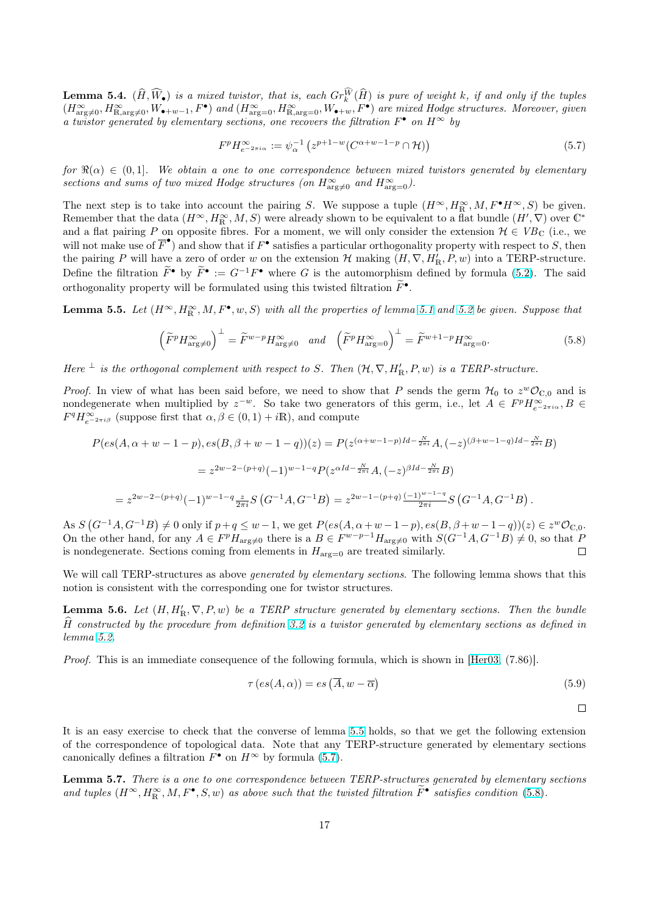**Lemma 5.4.** *$(\widehat{H}, \widehat{W}_\bullet)$ is a mixed twistor, that is, each $Gr_k^{\widehat{W}}(\widehat{H})$ is pure of weight $k$, if and only if the tuples $(H^\infty_{\arg\neq 0}, H^\infty_{\mathbb{R},\arg\neq 0}, W_{\bullet+w-1}, F^\bullet)$ and $(H^\infty_{\arg=0}, H^\infty_{\mathbb{R},\arg=0}, W_{\bullet+w}, F^\bullet)$ are mixed Hodge structures. Moreover, given a twistor generated by elementary sections, one recovers the filtration $F^\bullet$ on $H^\infty$ by*

$$F^p H^\infty_{e^{-2\pi i\alpha}} := \psi_\alpha^{-1}\left(z^{p+1-w}(C^{\alpha+w-1-p}\cap\mathcal{H})\right) \tag{5.7}$$

*for $\Re(\alpha)\in(0,1]$. We obtain a one to one correspondence between mixed twistors generated by elementary sections and sums of two mixed Hodge structures (on $H^\infty_{\arg\neq 0}$ and $H^\infty_{\arg=0}$).*

The next step is to take into account the pairing $S$. We suppose a tuple $(H^\infty, H^\infty_{\mathbb{R}}, M, F^\bullet H^\infty, S)$ be given. Remember that the data $(H^\infty, H^\infty_{\mathbb{R}}, M, S)$ were already shown to be equivalent to a flat bundle $(H', \nabla)$ over $\mathbb{C}^*$ and a flat pairing $P$ on opposite fibres. For a moment, we will only consider the extension $\mathcal{H}\in VB_{\mathbb{C}}$ (i.e., we will not make use of $\overline{F}^\bullet$) and show that if $F^\bullet$ satisfies a particular orthogonality property with respect to $S$, then the pairing $P$ will have a zero of order $w$ on the extension $\mathcal{H}$ making $(H, \nabla, H'_{\mathbb{R}}, P, w)$ into a TERP-structure. Define the filtration $\widetilde{F}^\bullet$ by $\widetilde{F}^\bullet := G^{-1}F^\bullet$ where $G$ is the automorphism defined by formula (5.2). The said orthogonality property will be formulated using this twisted filtration $\widetilde{F}^\bullet$.

**Lemma 5.5.** *Let $(H^\infty, H^\infty_{\mathbb{R}}, M, F^\bullet, w, S)$ with all the properties of lemma 5.1 and 5.2 be given. Suppose that*

$$\left(\widetilde{F}^p H^\infty_{\arg\neq 0}\right)^\perp = \widetilde{F}^{w-p} H^\infty_{\arg\neq 0} \quad \text{and} \quad \left(\widetilde{F}^p H^\infty_{\arg=0}\right)^\perp = \widetilde{F}^{w+1-p} H^\infty_{\arg=0}. \tag{5.8}$$

*Here $^\perp$ is the orthogonal complement with respect to $S$. Then $(\mathcal{H}, \nabla, H'_{\mathbb{R}}, P, w)$ is a TERP-structure.*

*Proof.* In view of what has been said before, we need to show that $P$ sends the germ $\mathcal{H}_0$ to $z^w\mathcal{O}_{\mathbb{C},0}$ and is nondegenerate when multiplied by $z^{-w}$. So take two generators of this germ, i.e., let $A\in F^p H^\infty_{e^{-2\pi i\alpha}}, B\in F^q H^\infty_{e^{-2\pi i\beta}}$ (suppose first that $\alpha,\beta\in(0,1)+i\mathbb{R}$), and compute

$$P(es(A,\alpha+w-1-p), es(B,\beta+w-1-q))(z) = P(z^{(\alpha+w-1-p)Id-\frac{N}{2\pi i}}A, (-z)^{(\beta+w-1-q)Id-\frac{N}{2\pi i}}B)$$

$$= z^{2w-2-(p+q)}(-1)^{w-1-q}P(z^{\alpha Id-\frac{N}{2\pi i}}A, (-z)^{\beta Id-\frac{N}{2\pi i}}B)$$

$$= z^{2w-2-(p+q)}(-1)^{w-1-q}\tfrac{z}{2\pi i}S\left(G^{-1}A, G^{-1}B\right) = z^{2w-1-(p+q)}\tfrac{(-1)^{w-1-q}}{2\pi i}S\left(G^{-1}A, G^{-1}B\right).$$

As $S\left(G^{-1}A, G^{-1}B\right)\neq 0$ only if $p+q\leq w-1$, we get $P(es(A,\alpha+w-1-p), es(B,\beta+w-1-q))(z)\in z^w\mathcal{O}_{\mathbb{C},0}$. On the other hand, for any $A\in F^pH_{\arg\neq 0}$ there is a $B\in F^{w-p-1}H_{\arg\neq 0}$ with $S(G^{-1}A, G^{-1}B)\neq 0$, so that $P$ is nondegenerate. Sections coming from elements in $H_{\arg=0}$ are treated similarly. □

We will call TERP-structures as above *generated by elementary sections*. The following lemma shows that this notion is consistent with the corresponding one for twistor structures.

**Lemma 5.6.** *Let $(H, H'_{\mathbb{R}}, \nabla, P, w)$ be a TERP structure generated by elementary sections. Then the bundle $\widehat{H}$ constructed by the procedure from definition 3.2 is a twistor generated by elementary sections as defined in lemma 5.2.*

*Proof.* This is an immediate consequence of the following formula, which is shown in [Her03, (7.86)].

$$\tau\left(es(A,\alpha)\right) = es\left(\overline{A}, w-\overline{\alpha}\right) \tag{5.9}$$

□

It is an easy exercise to check that the converse of lemma 5.5 holds, so that we get the following extension of the correspondence of topological data. Note that any TERP-structure generated by elementary sections canonically defines a filtration $F^\bullet$ on $H^\infty$ by formula (5.7).

**Lemma 5.7.** *There is a one to one correspondence between TERP-structures generated by elementary sections and tuples $(H^\infty, H^\infty_{\mathbb{R}}, M, F^\bullet, S, w)$ as above such that the twisted filtration $\widetilde{F}^\bullet$ satisfies condition (5.8).*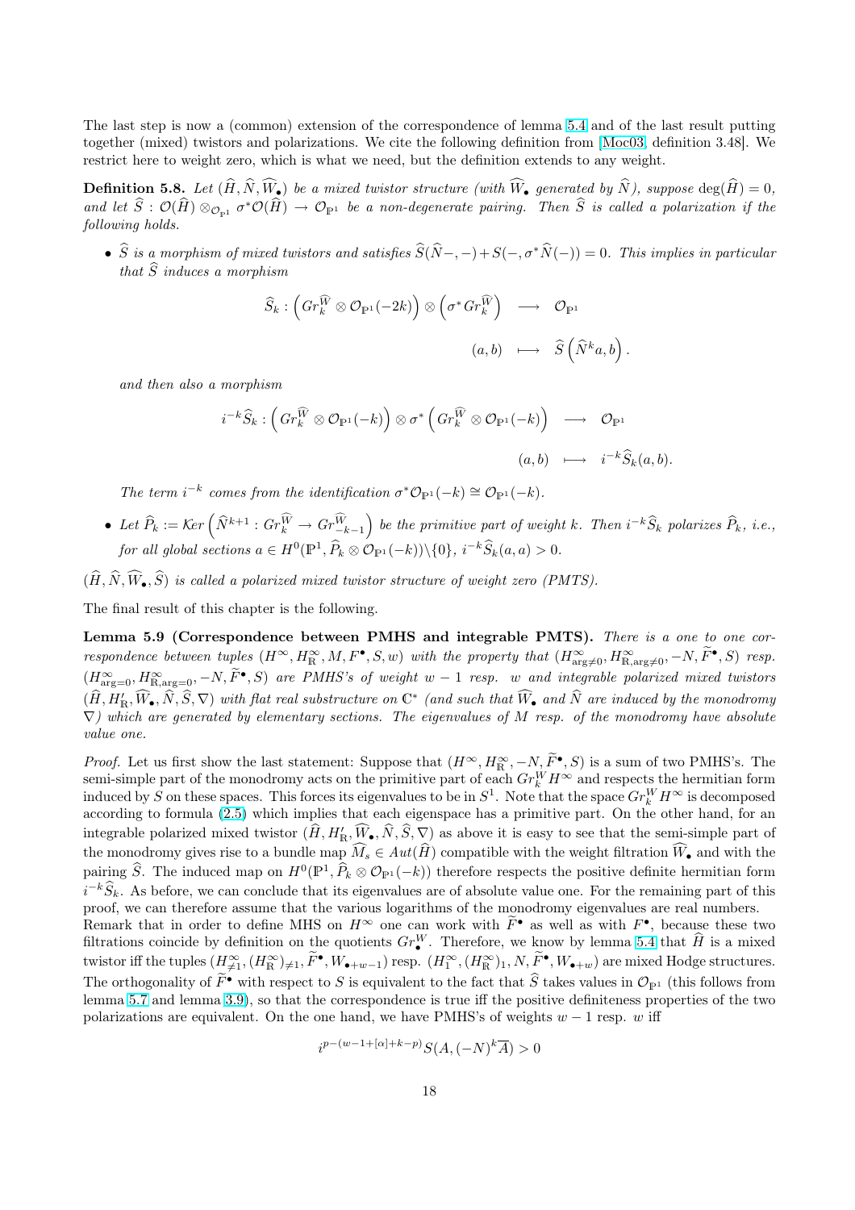The last step is now a (common) extension of the correspondence of lemma 5.4 and of the last result putting together (mixed) twistors and polarizations. We cite the following definition from [Moc03, definition 3.48]. We restrict here to weight zero, which is what we need, but the definition extends to any weight.

**Definition 5.8.** *Let $(\widehat{H}, \widehat{N}, \widehat{W}_\bullet)$ be a mixed twistor structure (with $\widehat{W}_\bullet$ generated by $\widehat{N}$), suppose $\deg(\widehat{H}) = 0$, and let $\widehat{S} : \mathcal{O}(\widehat{H}) \otimes_{\mathcal{O}_{\mathbb{P}^1}} \sigma^*\mathcal{O}(\widehat{H}) \to \mathcal{O}_{\mathbb{P}^1}$ be a non-degenerate pairing. Then $\widehat{S}$ is called a polarization if the following holds.*

- *$\widehat{S}$ is a morphism of mixed twistors and satisfies $\widehat{S}(\widehat{N}-,-)+S(-,\sigma^*\widehat{N}(-)) = 0$. This implies in particular that $\widehat{S}$ induces a morphism*

$$\begin{aligned} \widehat{S}_k : \Big(Gr_k^{\widehat{W}} \otimes \mathcal{O}_{\mathbb{P}^1}(-2k)\Big) \otimes \Big(\sigma^* Gr_k^{\widehat{W}}\Big) &\longrightarrow \mathcal{O}_{\mathbb{P}^1} \\ (a,b) &\longmapsto \widehat{S}\left(\widehat{N}^k a, b\right). \end{aligned}$$

*and then also a morphism*

$$\begin{aligned} i^{-k}\widehat{S}_k : \Big(Gr_k^{\widehat{W}} \otimes \mathcal{O}_{\mathbb{P}^1}(-k)\Big) \otimes \sigma^*\Big(Gr_k^{\widehat{W}} \otimes \mathcal{O}_{\mathbb{P}^1}(-k)\Big) &\longrightarrow \mathcal{O}_{\mathbb{P}^1} \\ (a,b) &\longmapsto i^{-k}\widehat{S}_k(a,b). \end{aligned}$$

*The term $i^{-k}$ comes from the identification $\sigma^*\mathcal{O}_{\mathbb{P}^1}(-k) \cong \mathcal{O}_{\mathbb{P}^1}(-k)$.*

- *Let $\widehat{P}_k := \mathcal{K}er\left(\widehat{N}^{k+1} : Gr_k^{\widehat{W}} \to Gr_{-k-1}^{\widehat{W}}\right)$ be the primitive part of weight $k$. Then $i^{-k}\widehat{S}_k$ polarizes $\widehat{P}_k$, i.e., for all global sections $a \in H^0(\mathbb{P}^1, \widehat{P}_k \otimes \mathcal{O}_{\mathbb{P}^1}(-k))\backslash\{0\}$, $i^{-k}\widehat{S}_k(a,a) > 0$.*

*$(\widehat{H}, \widehat{N}, \widehat{W}_\bullet, \widehat{S})$ is called a polarized mixed twistor structure of weight zero (PMTS).*

The final result of this chapter is the following.

**Lemma 5.9 (Correspondence between PMHS and integrable PMTS).** *There is a one to one correspondence between tuples $(H^\infty, H^\infty_{\mathbb{R}}, M, F^\bullet, S, w)$ with the property that $(H^\infty_{\arg\neq 0}, H^\infty_{\mathbb{R},\arg\neq 0}, -N, \widetilde{F}^\bullet, S)$ resp. $(H^\infty_{\arg=0}, H^\infty_{\mathbb{R},\arg=0}, -N, \widetilde{F}^\bullet, S)$ are PMHS's of weight $w-1$ resp. $w$ and integrable polarized mixed twistors $(\widehat{H}, H'_{\mathbb{R}}, \widehat{W}_\bullet, \widehat{N}, \widehat{S}, \nabla)$ with flat real substructure on $\mathbb{C}^*$ (and such that $\widehat{W}_\bullet$ and $\widehat{N}$ are induced by the monodromy $\nabla$) which are generated by elementary sections. The eigenvalues of $M$ resp. of the monodromy have absolute value one.*

*Proof.* Let us first show the last statement: Suppose that $(H^\infty, H^\infty_{\mathbb{R}}, -N, \widetilde{F}^\bullet, S)$ is a sum of two PMHS's. The semi-simple part of the monodromy acts on the primitive part of each $Gr_k^W H^\infty$ and respects the hermitian form induced by $S$ on these spaces. This forces its eigenvalues to be in $S^1$. Note that the space $Gr_k^W H^\infty$ is decomposed according to formula (2.5) which implies that each eigenspace has a primitive part. On the other hand, for an integrable polarized mixed twistor $(\widehat{H}, H'_{\mathbb{R}}, \widehat{W}_\bullet, \widehat{N}, \widehat{S}, \nabla)$ as above it is easy to see that the semi-simple part of the monodromy gives rise to a bundle map $\widehat{M}_s \in Aut(\widehat{H})$ compatible with the weight filtration $\widehat{W}_\bullet$ and with the pairing $\widehat{S}$. The induced map on $H^0(\mathbb{P}^1, \widehat{P}_k \otimes \mathcal{O}_{\mathbb{P}^1}(-k))$ therefore respects the positive definite hermitian form $i^{-k}\widehat{S}_k$. As before, we can conclude that its eigenvalues are of absolute value one. For the remaining part of this proof, we can therefore assume that the various logarithms of the monodromy eigenvalues are real numbers.
Remark that in order to define MHS on $H^\infty$ one can work with $\widetilde{F}^\bullet$ as well as with $F^\bullet$, because these two filtrations coincide by definition on the quotients $Gr_\bullet^W$. Therefore, we know by lemma 5.4 that $\widehat{H}$ is a mixed twistor iff the tuples $(H^\infty_{\neq 1}, (H^\infty_{\mathbb{R}})_{\neq 1}, \widetilde{F}^\bullet, W_{\bullet+w-1})$ resp. $(H^\infty_1, (H^\infty_{\mathbb{R}})_1, N, \widetilde{F}^\bullet, W_{\bullet+w})$ are mixed Hodge structures. The orthogonality of $\widetilde{F}^\bullet$ with respect to $S$ is equivalent to the fact that $\widehat{S}$ takes values in $\mathcal{O}_{\mathbb{P}^1}$ (this follows from lemma 5.7 and lemma 3.9), so that the correspondence is true iff the positive definiteness properties of the two polarizations are equivalent. On the one hand, we have PMHS's of weights $w-1$ resp. $w$ iff

$$i^{p-(w-1+[\alpha]+k-p)} S(A, (-N)^k \overline{A}) > 0$$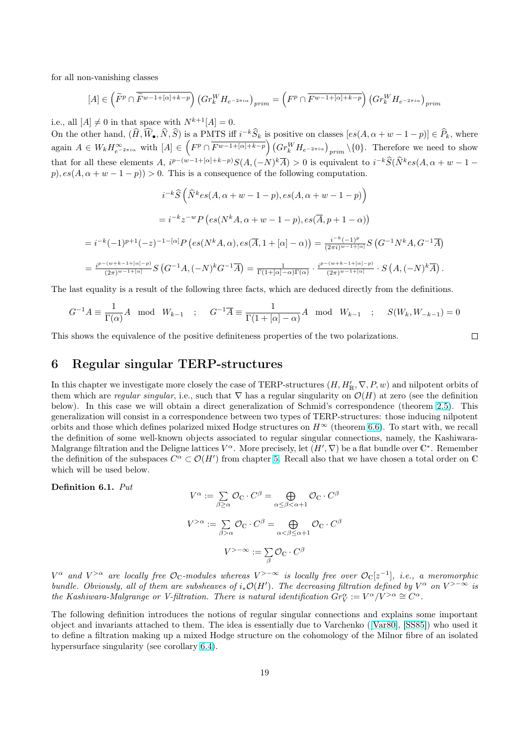for all non-vanishing classes

$$[A] \in \left(\widetilde{F}^p \cap \overline{\widetilde{F}^{w-1+[\alpha]+k-p}}\right)\left(Gr_k^W H_{e^{-2\pi i\alpha}}\right)_{prim} = \left(F^p \cap \overline{F^{w-1+[\alpha]+k-p}}\right)\left(Gr_k^W H_{e^{-2\pi i\alpha}}\right)_{prim}$$

i.e., all $[A] \neq 0$ in that space with $N^{k+1}[A] = 0$.

On the other hand, $(\widehat{H}, \widehat{W}_\bullet, \widehat{N}, \widehat{S})$ is a PMTS iff $i^{-k}\widehat{S}_k$ is positive on classes $[es(A, \alpha + w - 1 - p)] \in \widehat{P}_k$, where again $A \in W_k H^\infty_{e^{-2\pi i\alpha}}$ with $[A] \in \left(F^p \cap \overline{F^{w-1+[\alpha]+k-p}}\right)\left(Gr_k^W H_{e^{-2\pi i\alpha}}\right)_{prim} \setminus \{0\}$. Therefore we need to show that for all these elements $A$, $i^{p-(w-1+[\alpha]+k-p)}S(A, (-N)^k\overline{A}) > 0$ is equivalent to $i^{-k}\widehat{S}(\widehat{N}^k es(A, \alpha + w - 1 - p), es(A, \alpha + w - 1 - p)) > 0$. This is a consequence of the following computation.

$$i^{-k}\widehat{S}\left(\widehat{N}^k es(A, \alpha + w - 1 - p), es(A, \alpha + w - 1 - p)\right)$$

$$= i^{-k} z^{-w} P\left(es(N^k A, \alpha + w - 1 - p), es(\overline{A}, p + 1 - \alpha)\right)$$

$$= i^{-k}(-1)^{p+1}(-z)^{-1-[\alpha]}P\left(es(N^k A, \alpha), es(\overline{A}, 1 + [\alpha] - \alpha)\right) = \frac{i^{-k}(-1)^p}{(2\pi i)^{w-1+[\alpha]}} S\left(G^{-1}N^k A, G^{-1}\overline{A}\right)$$

$$= \frac{i^{p-(w+k-1+[\alpha]-p)}}{(2\pi)^{w-1+[\alpha]}} S\left(G^{-1}A, (-N)^k G^{-1}\overline{A}\right) = \frac{1}{\Gamma(1+[\alpha]-\alpha)\Gamma(\alpha)} \cdot \frac{i^{p-(w+k-1+[\alpha]-p)}}{(2\pi)^{w-1+[\alpha]}} \cdot S\left(A, (-N)^k\overline{A}\right).$$

The last equality is a result of the following three facts, which are deduced directly from the definitions.

$$G^{-1}A \equiv \frac{1}{\Gamma(\alpha)}A \mod W_{k-1} \quad ; \quad G^{-1}\overline{A} \equiv \frac{1}{\Gamma(1+[\alpha]-\alpha)}A \mod W_{k-1} \quad ; \quad S(W_k, W_{-k-1}) = 0$$

This shows the equivalence of the positive definiteness properties of the two polarizations. □

# 6 Regular singular TERP-structures

In this chapter we investigate more closely the case of TERP-structures $(H, H'_\mathbb{R}, \nabla, P, w)$ and nilpotent orbits of them which are *regular singular*, i.e., such that $\nabla$ has a regular singularity on $\mathcal{O}(H)$ at zero (see the definition below). In this case we will obtain a direct generalization of Schmid's correspondence (theorem 2.5). This generalization will consist in a correspondence between two types of TERP-structures: those inducing nilpotent orbits and those which defines polarized mixed Hodge structures on $H^\infty$ (theorem 6.6). To start with, we recall the definition of some well-known objects associated to regular singular connections, namely, the Kashiwara-Malgrange filtration and the Deligne lattices $V^\alpha$. More precisely, let $(H', \nabla)$ be a flat bundle over $\mathbb{C}^*$. Remember the definition of the subspaces $C^\alpha \subset \mathcal{O}(H')$ from chapter 5. Recall also that we have chosen a total order on $\mathbb{C}$ which will be used below.

**Definition 6.1.** *Put*

$$V^\alpha := \sum_{\beta \geq \alpha} \mathcal{O}_\mathbb{C} \cdot C^\beta = \bigoplus_{\alpha \leq \beta < \alpha+1} \mathcal{O}_\mathbb{C} \cdot C^\beta$$

$$V^{>\alpha} := \sum_{\beta > \alpha} \mathcal{O}_\mathbb{C} \cdot C^\beta = \bigoplus_{\alpha < \beta \leq \alpha+1} \mathcal{O}_\mathbb{C} \cdot C^\beta$$

$$V^{>-\infty} := \sum_\beta \mathcal{O}_\mathbb{C} \cdot C^\beta$$

*$V^\alpha$ and $V^{>\alpha}$ are locally free $\mathcal{O}_\mathbb{C}$-modules whereas $V^{>-\infty}$ is locally free over $\mathcal{O}_\mathbb{C}[z^{-1}]$, i.e., a meromorphic bundle. Obviously, all of them are subsheaves of $i_*\mathcal{O}(H')$. The decreasing filtration defined by $V^\alpha$ on $V^{>-\infty}$ is the Kashiwara-Malgrange or V-filtration. There is natural identification $Gr_V^\alpha := V^\alpha/V^{>\alpha} \cong C^\alpha$.*

The following definition introduces the notions of regular singular connections and explains some important object and invariants attached to them. The idea is essentially due to Varchenko ([Var80], [SS85]) who used it to define a filtration making up a mixed Hodge structure on the cohomology of the Milnor fibre of an isolated hypersurface singularity (see corollary 6.4).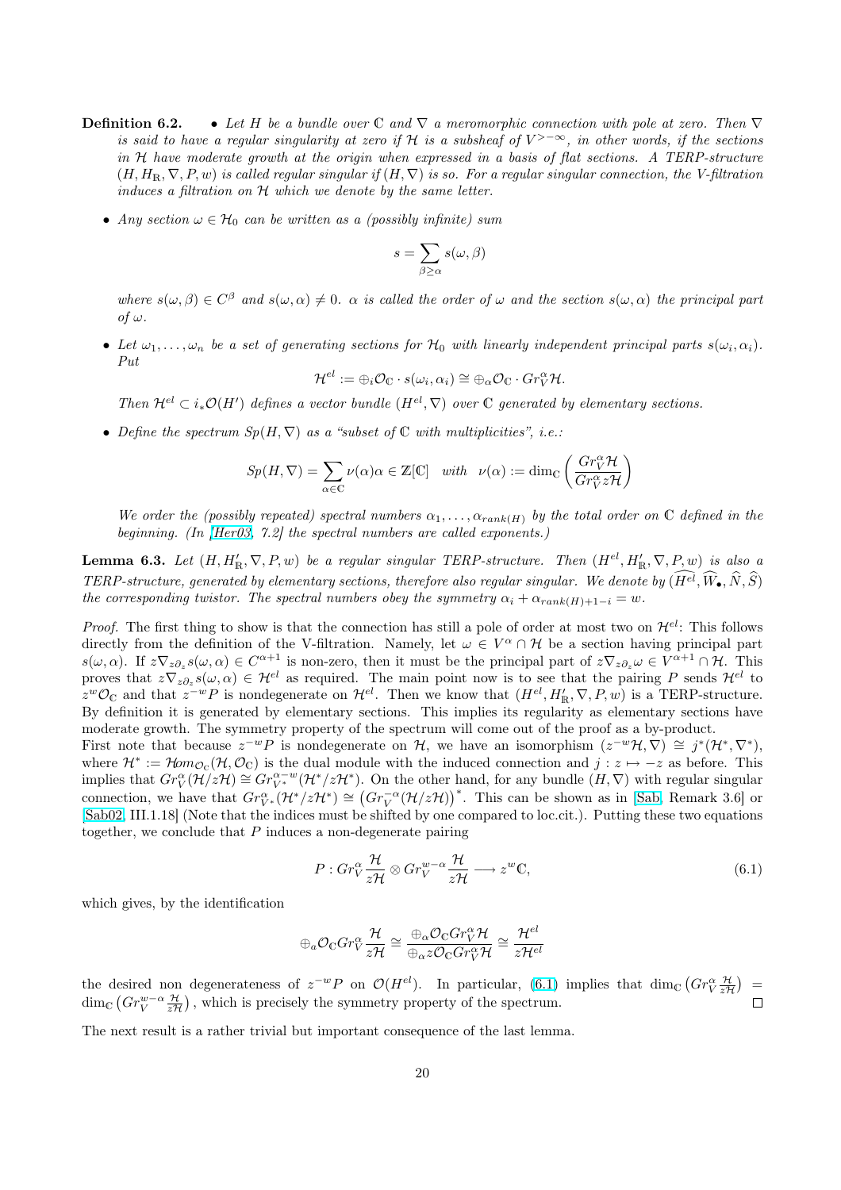**Definition 6.2.**

- *Let $H$ be a bundle over $\mathbb{C}$ and $\nabla$ a meromorphic connection with pole at zero. Then $\nabla$ is said to have a regular singularity at zero if $\mathcal{H}$ is a subsheaf of $V^{>-\infty}$, in other words, if the sections in $\mathcal{H}$ have moderate growth at the origin when expressed in a basis of flat sections. A TERP-structure $(H, H_{\mathbb{R}}, \nabla, P, w)$ is called regular singular if $(H, \nabla)$ is so. For a regular singular connection, the V-filtration induces a filtration on $\mathcal{H}$ which we denote by the same letter.*

- *Any section $\omega \in \mathcal{H}_0$ can be written as a (possibly infinite) sum*

$$s = \sum_{\beta \geq \alpha} s(\omega, \beta)$$

*where $s(\omega, \beta) \in C^{\beta}$ and $s(\omega, \alpha) \neq 0$. $\alpha$ is called the order of $\omega$ and the section $s(\omega, \alpha)$ the principal part of $\omega$.*

- *Let $\omega_1, \ldots, \omega_n$ be a set of generating sections for $\mathcal{H}_0$ with linearly independent principal parts $s(\omega_i, \alpha_i)$. Put*

$$\mathcal{H}^{el} := \oplus_i \mathcal{O}_{\mathbb{C}} \cdot s(\omega_i, \alpha_i) \cong \oplus_\alpha \mathcal{O}_{\mathbb{C}} \cdot Gr_V^\alpha \mathcal{H}.$$

*Then $\mathcal{H}^{el} \subset i_* \mathcal{O}(H')$ defines a vector bundle $(H^{el}, \nabla)$ over $\mathbb{C}$ generated by elementary sections.*

- *Define the spectrum $Sp(H, \nabla)$ as a "subset of $\mathbb{C}$ with multiplicities", i.e.:*

$$Sp(H, \nabla) = \sum_{\alpha \in \mathbb{C}} \nu(\alpha) \alpha \in \mathbb{Z}[\mathbb{C}] \quad with \quad \nu(\alpha) := \dim_{\mathbb{C}} \left( \frac{Gr_V^\alpha \mathcal{H}}{Gr_V^\alpha z\mathcal{H}} \right)$$

*We order the (possibly repeated) spectral numbers $\alpha_1, \ldots, \alpha_{rank(H)}$ by the total order on $\mathbb{C}$ defined in the beginning. (In [Her03, 7.2] the spectral numbers are called exponents.)*

**Lemma 6.3.** *Let $(H, H'_{\mathbb{R}}, \nabla, P, w)$ be a regular singular TERP-structure. Then $(H^{el}, H'_{\mathbb{R}}, \nabla, P, w)$ is also a TERP-structure, generated by elementary sections, therefore also regular singular. We denote by $(\widehat{H^{el}}, \widehat{W}_\bullet, \widehat{N}, \widehat{S})$ the corresponding twistor. The spectral numbers obey the symmetry $\alpha_i + \alpha_{rank(H)+1-i} = w$.*

*Proof.* The first thing to show is that the connection has still a pole of order at most two on $\mathcal{H}^{el}$: This follows directly from the definition of the V-filtration. Namely, let $\omega \in V^\alpha \cap \mathcal{H}$ be a section having principal part $s(\omega, \alpha)$. If $z\nabla_{z\partial_z} s(\omega, \alpha) \in C^{\alpha+1}$ is non-zero, then it must be the principal part of $z\nabla_{z\partial_z}\omega \in V^{\alpha+1} \cap \mathcal{H}$. This proves that $z\nabla_{z\partial_z} s(\omega, \alpha) \in \mathcal{H}^{el}$ as required. The main point now is to see that the pairing $P$ sends $\mathcal{H}^{el}$ to $z^w \mathcal{O}_{\mathbb{C}}$ and that $z^{-w}P$ is nondegenerate on $\mathcal{H}^{el}$. Then we know that $(H^{el}, H'_{\mathbb{R}}, \nabla, P, w)$ is a TERP-structure. By definition it is generated by elementary sections. This implies its regularity as elementary sections have moderate growth. The symmetry property of the spectrum will come out of the proof as a by-product.
First note that because $z^{-w}P$ is nondegenerate on $\mathcal{H}$, we have an isomorphism $(z^{-w}\mathcal{H}, \nabla) \cong j^*(\mathcal{H}^*, \nabla^*)$, where $\mathcal{H}^* := \mathcal{H}om_{\mathcal{O}_{\mathbb{C}}}(\mathcal{H}, \mathcal{O}_{\mathbb{C}})$ is the dual module with the induced connection and $j : z \mapsto -z$ as before. This implies that $Gr_V^\alpha(\mathcal{H}/z\mathcal{H}) \cong Gr_{V^*}^{\alpha-w}(\mathcal{H}^*/z\mathcal{H}^*)$. On the other hand, for any bundle $(H, \nabla)$ with regular singular connection, we have that $Gr_{V^*}^\alpha(\mathcal{H}^*/z\mathcal{H}^*) \cong \left(Gr_V^{-\alpha}(\mathcal{H}/z\mathcal{H})\right)^*$. This can be shown as in [Sab, Remark 3.6] or [Sab02, III.1.18] (Note that the indices must be shifted by one compared to loc.cit.). Putting these two equations together, we conclude that $P$ induces a non-degenerate pairing

$$P : Gr_V^\alpha \frac{\mathcal{H}}{z\mathcal{H}} \otimes Gr_V^{w-\alpha} \frac{\mathcal{H}}{z\mathcal{H}} \longrightarrow z^w \mathbb{C}, \tag{6.1}$$

which gives, by the identification

$$\oplus_a \mathcal{O}_{\mathbb{C}} Gr_V^\alpha \frac{\mathcal{H}}{z\mathcal{H}} \cong \frac{\oplus_\alpha \mathcal{O}_{\mathbb{C}} Gr_V^\alpha \mathcal{H}}{\oplus_\alpha z \mathcal{O}_{\mathbb{C}} Gr_V^\alpha \mathcal{H}} \cong \frac{\mathcal{H}^{el}}{z\mathcal{H}^{el}}$$

the desired non degenerateness of $z^{-w}P$ on $\mathcal{O}(H^{el})$. In particular, (6.1) implies that $\dim_{\mathbb{C}}\left(Gr_V^\alpha \frac{\mathcal{H}}{z\mathcal{H}}\right) = \dim_{\mathbb{C}}\left(Gr_V^{w-\alpha} \frac{\mathcal{H}}{z\mathcal{H}}\right)$, which is precisely the symmetry property of the spectrum. $\square$

The next result is a rather trivial but important consequence of the last lemma.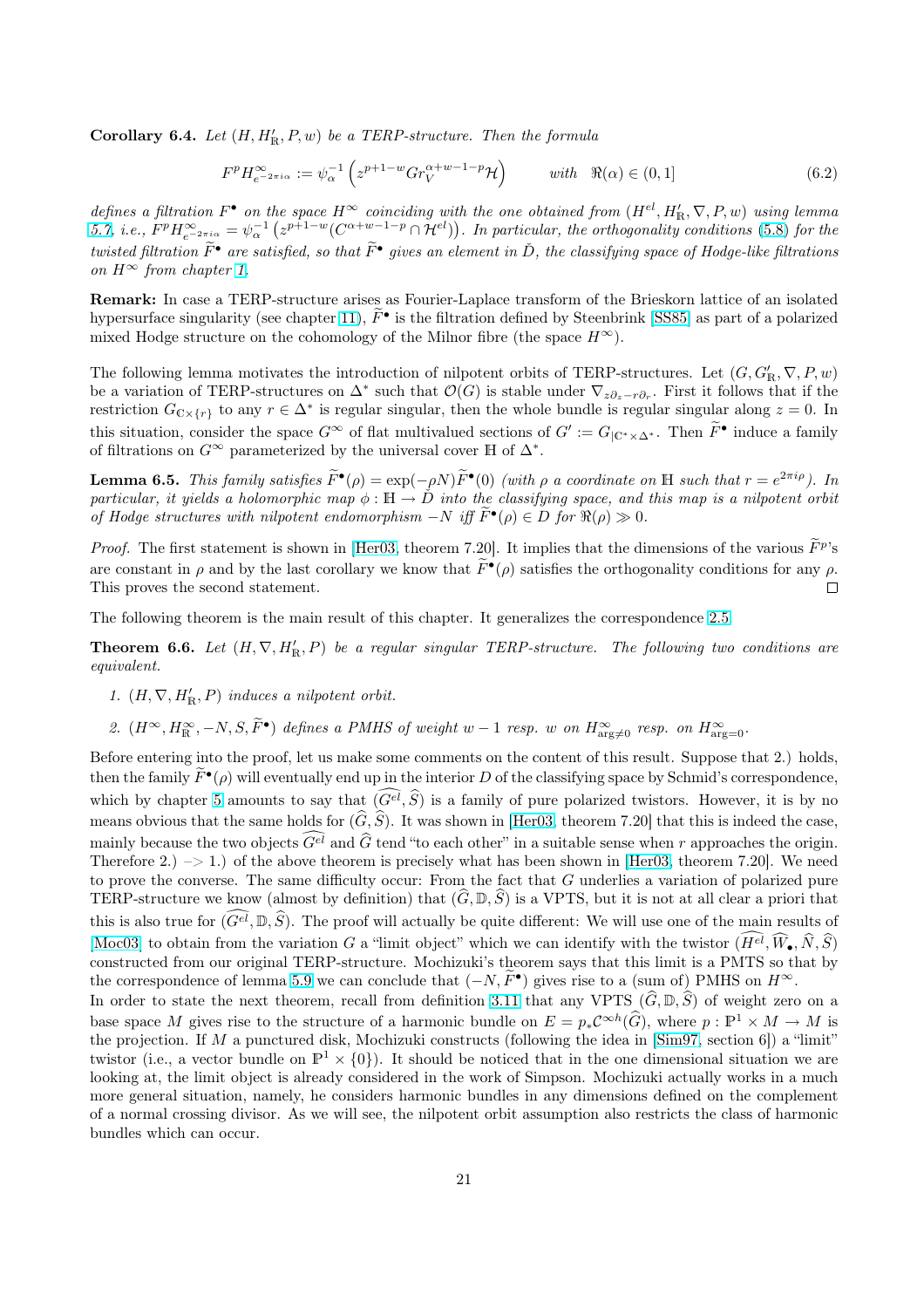**Corollary 6.4.** *Let $(H, H'_{\mathbb{R}}, P, w)$ be a TERP-structure. Then the formula*

$$F^p H^\infty_{e^{-2\pi i\alpha}} := \psi_\alpha^{-1}\left(z^{p+1-w} Gr_V^{\alpha+w-1-p}\mathcal{H}\right) \qquad \text{with} \quad \Re(\alpha) \in (0,1] \tag{6.2}$$

*defines a filtration $F^\bullet$ on the space $H^\infty$ coinciding with the one obtained from $(H^{el}, H'_{\mathbb{R}}, \nabla, P, w)$ using lemma 5.7, i.e., $F^p H^\infty_{e^{-2\pi i\alpha}} = \psi_\alpha^{-1}\left(z^{p+1-w}(C^{\alpha+w-1-p} \cap \mathcal{H}^{el})\right)$. In particular, the orthogonality conditions (5.8) for the twisted filtration $\widetilde{F}^\bullet$ are satisfied, so that $\widetilde{F}^\bullet$ gives an element in $\check{D}$, the classifying space of Hodge-like filtrations on $H^\infty$ from chapter 1.*

**Remark:** In case a TERP-structure arises as Fourier-Laplace transform of the Brieskorn lattice of an isolated hypersurface singularity (see chapter 11), $\widetilde{F}^\bullet$ is the filtration defined by Steenbrink [SS85] as part of a polarized mixed Hodge structure on the cohomology of the Milnor fibre (the space $H^\infty$).

The following lemma motivates the introduction of nilpotent orbits of TERP-structures. Let $(G, G'_{\mathbb{R}}, \nabla, P, w)$ be a variation of TERP-structures on $\Delta^*$ such that $\mathcal{O}(G)$ is stable under $\nabla_{z\partial_z - r\partial_r}$. First it follows that if the restriction $G_{|\mathbb{C}\times\{r\}}$ to any $r \in \Delta^*$ is regular singular, then the whole bundle is regular singular along $z = 0$. In this situation, consider the space $G^\infty$ of flat multivalued sections of $G' := G_{|\mathbb{C}^*\times\Delta^*}$. Then $\widetilde{F}^\bullet$ induce a family of filtrations on $G^\infty$ parameterized by the universal cover $\mathbb{H}$ of $\Delta^*$.

**Lemma 6.5.** *This family satisfies $\widetilde{F}^\bullet(\rho) = \exp(-\rho N)\widetilde{F}^\bullet(0)$ (with $\rho$ a coordinate on $\mathbb{H}$ such that $r = e^{2\pi i\rho}$). In particular, it yields a holomorphic map $\phi : \mathbb{H} \to \check{D}$ into the classifying space, and this map is a nilpotent orbit of Hodge structures with nilpotent endomorphism $-N$ iff $\widetilde{F}^\bullet(\rho) \in D$ for $\Re(\rho) \gg 0$.*

*Proof.* The first statement is shown in [Her03, theorem 7.20]. It implies that the dimensions of the various $\widetilde{F}^p$'s are constant in $\rho$ and by the last corollary we know that $\widetilde{F}^\bullet(\rho)$ satisfies the orthogonality conditions for any $\rho$. This proves the second statement. □

The following theorem is the main result of this chapter. It generalizes the correspondence 2.5.

**Theorem 6.6.** *Let $(H, \nabla, H'_{\mathbb{R}}, P)$ be a regular singular TERP-structure. The following two conditions are equivalent.*

1. *$(H, \nabla, H'_{\mathbb{R}}, P)$ induces a nilpotent orbit.*
2. *$(H^\infty, H^\infty_{\mathbb{R}}, -N, S, \widetilde{F}^\bullet)$ defines a PMHS of weight $w-1$ resp. $w$ on $H^\infty_{\arg\neq 0}$ resp. on $H^\infty_{\arg=0}$.*

Before entering into the proof, let us make some comments on the content of this result. Suppose that 2.) holds, then the family $\widetilde{F}^\bullet(\rho)$ will eventually end up in the interior $D$ of the classifying space by Schmid's correspondence, which by chapter 5 amounts to say that $(\widehat{G^{el}}, \widehat{S})$ is a family of pure polarized twistors. However, it is by no means obvious that the same holds for $(\widehat{G}, \widehat{S})$. It was shown in [Her03, theorem 7.20] that this is indeed the case, mainly because the two objects $\widehat{G^{el}}$ and $\widehat{G}$ tend "to each other" in a suitable sense when $r$ approaches the origin. Therefore 2.) –> 1.) of the above theorem is precisely what has been shown in [Her03, theorem 7.20]. We need to prove the converse. The same difficulty occur: From the fact that $G$ underlies a variation of polarized pure TERP-structure we know (almost by definition) that $(\widehat{G}, \mathbb{D}, \widehat{S})$ is a VPTS, but it is not at all clear a priori that this is also true for $(\widehat{G^{el}}, \mathbb{D}, \widehat{S})$. The proof will actually be quite different: We will use one of the main results of [Moc03] to obtain from the variation $G$ a "limit object" which we can identify with the twistor $(\widehat{H^{el}}, \widehat{W}_\bullet, \widehat{N}, \widehat{S})$ constructed from our original TERP-structure. Mochizuki's theorem says that this limit is a PMTS so that by the correspondence of lemma 5.9 we can conclude that $(-N, \widetilde{F}^\bullet)$ gives rise to a (sum of) PMHS on $H^\infty$.

In order to state the next theorem, recall from definition 3.11 that any VPTS $(\widehat{G}, \mathbb{D}, \widehat{S})$ of weight zero on a base space $M$ gives rise to the structure of a harmonic bundle on $E = p_*\mathcal{C}^{\infty h}(\widehat{G})$, where $p : \mathbb{P}^1 \times M \to M$ is the projection. If $M$ a punctured disk, Mochizuki constructs (following the idea in [Sim97, section 6]) a "limit" twistor (i.e., a vector bundle on $\mathbb{P}^1 \times \{0\}$). It should be noticed that in the one dimensional situation we are looking at, the limit object is already considered in the work of Simpson. Mochizuki actually works in a much more general situation, namely, he considers harmonic bundles in any dimensions defined on the complement of a normal crossing divisor. As we will see, the nilpotent orbit assumption also restricts the class of harmonic bundles which can occur.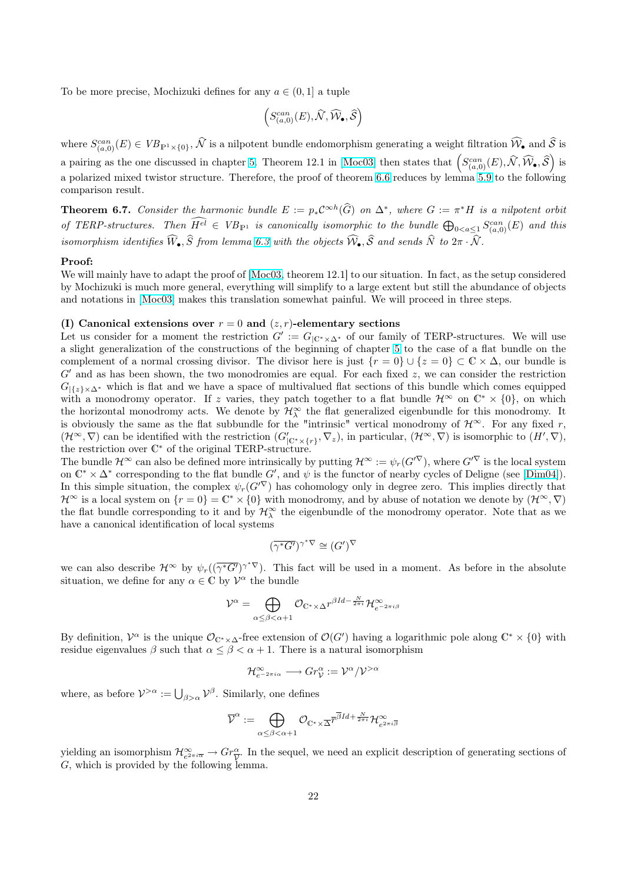To be more precise, Mochizuki defines for any $a \in (0,1]$ a tuple

$$\left(S^{can}_{(a,0)}(E), \widehat{\mathcal{N}}, \widehat{\mathcal{W}}_\bullet, \widehat{\mathcal{S}}\right)$$

where $S^{can}_{(a,0)}(E) \in VB_{\mathbb{P}^1\times\{0\}}$, $\widehat{\mathcal{N}}$ is a nilpotent bundle endomorphism generating a weight filtration $\widehat{\mathcal{W}}_\bullet$ and $\widehat{\mathcal{S}}$ is a pairing as the one discussed in chapter 5. Theorem 12.1 in [Moc03] then states that $\left(S^{can}_{(a,0)}(E), \widehat{\mathcal{N}}, \widehat{\mathcal{W}}_\bullet, \widehat{\mathcal{S}}\right)$ is a polarized mixed twistor structure. Therefore, the proof of theorem 6.6 reduces by lemma 5.9 to the following comparison result.

**Theorem 6.7.** *Consider the harmonic bundle $E := p_*\mathcal{C}^{\infty h}(\widehat{G})$ on $\Delta^*$, where $G := \pi^* H$ is a nilpotent orbit of TERP-structures. Then $\widehat{H^{el}} \in VB_{\mathbb{P}^1}$ is canonically isomorphic to the bundle $\bigoplus_{0<a\leq 1} S^{can}_{(a,0)}(E)$ and this isomorphism identifies $\widehat{W}_\bullet, \widehat{S}$ from lemma 6.3 with the objects $\widehat{\mathcal{W}}_\bullet, \widehat{\mathcal{S}}$ and sends $\widehat{N}$ to $2\pi \cdot \widehat{\mathcal{N}}$.*

**Proof:**
We will mainly have to adapt the proof of [Moc03, theorem 12.1] to our situation. In fact, as the setup considered by Mochizuki is much more general, everything will simplify to a large extent but still the abundance of objects and notations in [Moc03] makes this translation somewhat painful. We will proceed in three steps.

**(I) Canonical extensions over $r = 0$ and $(z, r)$-elementary sections**
Let us consider for a moment the restriction $G' := G_{|\mathbb{C}^*\times\Delta^*}$ of our family of TERP-structures. We will use a slight generalization of the constructions of the beginning of chapter 5 to the case of a flat bundle on the complement of a normal crossing divisor. The divisor here is just $\{r = 0\} \cup \{z = 0\} \subset \mathbb{C}\times\Delta$, our bundle is $G'$ and as has been shown, the two monodromies are equal. For each fixed $z$, we can consider the restriction $G_{|\{z\}\times\Delta^*}$ which is flat and we have a space of multivalued flat sections of this bundle which comes equipped with a monodromy operator. If $z$ varies, they patch together to a flat bundle $\mathcal{H}^\infty$ on $\mathbb{C}^*\times\{0\}$, on which the horizontal monodromy acts. We denote by $\mathcal{H}^\infty_\lambda$ the flat generalized eigenbundle for this monodromy. It is obviously the same as the flat subbundle for the "intrinsic" vertical monodromy of $\mathcal{H}^\infty$. For any fixed $r$, $(\mathcal{H}^\infty, \nabla)$ can be identified with the restriction $(G'_{|\mathbb{C}^*\times\{r\}}, \nabla_z)$, in particular, $(\mathcal{H}^\infty, \nabla)$ is isomorphic to $(H', \nabla)$, the restriction over $\mathbb{C}^*$ of the original TERP-structure.
The bundle $\mathcal{H}^\infty$ can also be defined more intrinsically by putting $\mathcal{H}^\infty := \psi_r(G'^\nabla)$, where $G'^\nabla$ is the local system on $\mathbb{C}^*\times\Delta^*$ corresponding to the flat bundle $G'$, and $\psi$ is the functor of nearby cycles of Deligne (see [Dim04]). In this simple situation, the complex $\psi_r(G'^\nabla)$ has cohomology only in degree zero. This implies directly that $\mathcal{H}^\infty$ is a local system on $\{r = 0\} = \mathbb{C}^*\times\{0\}$ with monodromy, and by abuse of notation we denote by $(\mathcal{H}^\infty, \nabla)$ the flat bundle corresponding to it and by $\mathcal{H}^\infty_\lambda$ the eigenbundle of the monodromy operator. Note that as we have a canonical identification of local systems

$$(\overline{\gamma^* G'})^{\gamma^*\nabla} \cong (G')^\nabla$$

we can also describe $\mathcal{H}^\infty$ by $\psi_r((\overline{\gamma^* G'})^{\gamma^*\nabla})$. This fact will be used in a moment. As before in the absolute situation, we define for any $\alpha \in \mathbb{C}$ by $\mathcal{V}^\alpha$ the bundle

$$\mathcal{V}^\alpha = \bigoplus_{\alpha\leq\beta<\alpha+1} \mathcal{O}_{\mathbb{C}^*\times\Delta} r^{\beta Id - \frac{N}{2\pi i}} \mathcal{H}^\infty_{e^{-2\pi i\beta}}$$

By definition, $\mathcal{V}^\alpha$ is the unique $\mathcal{O}_{\mathbb{C}^*\times\Delta}$-free extension of $\mathcal{O}(G')$ having a logarithmic pole along $\mathbb{C}^*\times\{0\}$ with residue eigenvalues $\beta$ such that $\alpha \leq \beta < \alpha + 1$. There is a natural isomorphism

$$\mathcal{H}^\infty_{e^{-2\pi i\alpha}} \longrightarrow Gr^\alpha_{\mathcal{V}} := \mathcal{V}^\alpha/\mathcal{V}^{>\alpha}$$

where, as before $\mathcal{V}^{>\alpha} := \bigcup_{\beta>\alpha} \mathcal{V}^\beta$. Similarly, one defines

$$\overline{\mathcal{V}}^\alpha := \bigoplus_{\alpha\leq\beta<\alpha+1} \mathcal{O}_{\mathbb{C}^*\times\overline{\Delta}} \overline{r}^{\overline{\beta} Id + \frac{N}{2\pi i}} \mathcal{H}^\infty_{e^{2\pi i\overline{\beta}}}$$

yielding an isomorphism $\mathcal{H}^\infty_{e^{2\pi i\overline{\alpha}}} \to Gr^\alpha_{\overline{\mathcal{V}}}$. In the sequel, we need an explicit description of generating sections of $G$, which is provided by the following lemma.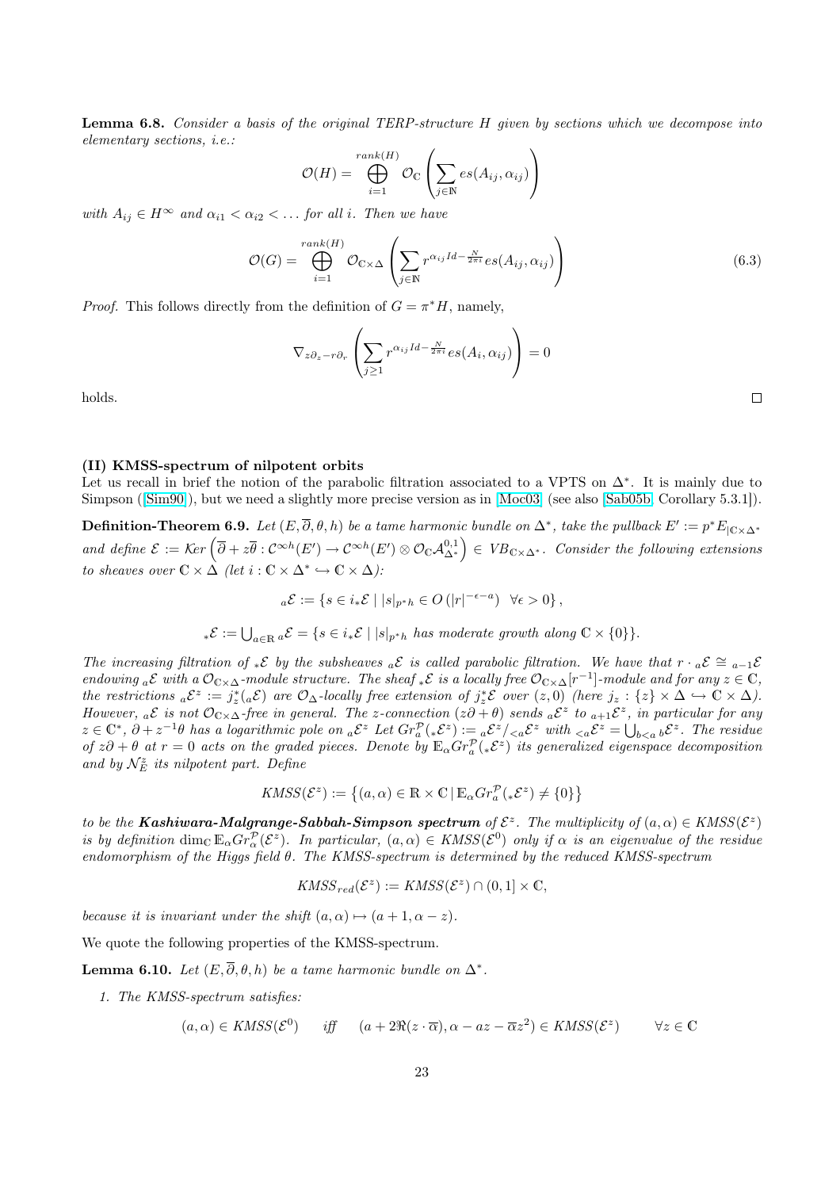**Lemma 6.8.** *Consider a basis of the original TERP-structure $H$ given by sections which we decompose into elementary sections, i.e.:*

$$\mathcal{O}(H) = \bigoplus_{i=1}^{rank(H)} \mathcal{O}_{\mathbb{C}} \left( \sum_{j \in \mathbb{N}} es(A_{ij}, \alpha_{ij}) \right)$$

*with $A_{ij} \in H^\infty$ and $\alpha_{i1} < \alpha_{i2} < \dots$ for all $i$. Then we have*

$$\mathcal{O}(G) = \bigoplus_{i=1}^{rank(H)} \mathcal{O}_{\mathbb{C}\times\Delta} \left( \sum_{j \in \mathbb{N}} r^{\alpha_{ij} Id - \frac{N}{2\pi i}} es(A_{ij}, \alpha_{ij}) \right) \tag{6.3}$$

*Proof.* This follows directly from the definition of $G = \pi^* H$, namely,

$$\nabla_{z\partial_z - r\partial_r} \left( \sum_{j \geq 1} r^{\alpha_{ij} Id - \frac{N}{2\pi i}} es(A_i, \alpha_{ij}) \right) = 0$$

holds. $\square$

**(II) KMSS-spectrum of nilpotent orbits**

Let us recall in brief the notion of the parabolic filtration associated to a VPTS on $\Delta^*$. It is mainly due to Simpson ([Sim90]), but we need a slightly more precise version as in [Moc03] (see also [Sab05b, Corollary 5.3.1]).

**Definition-Theorem 6.9.** *Let $(E, \overline{\partial}, \theta, h)$ be a tame harmonic bundle on $\Delta^*$, take the pullback $E' := p^* E_{|\mathbb{C}\times\Delta^*}$ and define $\mathcal{E} := \mathcal{K}er\left(\overline{\partial} + z\overline{\theta} : \mathcal{C}^{\infty h}(E') \to \mathcal{C}^{\infty h}(E') \otimes \mathcal{O}_{\mathbb{C}}\mathcal{A}^{0,1}_{\Delta^*}\right) \in VB_{\mathbb{C}\times\Delta^*}$. Consider the following extensions to sheaves over $\mathbb{C}\times\Delta$ (let $i : \mathbb{C}\times\Delta^* \hookrightarrow \mathbb{C}\times\Delta$):*

$${}_a\mathcal{E} := \{ s \in i_*\mathcal{E} \mid |s|_{p^*h} \in O\left(|r|^{-\epsilon - a}\right) \;\; \forall \epsilon > 0 \},$$

$${}_*\mathcal{E} := \bigcup_{a \in \mathbb{R}} {}_a\mathcal{E} = \{ s \in i_*\mathcal{E} \mid |s|_{p^*h} \text{ has moderate growth along } \mathbb{C}\times\{0\}\}.$$

*The increasing filtration of ${}_*\mathcal{E}$ by the subsheaves ${}_a\mathcal{E}$ is called parabolic filtration. We have that $r \cdot {}_a\mathcal{E} \cong {}_{a-1}\mathcal{E}$ endowing ${}_a\mathcal{E}$ with a $\mathcal{O}_{\mathbb{C}\times\Delta}$-module structure. The sheaf ${}_*\mathcal{E}$ is a locally free $\mathcal{O}_{\mathbb{C}\times\Delta}[r^{-1}]$-module and for any $z \in \mathbb{C}$, the restrictions ${}_a\mathcal{E}^z := j_z^*({}_a\mathcal{E})$ are $\mathcal{O}_\Delta$-locally free extension of $j_z^*\mathcal{E}$ over $(z, 0)$ (here $j_z : \{z\}\times\Delta \hookrightarrow \mathbb{C}\times\Delta$). However, ${}_a\mathcal{E}$ is not $\mathcal{O}_{\mathbb{C}\times\Delta}$-free in general. The $z$-connection $(z\partial + \theta)$ sends ${}_a\mathcal{E}^z$ to ${}_{a+1}\mathcal{E}^z$, in particular for any $z \in \mathbb{C}^*$, $\partial + z^{-1}\theta$ has a logarithmic pole on ${}_a\mathcal{E}^z$ Let $Gr^{\mathcal{P}}_a({}_*\mathcal{E}^z) := {}_a\mathcal{E}^z / {}_{<a}\mathcal{E}^z$ with ${}_{<a}\mathcal{E}^z = \bigcup_{b<a} {}_b\mathcal{E}^z$. The residue of $z\partial + \theta$ at $r = 0$ acts on the graded pieces. Denote by $\mathbb{E}_\alpha Gr^{\mathcal{P}}_a({}_*\mathcal{E}^z)$ its generalized eigenspace decomposition and by $\mathcal{N}^z_E$ its nilpotent part. Define*

$$KMSS(\mathcal{E}^z) := \left\{ (a, \alpha) \in \mathbb{R}\times\mathbb{C} \,|\, \mathbb{E}_\alpha Gr^{\mathcal{P}}_a({}_*\mathcal{E}^z) \neq \{0\} \right\}$$

*to be the **Kashiwara-Malgrange-Sabbah-Simpson spectrum** of $\mathcal{E}^z$. The multiplicity of $(a, \alpha) \in KMSS(\mathcal{E}^z)$ is by definition $\dim_{\mathbb{C}} \mathbb{E}_\alpha Gr^{\mathcal{P}}_\alpha(\mathcal{E}^z)$. In particular, $(a, \alpha) \in KMSS(\mathcal{E}^0)$ only if $\alpha$ is an eigenvalue of the residue endomorphism of the Higgs field $\theta$. The KMSS-spectrum is determined by the reduced KMSS-spectrum*

$$KMSS_{red}(\mathcal{E}^z) := KMSS(\mathcal{E}^z) \cap (0, 1] \times \mathbb{C},$$

*because it is invariant under the shift $(a, \alpha) \mapsto (a + 1, \alpha - z)$.*

We quote the following properties of the KMSS-spectrum.

**Lemma 6.10.** *Let $(E, \overline{\partial}, \theta, h)$ be a tame harmonic bundle on $\Delta^*$.*

1. *The KMSS-spectrum satisfies:*

$$(a, \alpha) \in KMSS(\mathcal{E}^0) \quad \text{iff} \quad (a + 2\Re(z \cdot \overline{\alpha}), \alpha - az - \overline{\alpha}z^2) \in KMSS(\mathcal{E}^z) \qquad \forall z \in \mathbb{C}$$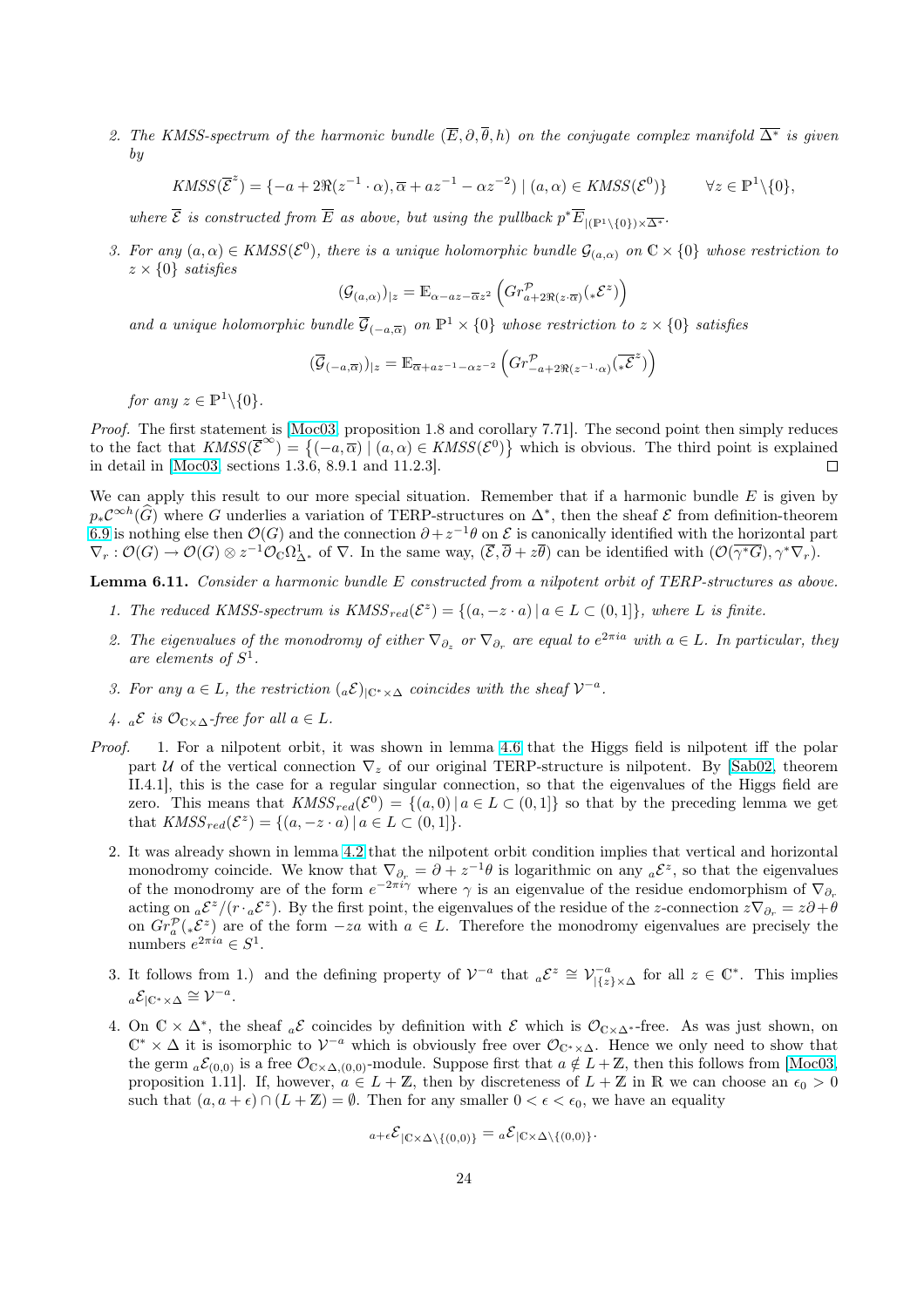2. The KMSS-spectrum of the harmonic bundle $(\overline{E}, \partial, \overline{\theta}, h)$ on the conjugate complex manifold $\overline{\Delta^*}$ is given by

$$KMSS(\overline{\mathcal{E}}^z) = \{-a + 2\Re(z^{-1} \cdot \alpha), \overline{\alpha} + az^{-1} - \alpha z^{-2}) \mid (a, \alpha) \in KMSS(\mathcal{E}^0)\} \qquad \forall z \in \mathbb{P}^1 \backslash \{0\},$$

where $\overline{\mathcal{E}}$ is constructed from $\overline{E}$ as above, but using the pullback $p^* \overline{E}_{|(\mathbb{P}^1 \backslash \{0\}) \times \overline{\Delta^*}}$.

3. For any $(a, \alpha) \in KMSS(\mathcal{E}^0)$, there is a unique holomorphic bundle $\mathcal{G}_{(a,\alpha)}$ on $\mathbb{C} \times \{0\}$ whose restriction to $z \times \{0\}$ satisfies

$$(\mathcal{G}_{(a,\alpha)})_{|z} = \mathbb{E}_{\alpha - az - \overline{\alpha} z^2} \left( Gr^{\mathcal{P}}_{a + 2\Re(z \cdot \overline{\alpha})}({}_*\mathcal{E}^z) \right)$$

and a unique holomorphic bundle $\overline{\mathcal{G}}_{(-a,\overline{\alpha})}$ on $\mathbb{P}^1 \times \{0\}$ whose restriction to $z \times \{0\}$ satisfies

$$(\overline{\mathcal{G}}_{(-a,\overline{\alpha})})_{|z} = \mathbb{E}_{\overline{\alpha} + az^{-1} - \alpha z^{-2}} \left( Gr^{\mathcal{P}}_{-a + 2\Re(z^{-1} \cdot \alpha)}(\overline{{}_*\mathcal{E}^z}) \right)$$

for any $z \in \mathbb{P}^1 \backslash \{0\}$.

*Proof.* The first statement is [Moc03, proposition 1.8 and corollary 7.71]. The second point then simply reduces to the fact that $KMSS(\overline{\mathcal{E}}^\infty) = \{(-a, \overline{\alpha}) \mid (a, \alpha) \in KMSS(\mathcal{E}^0)\}$ which is obvious. The third point is explained in detail in [Moc03, sections 1.3.6, 8.9.1 and 11.2.3]. ∎

We can apply this result to our more special situation. Remember that if a harmonic bundle $E$ is given by $p_* \mathcal{C}^{\infty h}(\widehat{G})$ where $G$ underlies a variation of TERP-structures on $\Delta^*$, then the sheaf $\mathcal{E}$ from definition-theorem 6.9 is nothing else then $\mathcal{O}(G)$ and the connection $\partial + z^{-1}\theta$ on $\mathcal{E}$ is canonically identified with the horizontal part $\nabla_r : \mathcal{O}(G) \to \mathcal{O}(G) \otimes z^{-1} \mathcal{O}_\mathbb{C} \Omega^1_{\Delta^*}$ of $\nabla$. In the same way, $(\overline{\mathcal{E}}, \overline{\partial} + z\overline{\theta})$ can be identified with $(\mathcal{O}(\overline{\gamma^* G}), \gamma^* \nabla_r)$.

**Lemma 6.11.** *Consider a harmonic bundle $E$ constructed from a nilpotent orbit of TERP-structures as above.*

1. *The reduced KMSS-spectrum is $KMSS_{red}(\mathcal{E}^z) = \{(a, -z \cdot a) \mid a \in L \subset (0, 1]\}$, where $L$ is finite.*
2. *The eigenvalues of the monodromy of either $\nabla_{\partial_z}$ or $\nabla_{\partial_r}$ are equal to $e^{2\pi i a}$ with $a \in L$. In particular, they are elements of $S^1$.*
3. *For any $a \in L$, the restriction $({}_a\mathcal{E})_{|\mathbb{C}^* \times \Delta}$ coincides with the sheaf $\mathcal{V}^{-a}$.*
4. *${}_a\mathcal{E}$ is $\mathcal{O}_{\mathbb{C} \times \Delta}$-free for all $a \in L$.*

*Proof.*

1. For a nilpotent orbit, it was shown in lemma 4.6 that the Higgs field is nilpotent iff the polar part $\mathcal{U}$ of the vertical connection $\nabla_z$ of our original TERP-structure is nilpotent. By [Sab02, theorem II.4.1], this is the case for a regular singular connection, so that the eigenvalues of the Higgs field are zero. This means that $KMSS_{red}(\mathcal{E}^0) = \{(a, 0) \mid a \in L \subset (0, 1]\}$ so that by the preceding lemma we get that $KMSS_{red}(\mathcal{E}^z) = \{(a, -z \cdot a) \mid a \in L \subset (0, 1]\}$.
2. It was already shown in lemma 4.2 that the nilpotent orbit condition implies that vertical and horizontal monodromy coincide. We know that $\nabla_{\partial_r} = \partial + z^{-1}\theta$ is logarithmic on any ${}_a\mathcal{E}^z$, so that the eigenvalues of the monodromy are of the form $e^{-2\pi i \gamma}$ where $\gamma$ is an eigenvalue of the residue endomorphism of $\nabla_{\partial_r}$ acting on ${}_a\mathcal{E}^z / (r \cdot {}_a\mathcal{E}^z)$. By the first point, the eigenvalues of the residue of the $z$-connection $z\nabla_{\partial_r} = z\partial + \theta$ on $Gr^{\mathcal{P}}_a({}_*\mathcal{E}^z)$ are of the form $-za$ with $a \in L$. Therefore the monodromy eigenvalues are precisely the numbers $e^{2\pi i a} \in S^1$.
3. It follows from 1.) and the defining property of $\mathcal{V}^{-a}$ that ${}_a\mathcal{E}^z \cong \mathcal{V}^{-a}_{|\{z\} \times \Delta}$ for all $z \in \mathbb{C}^*$. This implies ${}_a\mathcal{E}_{|\mathbb{C}^* \times \Delta} \cong \mathcal{V}^{-a}$.
4. On $\mathbb{C} \times \Delta^*$, the sheaf ${}_a\mathcal{E}$ coincides by definition with $\mathcal{E}$ which is $\mathcal{O}_{\mathbb{C} \times \Delta^*}$-free. As was just shown, on $\mathbb{C}^* \times \Delta$ it is isomorphic to $\mathcal{V}^{-a}$ which is obviously free over $\mathcal{O}_{\mathbb{C}^* \times \Delta}$. Hence we only need to show that the germ ${}_a\mathcal{E}_{(0,0)}$ is a free $\mathcal{O}_{\mathbb{C} \times \Delta, (0,0)}$-module. Suppose first that $a \notin L + \mathbb{Z}$, then this follows from [Moc03, proposition 1.11]. If, however, $a \in L + \mathbb{Z}$, then by discreteness of $L + \mathbb{Z}$ in $\mathbb{R}$ we can choose an $\epsilon_0 > 0$ such that $(a, a + \epsilon) \cap (L + \mathbb{Z}) = \emptyset$. Then for any smaller $0 < \epsilon < \epsilon_0$, we have an equality

$${}_{a+\epsilon}\mathcal{E}_{|\mathbb{C} \times \Delta \backslash \{(0,0)\}} = {}_a\mathcal{E}_{|\mathbb{C} \times \Delta \backslash \{(0,0)\}}.$$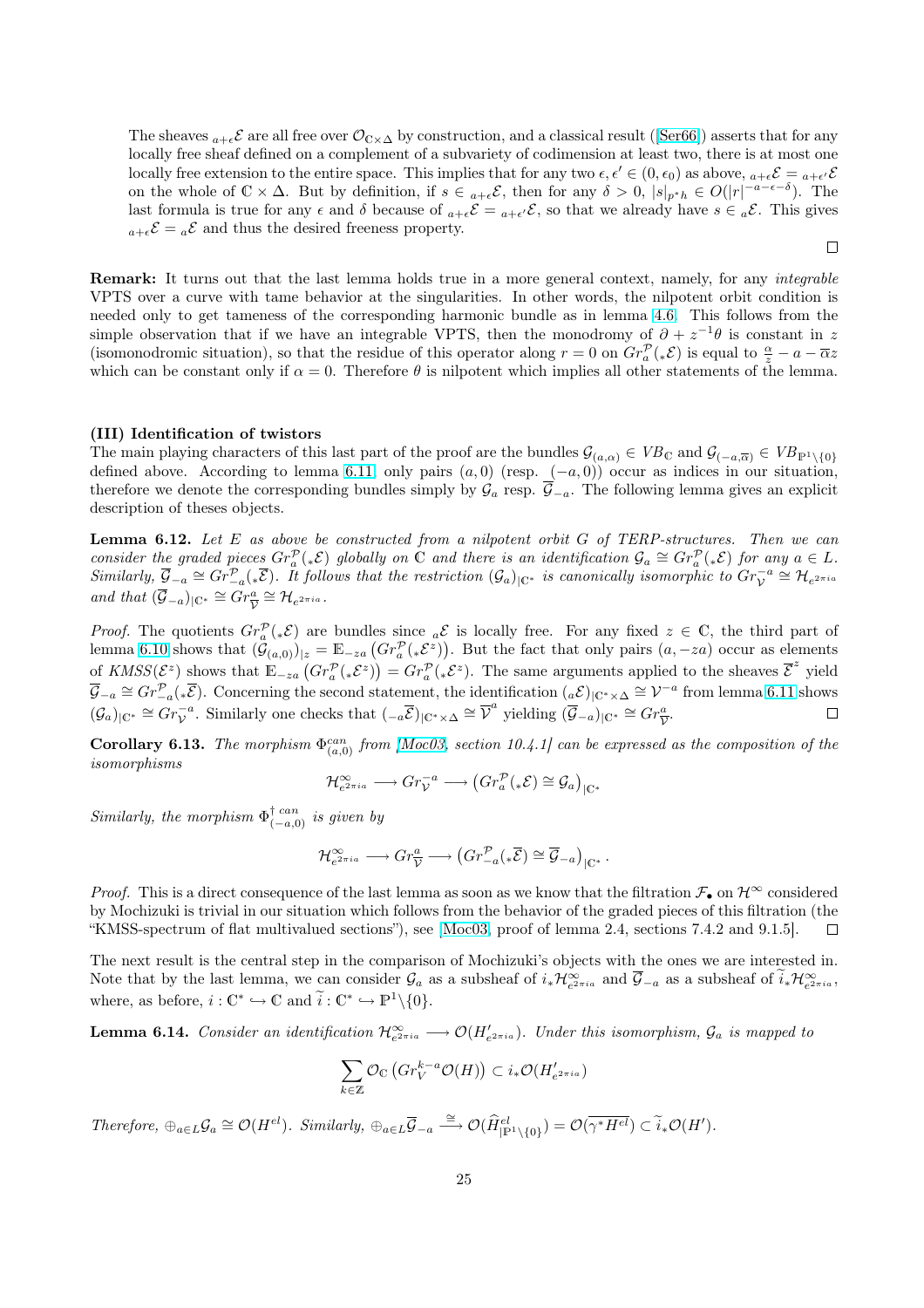The sheaves ${}_{a+\epsilon}\mathcal{E}$ are all free over $\mathcal{O}_{\mathbb{C}\times\Delta}$ by construction, and a classical result ([Ser66]) asserts that for any locally free sheaf defined on a complement of a subvariety of codimension at least two, there is at most one locally free extension to the entire space. This implies that for any two $\epsilon, \epsilon' \in (0, \epsilon_0)$ as above, ${}_{a+\epsilon}\mathcal{E} = {}_{a+\epsilon'}\mathcal{E}$ on the whole of $\mathbb{C}\times\Delta$. But by definition, if $s \in {}_{a+\epsilon}\mathcal{E}$, then for any $\delta > 0$, $|s|_{p^*h} \in O(|r|^{-a-\epsilon-\delta})$. The last formula is true for any $\epsilon$ and $\delta$ because of ${}_{a+\epsilon}\mathcal{E} = {}_{a+\epsilon'}\mathcal{E}$, so that we already have $s \in {}_{a}\mathcal{E}$. This gives ${}_{a+\epsilon}\mathcal{E} = {}_{a}\mathcal{E}$ and thus the desired freeness property.

$\square$

**Remark:** It turns out that the last lemma holds true in a more general context, namely, for any *integrable* VPTS over a curve with tame behavior at the singularities. In other words, the nilpotent orbit condition is needed only to get tameness of the corresponding harmonic bundle as in lemma 4.6. This follows from the simple observation that if we have an integrable VPTS, then the monodromy of $\partial + z^{-1}\theta$ is constant in $z$ (isomonodromic situation), so that the residue of this operator along $r=0$ on $Gr^{\mathcal{P}}_a({}_*\mathcal{E})$ is equal to $\frac{\alpha}{z} - a - \overline{\alpha}z$ which can be constant only if $\alpha = 0$. Therefore $\theta$ is nilpotent which implies all other statements of the lemma.

**(III) Identification of twistors**

The main playing characters of this last part of the proof are the bundles $\mathcal{G}_{(a,\alpha)} \in VB_{\mathbb{C}}$ and $\mathcal{G}_{(-a,\overline{\alpha})} \in VB_{\mathbb{P}^1\backslash\{0\}}$ defined above. According to lemma 6.11, only pairs $(a, 0)$ (resp. $(-a, 0)$) occur as indices in our situation, therefore we denote the corresponding bundles simply by $\mathcal{G}_a$ resp. $\overline{\mathcal{G}}_{-a}$. The following lemma gives an explicit description of theses objects.

**Lemma 6.12.** *Let $E$ as above be constructed from a nilpotent orbit $G$ of TERP-structures. Then we can consider the graded pieces $Gr^{\mathcal{P}}_a({}_*\mathcal{E})$ globally on $\mathbb{C}$ and there is an identification $\mathcal{G}_a \cong Gr^{\mathcal{P}}_a({}_*\mathcal{E})$ for any $a \in L$. Similarly, $\overline{\mathcal{G}}_{-a} \cong Gr^{\mathcal{P}}_{-a}({}_*\overline{\mathcal{E}})$. It follows that the restriction $(\mathcal{G}_a)_{|\mathbb{C}^*}$ is canonically isomorphic to $Gr^{-a}_{\mathcal{V}} \cong \mathcal{H}_{e^{2\pi i a}}$ and that $(\overline{\mathcal{G}}_{-a})_{|\mathbb{C}^*} \cong Gr^{a}_{\overline{\mathcal{V}}} \cong \mathcal{H}_{e^{2\pi i a}}$.*

*Proof.* The quotients $Gr^{\mathcal{P}}_a({}_*\mathcal{E})$ are bundles since ${}_a\mathcal{E}$ is locally free. For any fixed $z \in \mathbb{C}$, the third part of lemma 6.10 shows that $(\mathcal{G}_{(a,0)})_{|z} = \mathbb{E}_{-za}\left(Gr^{\mathcal{P}}_a({}_*\mathcal{E}^z)\right)$. But the fact that only pairs $(a, -za)$ occur as elements of $KMSS(\mathcal{E}^z)$ shows that $\mathbb{E}_{-za}\left(Gr^{\mathcal{P}}_a({}_*\mathcal{E}^z)\right) = Gr^{\mathcal{P}}_a({}_*\mathcal{E}^z)$. The same arguments applied to the sheaves $\overline{\mathcal{E}}^z$ yield $\overline{\mathcal{G}}_{-a} \cong Gr^{\mathcal{P}}_{-a}({}_*\overline{\mathcal{E}})$. Concerning the second statement, the identification $({}_a\mathcal{E})_{|\mathbb{C}^*\times\Delta} \cong \mathcal{V}^{-a}$ from lemma 6.11 shows $(\mathcal{G}_a)_{|\mathbb{C}^*} \cong Gr^{-a}_{\mathcal{V}}$. Similarly one checks that $({}_{-a}\overline{\mathcal{E}})_{|\mathbb{C}^*\times\Delta} \cong \overline{\mathcal{V}}^a$ yielding $(\overline{\mathcal{G}}_{-a})_{|\mathbb{C}^*} \cong Gr^{a}_{\overline{\mathcal{V}}}$. $\square$

**Corollary 6.13.** *The morphism $\Phi^{can}_{(a,0)}$ from [Moc03, section 10.4.1] can be expressed as the composition of the isomorphisms*

$$\mathcal{H}^{\infty}_{e^{2\pi i a}} \longrightarrow Gr^{-a}_{\mathcal{V}} \longrightarrow \left(Gr^{\mathcal{P}}_a({}_*\mathcal{E}) \cong \mathcal{G}_a\right)_{|\mathbb{C}^*}$$

*Similarly, the morphism $\Phi^{\dagger\, can}_{(-a,0)}$ is given by*

$$\mathcal{H}^{\infty}_{e^{2\pi i a}} \longrightarrow Gr^{a}_{\overline{\mathcal{V}}} \longrightarrow \left(Gr^{\mathcal{P}}_{-a}({}_*\overline{\mathcal{E}}) \cong \overline{\mathcal{G}}_{-a}\right)_{|\mathbb{C}^*}.$$

*Proof.* This is a direct consequence of the last lemma as soon as we know that the filtration $\mathcal{F}_\bullet$ on $\mathcal{H}^\infty$ considered by Mochizuki is trivial in our situation which follows from the behavior of the graded pieces of this filtration (the "KMSS-spectrum of flat multivalued sections"), see [Moc03, proof of lemma 2.4, sections 7.4.2 and 9.1.5]. $\square$

The next result is the central step in the comparison of Mochizuki's objects with the ones we are interested in. Note that by the last lemma, we can consider $\mathcal{G}_a$ as a subsheaf of $i_*\mathcal{H}^\infty_{e^{2\pi i a}}$ and $\overline{\mathcal{G}}_{-a}$ as a subsheaf of $\widetilde{i}_*\mathcal{H}^\infty_{e^{2\pi i a}}$, where, as before, $i : \mathbb{C}^* \hookrightarrow \mathbb{C}$ and $\widetilde{i} : \mathbb{C}^* \hookrightarrow \mathbb{P}^1\backslash\{0\}$.

**Lemma 6.14.** *Consider an identification $\mathcal{H}^\infty_{e^{2\pi i a}} \longrightarrow \mathcal{O}(H'_{e^{2\pi i a}})$. Under this isomorphism, $\mathcal{G}_a$ is mapped to*

$$\sum_{k\in\mathbb{Z}} \mathcal{O}_{\mathbb{C}}\left(Gr^{k-a}_V \mathcal{O}(H)\right) \subset i_*\mathcal{O}(H'_{e^{2\pi i a}})$$

*Therefore, $\oplus_{a\in L}\mathcal{G}_a \cong \mathcal{O}(H^{el})$. Similarly, $\oplus_{a\in L}\overline{\mathcal{G}}_{-a} \xrightarrow{\cong} \mathcal{O}(\widehat{H}^{el}_{|\mathbb{P}^1\backslash\{0\}}) = \mathcal{O}(\overline{\gamma^* H^{el}}) \subset \widetilde{i}_*\mathcal{O}(H')$.*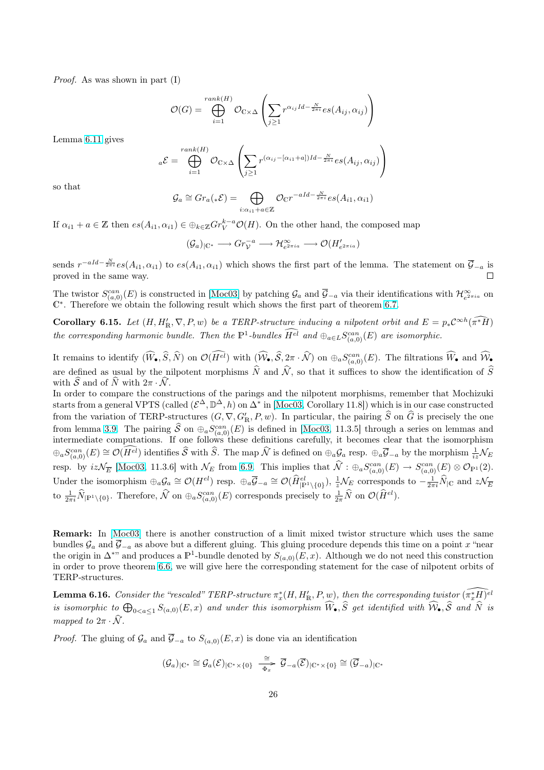*Proof.* As was shown in part (I)

$$\mathcal{O}(G) = \bigoplus_{i=1}^{rank(H)} \mathcal{O}_{\mathbb{C}\times\Delta}\left(\sum_{j\geq 1} r^{\alpha_{ij} Id - \frac{N}{2\pi i}} es(A_{ij}, \alpha_{ij})\right)$$

Lemma 6.11 gives

$$_a\mathcal{E} = \bigoplus_{i=1}^{rank(H)} \mathcal{O}_{\mathbb{C}\times\Delta}\left(\sum_{j\geq 1} r^{(\alpha_{ij}-[\alpha_{i1}+a])Id - \frac{N}{2\pi i}} es(A_{ij}, \alpha_{ij})\right)$$

so that

$$\mathcal{G}_a \cong Gr_a(_*\mathcal{E}) = \bigoplus_{i:\alpha_{i1}+a\in\mathbb{Z}} \mathcal{O}_{\mathbb{C}} r^{-aId - \frac{N}{2\pi i}} es(A_{i1}, \alpha_{i1})$$

If $\alpha_{i1} + a \in \mathbb{Z}$ then $es(A_{i1}, \alpha_{i1}) \in \oplus_{k\in\mathbb{Z}} Gr_V^{k-a} \mathcal{O}(H)$. On the other hand, the composed map

$$(\mathcal{G}_a)_{|\mathbb{C}^*} \longrightarrow Gr_{\mathcal{V}}^{-a} \longrightarrow \mathcal{H}^\infty_{e^{2\pi i a}} \longrightarrow \mathcal{O}(H'_{e^{2\pi i a}})$$

sends $r^{-aId - \frac{N}{2\pi i}} es(A_{i1}, \alpha_{i1})$ to $es(A_{i1}, \alpha_{i1})$ which shows the first part of the lemma. The statement on $\overline{\mathcal{G}}_{-a}$ is proved in the same way. □

The twistor $S^{can}_{(a,0)}(E)$ is constructed in [Moc03] by patching $\mathcal{G}_a$ and $\overline{\mathcal{G}}_{-a}$ via their identifications with $\mathcal{H}^\infty_{e^{2\pi i a}}$ on $\mathbb{C}^*$. Therefore we obtain the following result which shows the first part of theorem 6.7.

**Corollary 6.15.** *Let $(H, H'_\mathbb{R}, \nabla, P, w)$ be a TERP-structure inducing a nilpotent orbit and $E = p_*\mathcal{C}^{\infty h}(\widehat{\pi^* H})$ the corresponding harmonic bundle. Then the $\mathbb{P}^1$-bundles $\widehat{H^{el}}$ and $\oplus_{a\in L} S^{can}_{(a,0)}(E)$ are isomorphic.*

It remains to identify $(\widehat{W}_\bullet, \widehat{S}, \widehat{N})$ on $\mathcal{O}(\widehat{H^{el}})$ with $(\widehat{\mathcal{W}}_\bullet, \widehat{\mathcal{S}}, 2\pi\cdot\widehat{\mathcal{N}})$ on $\oplus_a S^{can}_{(a,0)}(E)$. The filtrations $\widehat{W}_\bullet$ and $\widehat{\mathcal{W}}_\bullet$ are defined as usual by the nilpotent morphisms $\widehat{N}$ and $\widehat{\mathcal{N}}$, so that it suffices to show the identification of $\widehat{S}$ with $\widehat{\mathcal{S}}$ and of $\widehat{N}$ with $2\pi\cdot\widehat{\mathcal{N}}$.
In order to compare the constructions of the parings and the nilpotent morphisms, remember that Mochizuki starts from a general VPTS (called $(\mathcal{E}^\Delta, \mathbb{D}^\Delta, h)$ on $\Delta^*$ in [Moc03, Corollary 11.8]) which is in our case constructed from the variation of TERP-structures $(G, \nabla, G'_\mathbb{R}, P, w)$. In particular, the pairing $\widehat{S}$ on $\widehat{G}$ is precisely the one from lemma 3.9. The pairing $\widehat{\mathcal{S}}$ on $\oplus_a S^{can}_{(a,0)}(E)$ is defined in [Moc03, 11.3.5] through a series on lemmas and intermediate computations. If one follows these definitions carefully, it becomes clear that the isomorphism $\oplus_a S^{can}_{(a,0)}(E) \cong \mathcal{O}(\widehat{H^{el}})$ identifies $\widehat{\mathcal{S}}$ with $\widehat{S}$. The map $\widehat{\mathcal{N}}$ is defined on $\oplus_a\mathcal{G}_a$ resp. $\oplus_a\overline{\mathcal{G}}_{-a}$ by the morphism $\frac{1}{iz}\mathcal{N}_E$ resp. by $iz\mathcal{N}_{\overline{E}}$ [Moc03, 11.3.6] with $\mathcal{N}_E$ from 6.9. This implies that $\widehat{\mathcal{N}} : \oplus_a S^{can}_{(a,0)}(E) \to S^{can}_{(a,0)}(E)\otimes\mathcal{O}_{\mathbb{P}^1}(2)$. Under the isomorphism $\oplus_a\mathcal{G}_a \cong \mathcal{O}(H^{el})$ resp. $\oplus_a\overline{\mathcal{G}}_{-a} \cong \mathcal{O}(\widehat{H}^{el}_{|\mathbb{P}^1\setminus\{0\}})$, $\frac{1}{z}\mathcal{N}_E$ corresponds to $-\frac{1}{2\pi i}\widehat{N}_{|\mathbb{C}}$ and $z\mathcal{N}_{\overline{E}}$ to $\frac{1}{2\pi i}\widehat{N}_{|\mathbb{P}^1\setminus\{0\}}$. Therefore, $\widehat{\mathcal{N}}$ on $\oplus_a S^{can}_{(a,0)}(E)$ corresponds precisely to $\frac{1}{2\pi}\widehat{N}$ on $\mathcal{O}(\widehat{H}^{el})$.

**Remark:** In [Moc03] there is another construction of a limit mixed twistor structure which uses the same bundles $\mathcal{G}_a$ and $\overline{\mathcal{G}}_{-a}$ as above but a different gluing. This gluing procedure depends this time on a point $x$ "near the origin in $\Delta^*$" and produces a $\mathbb{P}^1$-bundle denoted by $S_{(a,0)}(E, x)$. Although we do not need this construction in order to prove theorem 6.6, we will give here the corresponding statement for the case of nilpotent orbits of TERP-structures.

**Lemma 6.16.** *Consider the "rescaled" TERP-structure $\pi_x^*(H, H'_\mathbb{R}, P, w)$, then the corresponding twistor $\widehat{(\pi_x^* H)}^{el}$ is isomorphic to $\bigoplus_{0<a\leq 1} S_{(a,0)}(E, x)$ and under this isomorphism $\widehat{W}_\bullet, \widehat{S}$ get identified with $\widehat{\mathcal{W}}_\bullet, \widehat{\mathcal{S}}$ and $\widehat{N}$ is mapped to $2\pi\cdot\widehat{\mathcal{N}}$.*

*Proof.* The gluing of $\mathcal{G}_a$ and $\overline{\mathcal{G}}_{-a}$ to $S_{(a,0)}(E, x)$ is done via an identification

$$(\mathcal{G}_a)_{|\mathbb{C}^*} \cong \mathcal{G}_a(\mathcal{E})_{|\mathbb{C}^*\times\{0\}} \xrightarrow[\Phi_x]{\cong} \overline{\mathcal{G}}_{-a}(\overline{\mathcal{E}})_{|\mathbb{C}^*\times\{0\}} \cong (\overline{\mathcal{G}}_{-a})_{|\mathbb{C}^*}$$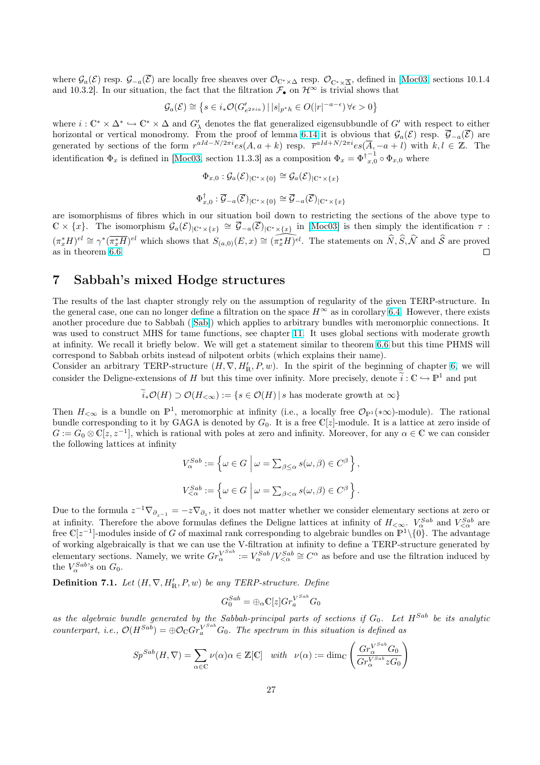where $\mathcal{G}_a(\mathcal{E})$ resp. $\mathcal{G}_{-a}(\overline{\mathcal{E}})$ are locally free sheaves over $\mathcal{O}_{\mathbb{C}^*\times\Delta}$ resp. $\mathcal{O}_{\mathbb{C}^*\times\overline{\Delta}}$, defined in [Moc03, sections 10.1.4 and 10.3.2]. In our situation, the fact that the filtration $\mathcal{F}_\bullet$ on $\mathcal{H}^\infty$ is trivial shows that

$$\mathcal{G}_a(\mathcal{E}) \cong \left\{ s \in i_*\mathcal{O}(G'_{e^{2\pi i a}}) \,|\, |s|_{p^*h} \in O(|r|^{-a-\epsilon})\,\forall \epsilon > 0 \right\}$$

where $i : \mathbb{C}^* \times \Delta^* \hookrightarrow \mathbb{C}^* \times \Delta$ and $G'_\lambda$ denotes the flat generalized eigensubbundle of $G'$ with respect to either horizontal or vertical monodromy. From the proof of lemma 6.14 it is obvious that $\mathcal{G}_a(\mathcal{E})$ resp. $\overline{\mathcal{G}}_{-a}(\overline{\mathcal{E}})$ are generated by sections of the form $r^{aId-N/2\pi i}es(A, a+k)$ resp. $\overline{r}^{aId+N/2\pi i}es(\overline{A}, -a+l)$ with $k, l \in \mathbb{Z}$. The identification $\Phi_x$ is defined in [Moc03, section 11.3.3] as a composition $\Phi_x = {\Phi^\dagger}_{x,0}^{-1} \circ \Phi_{x,0}$ where

$$\Phi_{x,0} : \mathcal{G}_a(\mathcal{E})_{|\mathbb{C}^*\times\{0\}} \cong \mathcal{G}_a(\mathcal{E})_{|\mathbb{C}^*\times\{x\}}$$

$$\Phi^\dagger_{x,0} : \overline{\mathcal{G}}_{-a}(\overline{\mathcal{E}})_{|\mathbb{C}^*\times\{0\}} \cong \overline{\mathcal{G}}_{-a}(\overline{\mathcal{E}})_{|\mathbb{C}^*\times\{x\}}$$

are isomorphisms of fibres which in our situation boil down to restricting the sections of the above type to $\mathbb{C} \times \{x\}$. The isomorphism $\mathcal{G}_a(\mathcal{E})_{|\mathbb{C}^*\times\{x\}} \cong \overline{\mathcal{G}}_{-a}(\overline{\mathcal{E}})_{|\mathbb{C}^*\times\{x\}}$ in [Moc03] is then simply the identification $\tau : (\pi_x^*H)^{el} \cong \gamma^*(\overline{\pi_x^*H})^{el}$ which shows that $S_{(a,0)}(E, x) \cong \widehat{(\pi_x^*H)^{el}}$. The statements on $\widehat{N}, \widehat{S}, \widehat{\mathcal{N}}$ and $\widehat{\mathcal{S}}$ are proved as in theorem 6.6. □

## 7 Sabbah's mixed Hodge structures

The results of the last chapter strongly rely on the assumption of regularity of the given TERP-structure. In the general case, one can no longer define a filtration on the space $H^\infty$ as in corollary 6.4. However, there exists another procedure due to Sabbah ([Sab]) which applies to arbitrary bundles with meromorphic connections. It was used to construct MHS for tame functions, see chapter 11. It uses global sections with moderate growth at infinity. We recall it briefly below. We will get a statement similar to theorem 6.6 but this time PHMS will correspond to Sabbah orbits instead of nilpotent orbits (which explains their name).

Consider an arbitrary TERP-structure $(H, \nabla, H'_\mathbb{R}, P, w)$. In the spirit of the beginning of chapter 6, we will consider the Deligne-extensions of $H$ but this time over infinity. More precisely, denote $\widetilde{i} : \mathbb{C} \hookrightarrow \mathbb{P}^1$ and put

$$\widetilde{i}_*\mathcal{O}(H) \supset \mathcal{O}(H_{<\infty}) := \{ s \in \mathcal{O}(H) \,|\, s \text{ has moderate growth at } \infty \}$$

Then $H_{<\infty}$ is a bundle on $\mathbb{P}^1$, meromorphic at infinity (i.e., a locally free $\mathcal{O}_{\mathbb{P}^1}(*\infty)$-module). The rational bundle corresponding to it by GAGA is denoted by $G_0$. It is a free $\mathbb{C}[z]$-module. It is a lattice at zero inside of $G := G_0 \otimes \mathbb{C}[z, z^{-1}]$, which is rational with poles at zero and infinity. Moreover, for any $\alpha \in \mathbb{C}$ we can consider the following lattices at infinity

$$V_\alpha^{Sab} := \left\{ \omega \in G \,\middle|\, \omega = \textstyle\sum_{\beta \leq \alpha} s(\omega, \beta) \in C^\beta \right\},$$

$$V_{<\alpha}^{Sab} := \left\{ \omega \in G \,\middle|\, \omega = \textstyle\sum_{\beta < \alpha} s(\omega, \beta) \in C^\beta \right\}.$$

Due to the formula $z^{-1}\nabla_{\partial_{z^{-1}}} = -z\nabla_{\partial_z}$, it does not matter whether we consider elementary sections at zero or at infinity. Therefore the above formulas defines the Deligne lattices at infinity of $H_{<\infty}$. $V_\alpha^{Sab}$ and $V_{<\alpha}^{Sab}$ are free $\mathbb{C}[z^{-1}]$-modules inside of $G$ of maximal rank corresponding to algebraic bundles on $\mathbb{P}^1\backslash\{0\}$. The advantage of working algebraically is that we can use the V-filtration at infinity to define a TERP-structure generated by elementary sections. Namely, we write $Gr_\alpha^{V^{Sab}} := V_\alpha^{Sab}/V_{<\alpha}^{Sab} \cong C^\alpha$ as before and use the filtration induced by the $V_\alpha^{Sab}$'s on $G_0$.

**Definition 7.1.** *Let $(H, \nabla, H'_\mathbb{R}, P, w)$ be any TERP-structure. Define*

$$G_0^{Sab} = \oplus_\alpha \mathbb{C}[z] Gr_\alpha^{V^{Sab}} G_0$$

*as the algebraic bundle generated by the Sabbah-principal parts of sections if $G_0$. Let $H^{Sab}$ be its analytic counterpart, i.e., $\mathcal{O}(H^{Sab}) = \oplus \mathcal{O}_\mathbb{C} Gr_a^{V^{Sab}} G_0$. The spectrum in this situation is defined as*

$$Sp^{Sab}(H, \nabla) = \sum_{\alpha \in \mathbb{C}} \nu(\alpha)\alpha \in \mathbb{Z}[\mathbb{C}] \quad \textit{with} \quad \nu(\alpha) := \dim_\mathbb{C}\left(\frac{Gr_\alpha^{V^{Sab}} G_0}{Gr_\alpha^{V^{Sab}} zG_0}\right)$$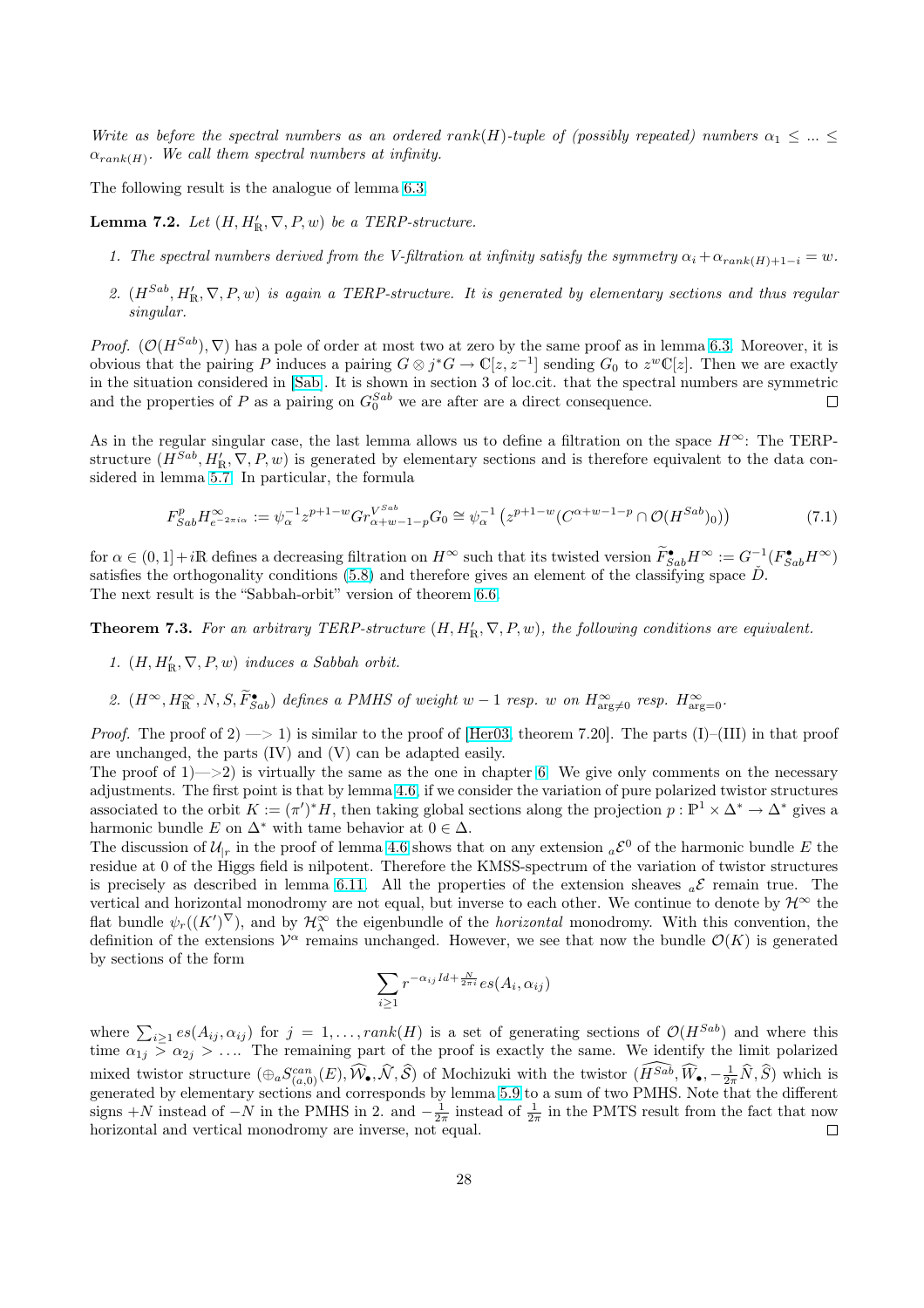*Write as before the spectral numbers as an ordered $rank(H)$-tuple of (possibly repeated) numbers $\alpha_1 \leq ... \leq \alpha_{rank(H)}$. We call them spectral numbers at infinity.*

The following result is the analogue of lemma 6.3.

**Lemma 7.2.** *Let $(H, H'_{\mathbb{R}}, \nabla, P, w)$ be a TERP-structure.*

1. *The spectral numbers derived from the V-filtration at infinity satisfy the symmetry $\alpha_i + \alpha_{rank(H)+1-i} = w$.*
2. *$(H^{Sab}, H'_{\mathbb{R}}, \nabla, P, w)$ is again a TERP-structure. It is generated by elementary sections and thus regular singular.*

*Proof.* $(\mathcal{O}(H^{Sab}), \nabla)$ has a pole of order at most two at zero by the same proof as in lemma 6.3. Moreover, it is obvious that the pairing $P$ induces a pairing $G \otimes j^*G \to \mathbb{C}[z, z^{-1}]$ sending $G_0$ to $z^w\mathbb{C}[z]$. Then we are exactly in the situation considered in [Sab]. It is shown in section 3 of loc.cit. that the spectral numbers are symmetric and the properties of $P$ as a pairing on $G_0^{Sab}$ we are after are a direct consequence. □

As in the regular singular case, the last lemma allows us to define a filtration on the space $H^\infty$: The TERP-structure $(H^{Sab}, H'_{\mathbb{R}}, \nabla, P, w)$ is generated by elementary sections and is therefore equivalent to the data considered in lemma 5.7. In particular, the formula

$$F^p_{Sab} H^\infty_{e^{-2\pi i\alpha}} := \psi_\alpha^{-1} z^{p+1-w} Gr^{V^{Sab}}_{\alpha+w-1-p} G_0 \cong \psi_\alpha^{-1}\left(z^{p+1-w}(C^{\alpha+w-1-p} \cap \mathcal{O}(H^{Sab})_0)\right) \tag{7.1}$$

for $\alpha \in (0,1] + i\mathbb{R}$ defines a decreasing filtration on $H^\infty$ such that its twisted version $\widetilde{F}^\bullet_{Sab} H^\infty := G^{-1}(F^\bullet_{Sab} H^\infty)$ satisfies the orthogonality conditions (5.8) and therefore gives an element of the classifying space $\check{D}$.
The next result is the "Sabbah-orbit" version of theorem 6.6.

**Theorem 7.3.** *For an arbitrary TERP-structure $(H, H'_{\mathbb{R}}, \nabla, P, w)$, the following conditions are equivalent.*

1. *$(H, H'_{\mathbb{R}}, \nabla, P, w)$ induces a Sabbah orbit.*
2. *$(H^\infty, H^\infty_{\mathbb{R}}, N, S, \widetilde{F}^\bullet_{Sab})$ defines a PMHS of weight $w-1$ resp. $w$ on $H^\infty_{\arg\neq 0}$ resp. $H^\infty_{\arg=0}$.*

*Proof.* The proof of 2) —> 1) is similar to the proof of [Her03, theorem 7.20]. The parts (I)–(III) in that proof are unchanged, the parts (IV) and (V) can be adapted easily.
The proof of 1)—>2) is virtually the same as the one in chapter 6. We give only comments on the necessary adjustments. The first point is that by lemma 4.6, if we consider the variation of pure polarized twistor structures associated to the orbit $K := (\pi')^*H$, then taking global sections along the projection $p : \mathbb{P}^1 \times \Delta^* \to \Delta^*$ gives a harmonic bundle $E$ on $\Delta^*$ with tame behavior at $0 \in \Delta$.
The discussion of $\mathcal{U}_{|r}$ in the proof of lemma 4.6 shows that on any extension ${}_a\mathcal{E}^0$ of the harmonic bundle $E$ the residue at 0 of the Higgs field is nilpotent. Therefore the KMSS-spectrum of the variation of twistor structures is precisely as described in lemma 6.11. All the properties of the extension sheaves ${}_a\mathcal{E}$ remain true. The vertical and horizontal monodromy are not equal, but inverse to each other. We continue to denote by $\mathcal{H}^\infty$ the flat bundle $\psi_r((K')^\nabla)$, and by $\mathcal{H}^\infty_\lambda$ the eigenbundle of the *horizontal* monodromy. With this convention, the definition of the extensions $\mathcal{V}^\alpha$ remains unchanged. However, we see that now the bundle $\mathcal{O}(K)$ is generated by sections of the form

$$\sum_{i\geq 1} r^{-\alpha_{ij} Id + \frac{N}{2\pi i}} es(A_i, \alpha_{ij})$$

where $\sum_{i\geq 1} es(A_{ij}, \alpha_{ij})$ for $j = 1, \ldots, rank(H)$ is a set of generating sections of $\mathcal{O}(H^{Sab})$ and where this time $\alpha_{1j} > \alpha_{2j} > \ldots$. The remaining part of the proof is exactly the same. We identify the limit polarized mixed twistor structure $(\oplus_a S^{can}_{(a,0)}(E), \widehat{\mathcal{W}}_\bullet, \widehat{\mathcal{N}}, \widehat{\mathcal{S}})$ of Mochizuki with the twistor $(\widehat{H^{Sab}}, \widehat{W}_\bullet, -\frac{1}{2\pi}\widehat{N}, \widehat{S})$ which is generated by elementary sections and corresponds by lemma 5.9 to a sum of two PMHS. Note that the different signs $+N$ instead of $-N$ in the PMHS in 2. and $-\frac{1}{2\pi}$ instead of $\frac{1}{2\pi}$ in the PMTS result from the fact that now horizontal and vertical monodromy are inverse, not equal. □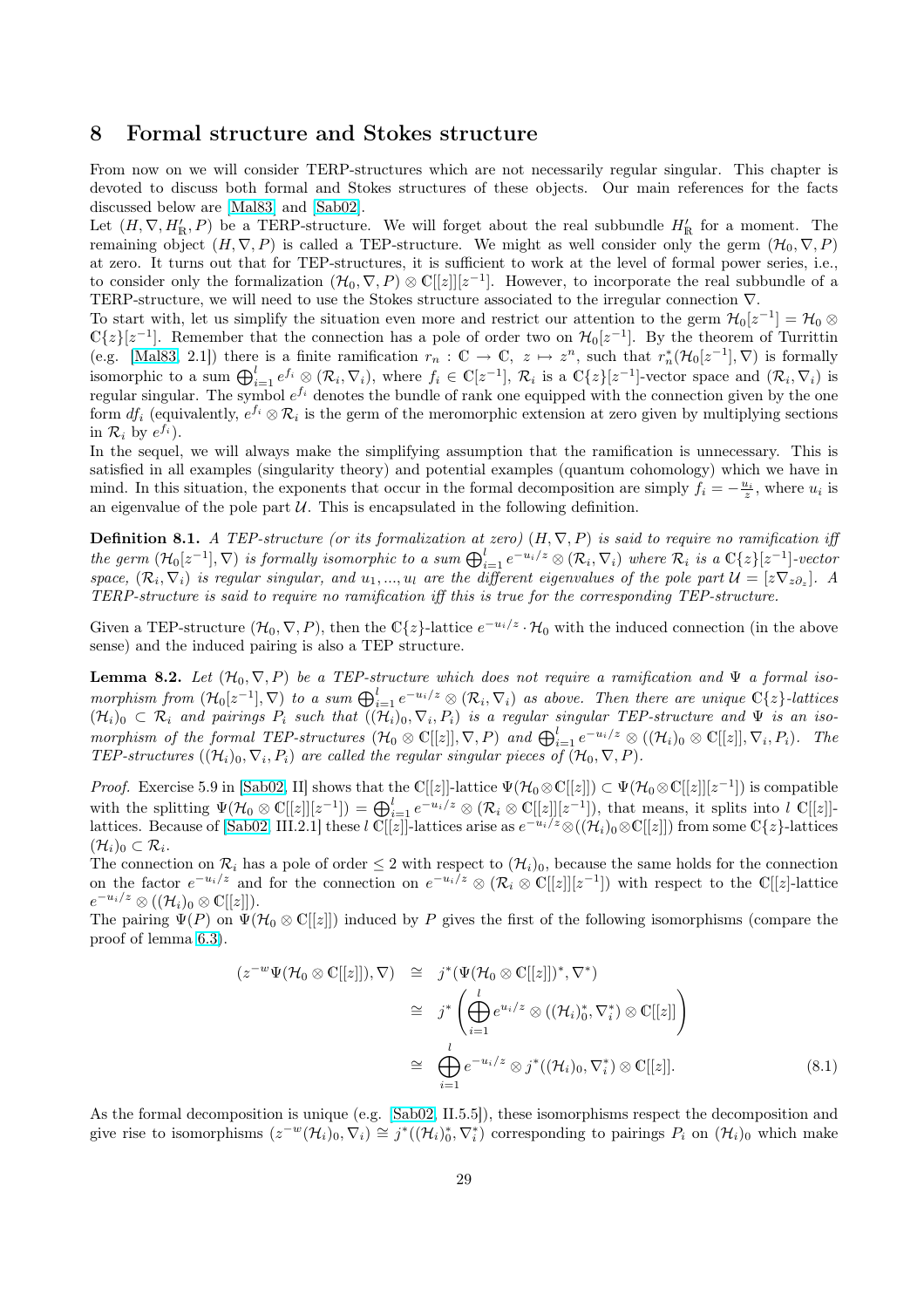## 8 Formal structure and Stokes structure

From now on we will consider TERP-structures which are not necessarily regular singular. This chapter is devoted to discuss both formal and Stokes structures of these objects. Our main references for the facts discussed below are [Mal83] and [Sab02].

Let $(H, \nabla, H'_{\mathbb{R}}, P)$ be a TERP-structure. We will forget about the real subbundle $H'_{\mathbb{R}}$ for a moment. The remaining object $(H, \nabla, P)$ is called a TEP-structure. We might as well consider only the germ $(\mathcal{H}_0, \nabla, P)$ at zero. It turns out that for TEP-structures, it is sufficient to work at the level of formal power series, i.e., to consider only the formalization $(\mathcal{H}_0, \nabla, P) \otimes \mathbb{C}[[z]][z^{-1}]$. However, to incorporate the real subbundle of a TERP-structure, we will need to use the Stokes structure associated to the irregular connection $\nabla$.

To start with, let us simplify the situation even more and restrict our attention to the germ $\mathcal{H}_0[z^{-1}] = \mathcal{H}_0 \otimes \mathbb{C}\{z\}[z^{-1}]$. Remember that the connection has a pole of order two on $\mathcal{H}_0[z^{-1}]$. By the theorem of Turrittin (e.g. [Mal83, 2.1]) there is a finite ramification $r_n : \mathbb{C} \to \mathbb{C},\ z \mapsto z^n$, such that $r_n^*(\mathcal{H}_0[z^{-1}], \nabla)$ is formally isomorphic to a sum $\bigoplus_{i=1}^{l} e^{f_i} \otimes (\mathcal{R}_i, \nabla_i)$, where $f_i \in \mathbb{C}[z^{-1}]$, $\mathcal{R}_i$ is a $\mathbb{C}\{z\}[z^{-1}]$-vector space and $(\mathcal{R}_i, \nabla_i)$ is regular singular. The symbol $e^{f_i}$ denotes the bundle of rank one equipped with the connection given by the one form $df_i$ (equivalently, $e^{f_i} \otimes \mathcal{R}_i$ is the germ of the meromorphic extension at zero given by multiplying sections in $\mathcal{R}_i$ by $e^{f_i}$).

In the sequel, we will always make the simplifying assumption that the ramification is unnecessary. This is satisfied in all examples (singularity theory) and potential examples (quantum cohomology) which we have in mind. In this situation, the exponents that occur in the formal decomposition are simply $f_i = -\frac{u_i}{z}$, where $u_i$ is an eigenvalue of the pole part $\mathcal{U}$. This is encapsulated in the following definition.

**Definition 8.1.** *A TEP-structure (or its formalization at zero) $(H, \nabla, P)$ is said to require no ramification iff the germ $(\mathcal{H}_0[z^{-1}], \nabla)$ is formally isomorphic to a sum $\bigoplus_{i=1}^{l} e^{-u_i/z} \otimes (\mathcal{R}_i, \nabla_i)$ where $\mathcal{R}_i$ is a $\mathbb{C}\{z\}[z^{-1}]$-vector space, $(\mathcal{R}_i, \nabla_i)$ is regular singular, and $u_1, ..., u_l$ are the different eigenvalues of the pole part $\mathcal{U} = [z\nabla_{z\partial_z}]$. A TERP-structure is said to require no ramification iff this is true for the corresponding TEP-structure.*

Given a TEP-structure $(\mathcal{H}_0, \nabla, P)$, then the $\mathbb{C}\{z\}$-lattice $e^{-u_i/z} \cdot \mathcal{H}_0$ with the induced connection (in the above sense) and the induced pairing is also a TEP structure.

**Lemma 8.2.** *Let $(\mathcal{H}_0, \nabla, P)$ be a TEP-structure which does not require a ramification and $\Psi$ a formal isomorphism from $(\mathcal{H}_0[z^{-1}], \nabla)$ to a sum $\bigoplus_{i=1}^{l} e^{-u_i/z} \otimes (\mathcal{R}_i, \nabla_i)$ as above. Then there are unique $\mathbb{C}\{z\}$-lattices $(\mathcal{H}_i)_0 \subset \mathcal{R}_i$ and pairings $P_i$ such that $((\mathcal{H}_i)_0, \nabla_i, P_i)$ is a regular singular TEP-structure and $\Psi$ is an isomorphism of the formal TEP-structures $(\mathcal{H}_0 \otimes \mathbb{C}[[z]], \nabla, P)$ and $\bigoplus_{i=1}^{l} e^{-u_i/z} \otimes ((\mathcal{H}_i)_0 \otimes \mathbb{C}[[z]], \nabla_i, P_i)$. The TEP-structures $((\mathcal{H}_i)_0, \nabla_i, P_i)$ are called the regular singular pieces of $(\mathcal{H}_0, \nabla, P)$.*

*Proof.* Exercise 5.9 in [Sab02, II] shows that the $\mathbb{C}[[z]]$-lattice $\Psi(\mathcal{H}_0 \otimes \mathbb{C}[[z]]) \subset \Psi(\mathcal{H}_0 \otimes \mathbb{C}[[z]][z^{-1}])$ is compatible with the splitting $\Psi(\mathcal{H}_0 \otimes \mathbb{C}[[z]][z^{-1}]) = \bigoplus_{i=1}^{l} e^{-u_i/z} \otimes (\mathcal{R}_i \otimes \mathbb{C}[[z]][z^{-1}])$, that means, it splits into $l$ $\mathbb{C}[[z]]$-lattices. Because of [Sab02, III.2.1] these $l$ $\mathbb{C}[[z]]$-lattices arise as $e^{-u_i/z} \otimes ((\mathcal{H}_i)_0 \otimes \mathbb{C}[[z]])$ from some $\mathbb{C}\{z\}$-lattices $(\mathcal{H}_i)_0 \subset \mathcal{R}_i$.

The connection on $\mathcal{R}_i$ has a pole of order $\leq 2$ with respect to $(\mathcal{H}_i)_0$, because the same holds for the connection on the factor $e^{-u_i/z}$ and for the connection on $e^{-u_i/z} \otimes (\mathcal{R}_i \otimes \mathbb{C}[[z]][z^{-1}])$ with respect to the $\mathbb{C}[[z]$-lattice $e^{-u_i/z} \otimes ((\mathcal{H}_i)_0 \otimes \mathbb{C}[[z]])$.

The pairing $\Psi(P)$ on $\Psi(\mathcal{H}_0 \otimes \mathbb{C}[[z]])$ induced by $P$ gives the first of the following isomorphisms (compare the proof of lemma 6.3).

$$
\begin{aligned}
(z^{-w}\Psi(\mathcal{H}_0 \otimes \mathbb{C}[[z]]), \nabla) &\cong j^*(\Psi(\mathcal{H}_0 \otimes \mathbb{C}[[z]])^*, \nabla^*) \\
&\cong j^*\left(\bigoplus_{i=1}^{l} e^{u_i/z} \otimes ((\mathcal{H}_i)_0^*, \nabla_i^*) \otimes \mathbb{C}[[z]]\right) \\
&\cong \bigoplus_{i=1}^{l} e^{-u_i/z} \otimes j^*((\mathcal{H}_i)_0, \nabla_i^*) \otimes \mathbb{C}[[z]]. \qquad (8.1)
\end{aligned}
$$

As the formal decomposition is unique (e.g. [Sab02, II.5.5]), these isomorphisms respect the decomposition and give rise to isomorphisms $(z^{-w}(\mathcal{H}_i)_0, \nabla_i) \cong j^*((\mathcal{H}_i)_0^*, \nabla_i^*)$ corresponding to pairings $P_i$ on $(\mathcal{H}_i)_0$ which make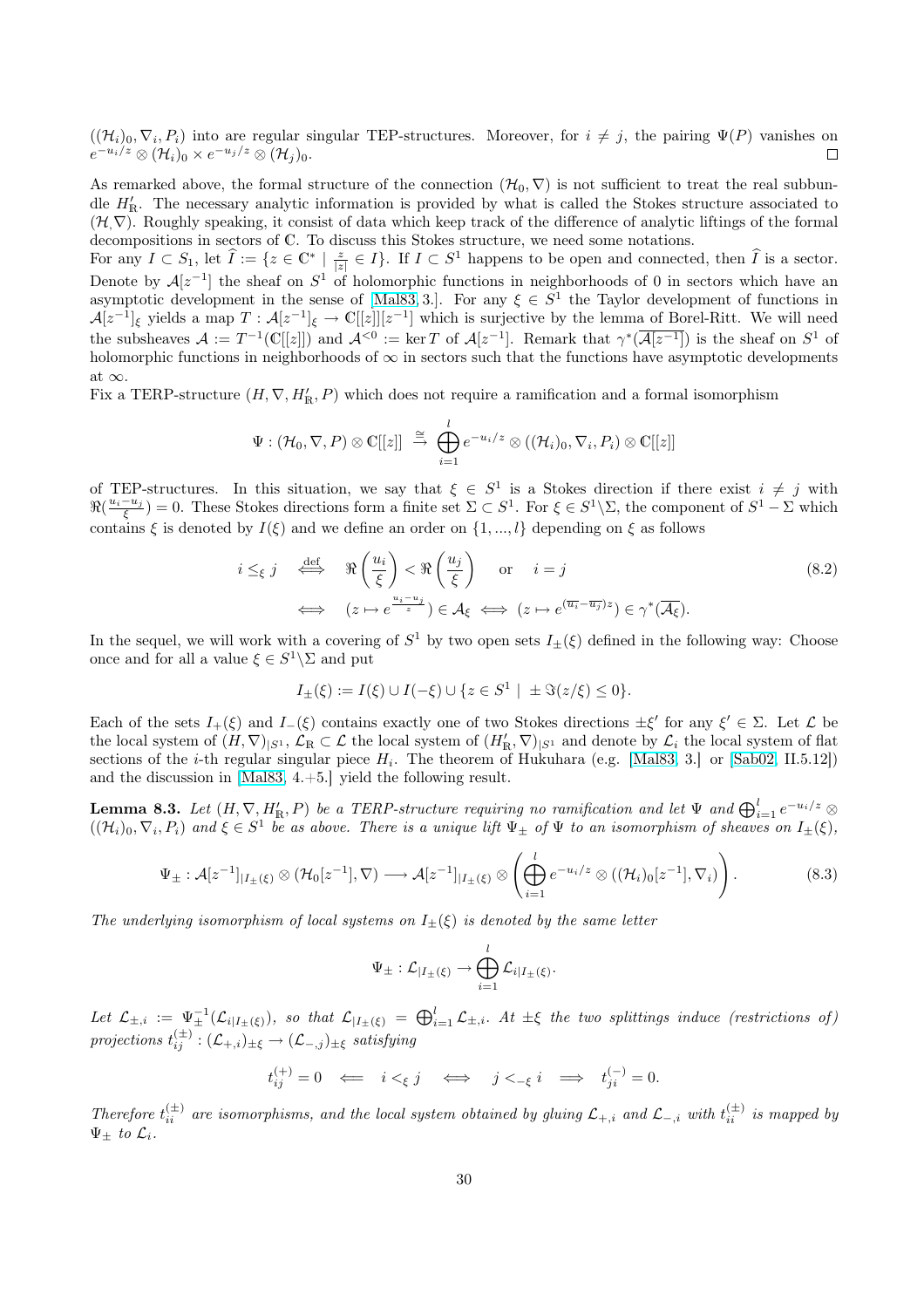$((\mathcal{H}_i)_0, \nabla_i, P_i)$ into are regular singular TEP-structures. Moreover, for $i \neq j$, the pairing $\Psi(P)$ vanishes on $e^{-u_i/z} \otimes (\mathcal{H}_i)_0 \times e^{-u_j/z} \otimes (\mathcal{H}_j)_0$. □

As remarked above, the formal structure of the connection $(\mathcal{H}_0, \nabla)$ is not sufficient to treat the real subbundle $H'_\mathbb{R}$. The necessary analytic information is provided by what is called the Stokes structure associated to $(\mathcal{H}, \nabla)$. Roughly speaking, it consist of data which keep track of the difference of analytic liftings of the formal decompositions in sectors of $\mathbb{C}$. To discuss this Stokes structure, we need some notations.
For any $I \subset S_1$, let $\widehat{I} := \{z \in \mathbb{C}^* \mid \frac{z}{|z|} \in I\}$. If $I \subset S^1$ happens to be open and connected, then $\widehat{I}$ is a sector. Denote by $\mathcal{A}[z^{-1}]$ the sheaf on $S^1$ of holomorphic functions in neighborhoods of 0 in sectors which have an asymptotic development in the sense of [Mal83, 3.]. For any $\xi \in S^1$ the Taylor development of functions in $\mathcal{A}[z^{-1}]_\xi$ yields a map $T : \mathcal{A}[z^{-1}]_\xi \to \mathbb{C}[[z]][z^{-1}]$ which is surjective by the lemma of Borel-Ritt. We will need the subsheaves $\mathcal{A} := T^{-1}(\mathbb{C}[[z]])$ and $\mathcal{A}^{<0} := \ker T$ of $\mathcal{A}[z^{-1}]$. Remark that $\gamma^*(\overline{\mathcal{A}[z^{-1}]})$ is the sheaf on $S^1$ of holomorphic functions in neighborhoods of $\infty$ in sectors such that the functions have asymptotic developments at $\infty$.
Fix a TERP-structure $(H, \nabla, H'_\mathbb{R}, P)$ which does not require a ramification and a formal isomorphism

$$\Psi : (\mathcal{H}_0, \nabla, P) \otimes \mathbb{C}[[z]] \stackrel{\cong}{\to} \bigoplus_{i=1}^{l} e^{-u_i/z} \otimes ((\mathcal{H}_i)_0, \nabla_i, P_i) \otimes \mathbb{C}[[z]]$$

of TEP-structures. In this situation, we say that $\xi \in S^1$ is a Stokes direction if there exist $i \neq j$ with $\Re(\frac{u_i - u_j}{\xi}) = 0$. These Stokes directions form a finite set $\Sigma \subset S^1$. For $\xi \in S^1 \backslash \Sigma$, the component of $S^1 - \Sigma$ which contains $\xi$ is denoted by $I(\xi)$ and we define an order on $\{1, ..., l\}$ depending on $\xi$ as follows

$$\begin{aligned} i \leq_\xi j \quad &\stackrel{\text{def}}{\iff} \quad \Re\left(\frac{u_i}{\xi}\right) < \Re\left(\frac{u_j}{\xi}\right) \quad \text{or} \quad i = j \\ &\iff \quad (z \mapsto e^{\frac{u_i - u_j}{z}}) \in \mathcal{A}_\xi \iff (z \mapsto e^{(\overline{u_i} - \overline{u_j})z}) \in \gamma^*(\overline{\mathcal{A}_\xi}). \end{aligned} \tag{8.2}$$

In the sequel, we will work with a covering of $S^1$ by two open sets $I_\pm(\xi)$ defined in the following way: Choose once and for all a value $\xi \in S^1 \backslash \Sigma$ and put

$$I_\pm(\xi) := I(\xi) \cup I(-\xi) \cup \{z \in S^1 \mid \pm \Im(z/\xi) \leq 0\}.$$

Each of the sets $I_+(\xi)$ and $I_-(\xi)$ contains exactly one of two Stokes directions $\pm\xi'$ for any $\xi' \in \Sigma$. Let $\mathcal{L}$ be the local system of $(H, \nabla)_{|S^1}$, $\mathcal{L}_\mathbb{R} \subset \mathcal{L}$ the local system of $(H'_\mathbb{R}, \nabla)_{|S^1}$ and denote by $\mathcal{L}_i$ the local system of flat sections of the $i$-th regular singular piece $H_i$. The theorem of Hukuhara (e.g. [Mal83, 3.] or [Sab02, II.5.12]) and the discussion in [Mal83, 4.+5.] yield the following result.

**Lemma 8.3.** *Let $(H, \nabla, H'_\mathbb{R}, P)$ be a TERP-structure requiring no ramification and let $\Psi$ and $\bigoplus_{i=1}^{l} e^{-u_i/z} \otimes ((\mathcal{H}_i)_0, \nabla_i, P_i)$ and $\xi \in S^1$ be as above. There is a unique lift $\Psi_\pm$ of $\Psi$ to an isomorphism of sheaves on $I_\pm(\xi)$,*

$$\Psi_\pm : \mathcal{A}[z^{-1}]_{|I_\pm(\xi)} \otimes (\mathcal{H}_0[z^{-1}], \nabla) \longrightarrow \mathcal{A}[z^{-1}]_{|I_\pm(\xi)} \otimes \left( \bigoplus_{i=1}^{l} e^{-u_i/z} \otimes ((\mathcal{H}_i)_0[z^{-1}], \nabla_i) \right). \tag{8.3}$$

*The underlying isomorphism of local systems on $I_\pm(\xi)$ is denoted by the same letter*

$$\Psi_\pm : \mathcal{L}_{|I_\pm(\xi)} \to \bigoplus_{i=1}^{l} \mathcal{L}_{i|I_\pm(\xi)}.$$

*Let $\mathcal{L}_{\pm,i} := \Psi_\pm^{-1}(\mathcal{L}_{i|I_\pm(\xi)})$, so that $\mathcal{L}_{|I_\pm(\xi)} = \bigoplus_{i=1}^{l} \mathcal{L}_{\pm,i}$. At $\pm\xi$ the two splittings induce (restrictions of) projections $t_{ij}^{(\pm)} : (\mathcal{L}_{+,i})_{\pm\xi} \to (\mathcal{L}_{-,j})_{\pm\xi}$ satisfying*

$$t_{ij}^{(+)} = 0 \quad \Longleftarrow \quad i <_\xi j \quad \iff \quad j <_{-\xi} i \quad \Longrightarrow \quad t_{ji}^{(-)} = 0.$$

*Therefore $t_{ii}^{(\pm)}$ are isomorphisms, and the local system obtained by gluing $\mathcal{L}_{+,i}$ and $\mathcal{L}_{-,i}$ with $t_{ii}^{(\pm)}$ is mapped by $\Psi_\pm$ to $\mathcal{L}_i$.*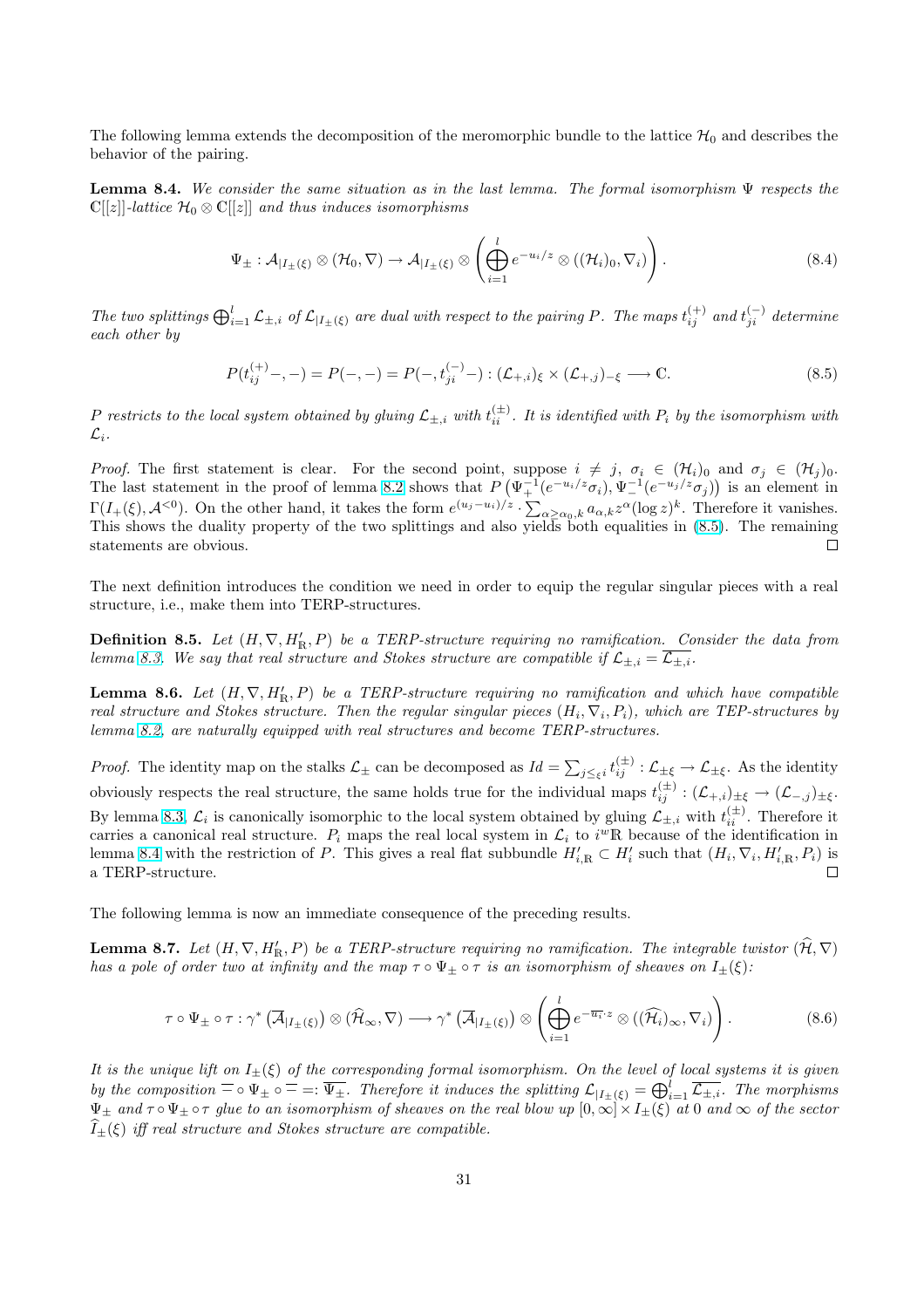The following lemma extends the decomposition of the meromorphic bundle to the lattice $\mathcal{H}_0$ and describes the behavior of the pairing.

**Lemma 8.4.** *We consider the same situation as in the last lemma. The formal isomorphism $\Psi$ respects the $\mathbb{C}[[z]]$-lattice $\mathcal{H}_0 \otimes \mathbb{C}[[z]]$ and thus induces isomorphisms*

$$\Psi_\pm : \mathcal{A}_{|I_\pm(\xi)} \otimes (\mathcal{H}_0, \nabla) \to \mathcal{A}_{|I_\pm(\xi)} \otimes \left( \bigoplus_{i=1}^{l} e^{-u_i/z} \otimes ((\mathcal{H}_i)_0, \nabla_i) \right). \tag{8.4}$$

*The two splittings $\bigoplus_{i=1}^{l} \mathcal{L}_{\pm,i}$ of $\mathcal{L}_{|I_\pm(\xi)}$ are dual with respect to the pairing $P$. The maps $t_{ij}^{(+)}$ and $t_{ji}^{(-)}$ determine each other by*

$$P(t_{ij}^{(+)} -, -) = P(-,-) = P(-, t_{ji}^{(-)} -) : (\mathcal{L}_{+,i})_\xi \times (\mathcal{L}_{+,j})_{-\xi} \longrightarrow \mathbb{C}. \tag{8.5}$$

*$P$ restricts to the local system obtained by gluing $\mathcal{L}_{\pm,i}$ with $t_{ii}^{(\pm)}$. It is identified with $P_i$ by the isomorphism with $\mathcal{L}_i$.*

*Proof.* The first statement is clear. For the second point, suppose $i \neq j$, $\sigma_i \in (\mathcal{H}_i)_0$ and $\sigma_j \in (\mathcal{H}_j)_0$. The last statement in the proof of lemma 8.2 shows that $P\left(\Psi_+^{-1}(e^{-u_i/z}\sigma_i), \Psi_-^{-1}(e^{-u_j/z}\sigma_j)\right)$ is an element in $\Gamma(I_+(\xi), \mathcal{A}^{<0})$. On the other hand, it takes the form $e^{(u_j - u_i)/z} \cdot \sum_{\alpha \geq \alpha_0, k} a_{\alpha,k} z^\alpha (\log z)^k$. Therefore it vanishes. This shows the duality property of the two splittings and also yields both equalities in (8.5). The remaining statements are obvious. ∎

The next definition introduces the condition we need in order to equip the regular singular pieces with a real structure, i.e., make them into TERP-structures.

**Definition 8.5.** *Let $(H, \nabla, H'_\mathbb{R}, P)$ be a TERP-structure requiring no ramification. Consider the data from lemma 8.3. We say that real structure and Stokes structure are compatible if $\mathcal{L}_{\pm,i} = \overline{\mathcal{L}_{\pm,i}}$.*

**Lemma 8.6.** *Let $(H, \nabla, H'_\mathbb{R}, P)$ be a TERP-structure requiring no ramification and which have compatible real structure and Stokes structure. Then the regular singular pieces $(H_i, \nabla_i, P_i)$, which are TEP-structures by lemma 8.2, are naturally equipped with real structures and become TERP-structures.*

*Proof.* The identity map on the stalks $\mathcal{L}_\pm$ can be decomposed as $Id = \sum_{j \leq_\xi i} t_{ij}^{(\pm)} : \mathcal{L}_{\pm\xi} \to \mathcal{L}_{\pm\xi}$. As the identity obviously respects the real structure, the same holds true for the individual maps $t_{ij}^{(\pm)} : (\mathcal{L}_{+,i})_{\pm\xi} \to (\mathcal{L}_{-,j})_{\pm\xi}$. By lemma 8.3, $\mathcal{L}_i$ is canonically isomorphic to the local system obtained by gluing $\mathcal{L}_{\pm,i}$ with $t_{ii}^{(\pm)}$. Therefore it carries a canonical real structure. $P_i$ maps the real local system in $\mathcal{L}_i$ to $i^w\mathbb{R}$ because of the identification in lemma 8.4 with the restriction of $P$. This gives a real flat subbundle $H'_{i,\mathbb{R}} \subset H'_i$ such that $(H_i, \nabla_i, H'_{i,\mathbb{R}}, P_i)$ is a TERP-structure. ∎

The following lemma is now an immediate consequence of the preceding results.

**Lemma 8.7.** *Let $(H, \nabla, H'_\mathbb{R}, P)$ be a TERP-structure requiring no ramification. The integrable twistor $(\widehat{\mathcal{H}}, \nabla)$ has a pole of order two at infinity and the map $\tau \circ \Psi_\pm \circ \tau$ is an isomorphism of sheaves on $I_\pm(\xi)$:*

$$\tau \circ \Psi_\pm \circ \tau : \gamma^* \left(\overline{\mathcal{A}}_{|I_\pm(\xi)}\right) \otimes (\widehat{\mathcal{H}}_\infty, \nabla) \longrightarrow \gamma^* \left(\overline{\mathcal{A}}_{|I_\pm(\xi)}\right) \otimes \left( \bigoplus_{i=1}^{l} e^{-\overline{u_i} \cdot z} \otimes ((\widehat{\mathcal{H}}_i)_\infty, \nabla_i) \right). \tag{8.6}$$

*It is the unique lift on $I_\pm(\xi)$ of the corresponding formal isomorphism. On the level of local systems it is given by the composition $\overline{\phantom{x}} \circ \Psi_\pm \circ \overline{\phantom{x}} =: \overline{\Psi_\pm}$. Therefore it induces the splitting $\mathcal{L}_{|I_\pm(\xi)} = \bigoplus_{i=1}^{l} \overline{\mathcal{L}_{\pm,i}}$. The morphisms $\Psi_\pm$ and $\tau \circ \Psi_\pm \circ \tau$ glue to an isomorphism of sheaves on the real blow up $[0, \infty] \times I_\pm(\xi)$ at $0$ and $\infty$ of the sector $\widehat{I}_\pm(\xi)$ iff real structure and Stokes structure are compatible.*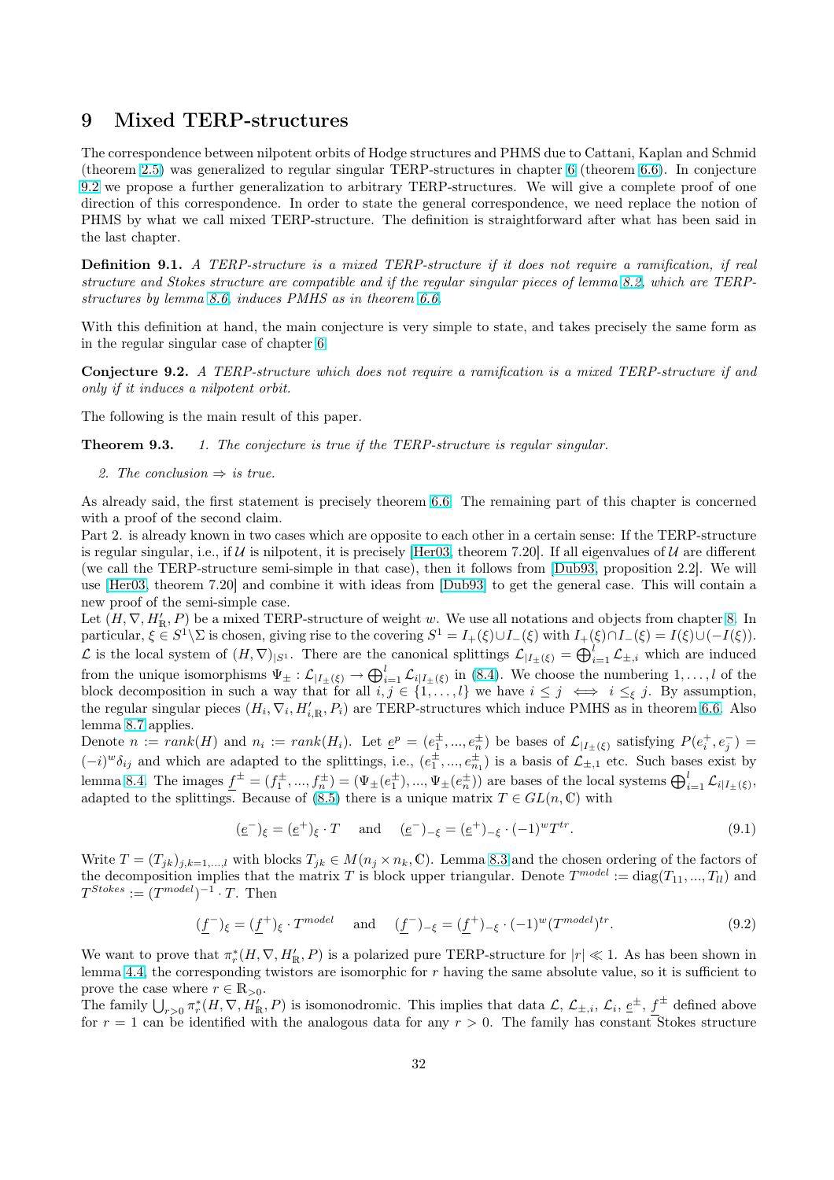# 9 Mixed TERP-structures

The correspondence between nilpotent orbits of Hodge structures and PHMS due to Cattani, Kaplan and Schmid (theorem 2.5) was generalized to regular singular TERP-structures in chapter 6 (theorem 6.6). In conjecture 9.2 we propose a further generalization to arbitrary TERP-structures. We will give a complete proof of one direction of this correspondence. In order to state the general correspondence, we need replace the notion of PHMS by what we call mixed TERP-structure. The definition is straightforward after what has been said in the last chapter.

**Definition 9.1.** *A TERP-structure is a mixed TERP-structure if it does not require a ramification, if real structure and Stokes structure are compatible and if the regular singular pieces of lemma 8.2, which are TERP-structures by lemma 8.6, induces PMHS as in theorem 6.6.*

With this definition at hand, the main conjecture is very simple to state, and takes precisely the same form as in the regular singular case of chapter 6.

**Conjecture 9.2.** *A TERP-structure which does not require a ramification is a mixed TERP-structure if and only if it induces a nilpotent orbit.*

The following is the main result of this paper.

**Theorem 9.3.** 1. *The conjecture is true if the TERP-structure is regular singular.*

2. *The conclusion $\Rightarrow$ is true.*

As already said, the first statement is precisely theorem 6.6. The remaining part of this chapter is concerned with a proof of the second claim.

Part 2. is already known in two cases which are opposite to each other in a certain sense: If the TERP-structure is regular singular, i.e., if $\mathcal{U}$ is nilpotent, it is precisely [Her03, theorem 7.20]. If all eigenvalues of $\mathcal{U}$ are different (we call the TERP-structure semi-simple in that case), then it follows from [Dub93, proposition 2.2]. We will use [Her03, theorem 7.20] and combine it with ideas from [Dub93] to get the general case. This will contain a new proof of the semi-simple case.

Let $(H, \nabla, H'_{\mathbb{R}}, P)$ be a mixed TERP-structure of weight $w$. We use all notations and objects from chapter 8. In particular, $\xi \in S^1\backslash\Sigma$ is chosen, giving rise to the covering $S^1 = I_+(\xi) \cup I_-(\xi)$ with $I_+(\xi) \cap I_-(\xi) = I(\xi) \cup (-I(\xi))$. $\mathcal{L}$ is the local system of $(H, \nabla)_{|S^1}$. There are the canonical splittings $\mathcal{L}_{|I_\pm(\xi)} = \bigoplus_{i=1}^l \mathcal{L}_{\pm,i}$ which are induced from the unique isomorphisms $\Psi_\pm : \mathcal{L}_{|I_\pm(\xi)} \to \bigoplus_{i=1}^l \mathcal{L}_{i|I_\pm(\xi)}$ in (8.4). We choose the numbering $1, \ldots, l$ of the block decomposition in such a way that for all $i, j \in \{1, \ldots, l\}$ we have $i \leq j \iff i \leq_\xi j$. By assumption, the regular singular pieces $(H_i, \nabla_i, H'_{i,\mathbb{R}}, P_i)$ are TERP-structures which induce PMHS as in theorem 6.6. Also lemma 8.7 applies.

Denote $n := rank(H)$ and $n_i := rank(H_i)$. Let $\underline{e}^p = (e_1^\pm, ..., e_n^\pm)$ be bases of $\mathcal{L}_{|I_\pm(\xi)}$ satisfying $P(e_i^+, e_j^-) = (-i)^w \delta_{ij}$ and which are adapted to the splittings, i.e., $(e_1^\pm, ..., e_{n_1}^\pm)$ is a basis of $\mathcal{L}_{\pm,1}$ etc. Such bases exist by lemma 8.4. The images $\underline{f}^\pm = (f_1^\pm, ..., f_n^\pm) = (\Psi_\pm(e_1^\pm), ..., \Psi_\pm(e_n^\pm))$ are bases of the local systems $\bigoplus_{i=1}^l \mathcal{L}_{i|I_\pm(\xi)}$, adapted to the splittings. Because of (8.5) there is a unique matrix $T \in GL(n, \mathbb{C})$ with

$$(\underline{e}^-)_\xi = (\underline{e}^+)_\xi \cdot T \quad \text{ and } \quad (\underline{e}^-)_{-\xi} = (\underline{e}^+)_{-\xi} \cdot (-1)^w T^{tr}. \tag{9.1}$$

Write $T = (T_{jk})_{j,k=1,\ldots,l}$ with blocks $T_{jk} \in M(n_j \times n_k, \mathbb{C})$. Lemma 8.3 and the chosen ordering of the factors of the decomposition implies that the matrix $T$ is block upper triangular. Denote $T^{model} := \mathrm{diag}(T_{11}, ..., T_{ll})$ and $T^{Stokes} := (T^{model})^{-1} \cdot T$. Then

$$(\underline{f}^-)_\xi = (\underline{f}^+)_\xi \cdot T^{model} \quad \text{ and } \quad (\underline{f}^-)_{-\xi} = (\underline{f}^+)_{-\xi} \cdot (-1)^w (T^{model})^{tr}. \tag{9.2}$$

We want to prove that $\pi_r^*(H, \nabla, H'_{\mathbb{R}}, P)$ is a polarized pure TERP-structure for $|r| \ll 1$. As has been shown in lemma 4.4, the corresponding twistors are isomorphic for $r$ having the same absolute value, so it is sufficient to prove the case where $r \in \mathbb{R}_{>0}$.

The family $\bigcup_{r>0} \pi_r^*(H, \nabla, H'_{\mathbb{R}}, P)$ is isomonodromic. This implies that data $\mathcal{L}$, $\mathcal{L}_{\pm,i}$, $\mathcal{L}_i$, $\underline{e}^\pm$, $\underline{f}^\pm$ defined above for $r = 1$ can be identified with the analogous data for any $r > 0$. The family has constant Stokes structure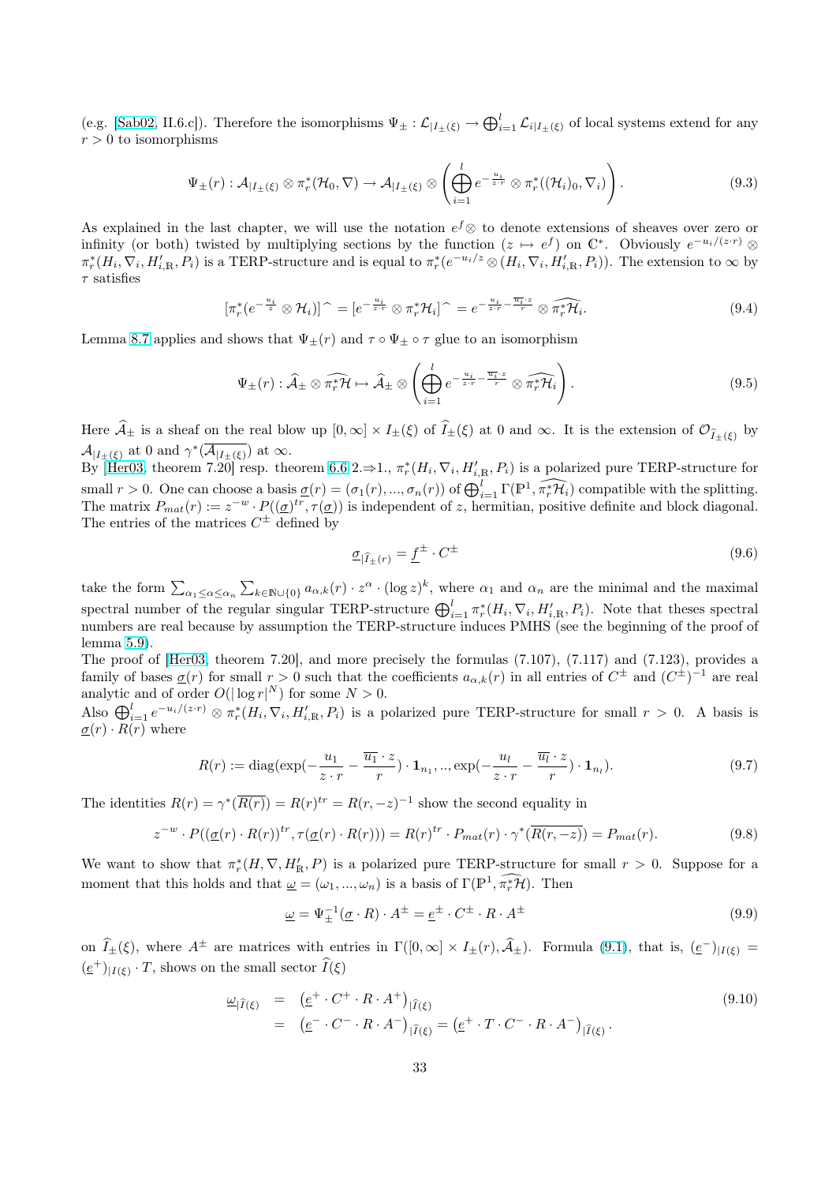(e.g. [Sab02, II.6.c]). Therefore the isomorphisms $\Psi_\pm : \mathcal{L}_{|I_\pm(\xi)} \to \bigoplus_{i=1}^l \mathcal{L}_{i|I_\pm(\xi)}$ of local systems extend for any $r > 0$ to isomorphisms

$$\Psi_\pm(r) : \mathcal{A}_{|I_\pm(\xi)} \otimes \pi_r^*(\mathcal{H}_0, \nabla) \to \mathcal{A}_{|I_\pm(\xi)} \otimes \left( \bigoplus_{i=1}^l e^{-\frac{u_i}{z\cdot r}} \otimes \pi_r^*((\mathcal{H}_i)_0, \nabla_i) \right). \tag{9.3}$$

As explained in the last chapter, we will use the notation $e^f \otimes$ to denote extensions of sheaves over zero or infinity (or both) twisted by multiplying sections by the function $(z \mapsto e^f)$ on $\mathbb{C}^*$. Obviously $e^{-u_i/(z\cdot r)} \otimes \pi_r^*(H_i, \nabla_i, H'_{i,\mathbb{R}}, P_i)$ is a TERP-structure and is equal to $\pi_r^*(e^{-u_i/z} \otimes (H_i, \nabla_i, H'_{i,\mathbb{R}}, P_i))$. The extension to $\infty$ by $\tau$ satisfies

$$[\pi_r^*(e^{-\frac{u_i}{z}} \otimes \mathcal{H}_i)]\widehat{\ } = [e^{-\frac{u_i}{z\cdot r}} \otimes \pi_r^* \mathcal{H}_i]\widehat{\ } = e^{-\frac{u_i}{z\cdot r} - \frac{\overline{u_i}\cdot z}{r}} \otimes \widehat{\pi_r^*\mathcal{H}_i}. \tag{9.4}$$

Lemma 8.7 applies and shows that $\Psi_\pm(r)$ and $\tau \circ \Psi_\pm \circ \tau$ glue to an isomorphism

$$\Psi_\pm(r) : \widehat{\mathcal{A}}_\pm \otimes \widehat{\pi_r^*\mathcal{H}} \mapsto \widehat{\mathcal{A}}_\pm \otimes \left( \bigoplus_{i=1}^l e^{-\frac{u_i}{z\cdot r} - \frac{\overline{u_i}\cdot z}{r}} \otimes \widehat{\pi_r^*\mathcal{H}_i} \right). \tag{9.5}$$

Here $\widehat{\mathcal{A}}_\pm$ is a sheaf on the real blow up $[0, \infty] \times I_\pm(\xi)$ of $\widehat{I}_\pm(\xi)$ at 0 and $\infty$. It is the extension of $\mathcal{O}_{\widehat{I}_\pm(\xi)}$ by $\mathcal{A}_{|I_\pm(\xi)}$ at 0 and $\gamma^*(\overline{\mathcal{A}_{|I_\pm(\xi)}})$ at $\infty$.
By [Her03, theorem 7.20] resp. theorem 6.6 2.⇒1., $\pi_r^*(H_i, \nabla_i, H'_{i,\mathbb{R}}, P_i)$ is a polarized pure TERP-structure for small $r > 0$. One can choose a basis $\underline{\sigma}(r) = (\sigma_1(r), ..., \sigma_n(r))$ of $\bigoplus_{i=1}^l \Gamma(\mathbb{P}^1, \widehat{\pi_r^*\mathcal{H}_i})$ compatible with the splitting. The matrix $P_{mat}(r) := z^{-w} \cdot P((\underline{\sigma})^{tr}, \tau(\underline{\sigma}))$ is independent of $z$, hermitian, positive definite and block diagonal. The entries of the matrices $C^\pm$ defined by

$$\underline{\sigma}_{|\widehat{I}_\pm(r)} = \underline{f}^\pm \cdot C^\pm \tag{9.6}$$

take the form $\sum_{\alpha_1 \le \alpha \le \alpha_n} \sum_{k \in \mathbb{N}\cup\{0\}} a_{\alpha,k}(r) \cdot z^\alpha \cdot (\log z)^k$, where $\alpha_1$ and $\alpha_n$ are the minimal and the maximal spectral number of the regular singular TERP-structure $\bigoplus_{i=1}^l \pi_r^*(H_i, \nabla_i, H'_{i,\mathbb{R}}, P_i)$. Note that theses spectral numbers are real because by assumption the TERP-structure induces PMHS (see the beginning of the proof of lemma 5.9).
The proof of [Her03, theorem 7.20], and more precisely the formulas (7.107), (7.117) and (7.123), provides a family of bases $\underline{\sigma}(r)$ for small $r > 0$ such that the coefficients $a_{\alpha,k}(r)$ in all entries of $C^\pm$ and $(C^\pm)^{-1}$ are real analytic and of order $O(|\log r|^N)$ for some $N > 0$.
Also $\bigoplus_{i=1}^l e^{-u_i/(z\cdot r)} \otimes \pi_r^*(H_i, \nabla_i, H'_{i,\mathbb{R}}, P_i)$ is a polarized pure TERP-structure for small $r > 0$. A basis is $\underline{\sigma}(r) \cdot R(r)$ where

$$R(r) := \text{diag}(\exp(-\frac{u_1}{z\cdot r} - \frac{\overline{u_1}\cdot z}{r}) \cdot \mathbf{1}_{n_1}, .., \exp(-\frac{u_l}{z\cdot r} - \frac{\overline{u_l}\cdot z}{r}) \cdot \mathbf{1}_{n_l}). \tag{9.7}$$

The identities $R(r) = \gamma^*(\overline{R(r)}) = R(r)^{tr} = R(r, -z)^{-1}$ show the second equality in

$$z^{-w} \cdot P((\underline{\sigma}(r) \cdot R(r))^{tr}, \tau(\underline{\sigma}(r) \cdot R(r))) = R(r)^{tr} \cdot P_{mat}(r) \cdot \gamma^*(\overline{R(r,-z)}) = P_{mat}(r). \tag{9.8}$$

We want to show that $\pi_r^*(H, \nabla, H'_\mathbb{R}, P)$ is a polarized pure TERP-structure for small $r > 0$. Suppose for a moment that this holds and that $\underline{\omega} = (\omega_1, ..., \omega_n)$ is a basis of $\Gamma(\mathbb{P}^1, \widehat{\pi_r^*\mathcal{H}})$. Then

$$\underline{\omega} = \Psi_\pm^{-1}(\underline{\sigma} \cdot R) \cdot A^\pm = \underline{e}^\pm \cdot C^\pm \cdot R \cdot A^\pm \tag{9.9}$$

on $\widehat{I}_\pm(\xi)$, where $A^\pm$ are matrices with entries in $\Gamma([0, \infty] \times I_\pm(r), \widehat{\mathcal{A}}_\pm)$. Formula (9.1), that is, $(\underline{e}^-)_{|I(\xi)} = (\underline{e}^+)_{|I(\xi)} \cdot T$, shows on the small sector $\widehat{I}(\xi)$

$$\begin{aligned} \underline{\omega}_{|\widehat{I}(\xi)} &= \left(\underline{e}^+ \cdot C^+ \cdot R \cdot A^+\right)_{|\widehat{I}(\xi)} \\ &= \left(\underline{e}^- \cdot C^- \cdot R \cdot A^-\right)_{|\widehat{I}(\xi)} = \left(\underline{e}^+ \cdot T \cdot C^- \cdot R \cdot A^-\right)_{|\widehat{I}(\xi)}. \end{aligned} \tag{9.10}$$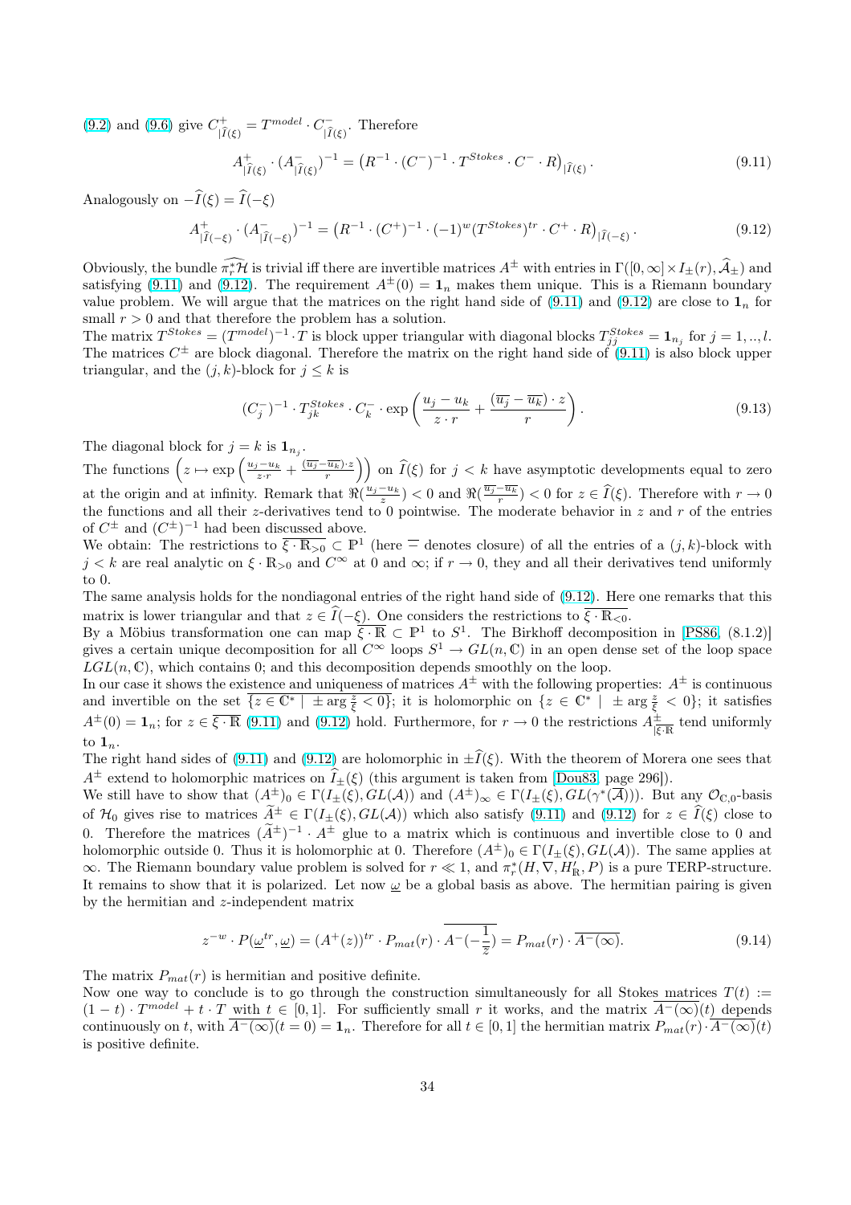(9.2) and (9.6) give $C^+_{|\widehat{I}(\xi)} = T^{model} \cdot C^-_{|\widehat{I}(\xi)}$. Therefore

$$A^+_{|\widehat{I}(\xi)} \cdot (A^-_{|\widehat{I}(\xi)})^{-1} = \left(R^{-1} \cdot (C^-)^{-1} \cdot T^{Stokes} \cdot C^- \cdot R\right)_{|\widehat{I}(\xi)}. \tag{9.11}$$

Analogously on $-\widehat{I}(\xi) = \widehat{I}(-\xi)$

$$A^+_{|\widehat{I}(-\xi)} \cdot (A^-_{|\widehat{I}(-\xi)})^{-1} = \left(R^{-1} \cdot (C^+)^{-1} \cdot (-1)^w (T^{Stokes})^{tr} \cdot C^+ \cdot R\right)_{|\widehat{I}(-\xi)}. \tag{9.12}$$

Obviously, the bundle $\widehat{\pi_r^*\mathcal{H}}$ is trivial iff there are invertible matrices $A^\pm$ with entries in $\Gamma([0,\infty] \times I_\pm(r), \widehat{\mathcal{A}}_\pm)$ and satisfying (9.11) and (9.12). The requirement $A^\pm(0) = \mathbf{1}_n$ makes them unique. This is a Riemann boundary value problem. We will argue that the matrices on the right hand side of (9.11) and (9.12) are close to $\mathbf{1}_n$ for small $r > 0$ and that therefore the problem has a solution.

The matrix $T^{Stokes} = (T^{model})^{-1} \cdot T$ is block upper triangular with diagonal blocks $T^{Stokes}_{jj} = \mathbf{1}_{n_j}$ for $j = 1, .., l$. The matrices $C^\pm$ are block diagonal. Therefore the matrix on the right hand side of (9.11) is also block upper triangular, and the $(j,k)$-block for $j \leq k$ is

$$(C_j^-)^{-1} \cdot T^{Stokes}_{jk} \cdot C_k^- \cdot \exp\left(\frac{u_j - u_k}{z \cdot r} + \frac{(\overline{u_j} - \overline{u_k}) \cdot z}{r}\right). \tag{9.13}$$

The diagonal block for $j = k$ is $\mathbf{1}_{n_j}$.

The functions $\left(z \mapsto \exp\left(\frac{u_j - u_k}{z \cdot r} + \frac{(\overline{u_j} - \overline{u_k}) \cdot z}{r}\right)\right)$ on $\widehat{I}(\xi)$ for $j < k$ have asymptotic developments equal to zero at the origin and at infinity. Remark that $\Re(\frac{u_j - u_k}{z}) < 0$ and $\Re(\frac{\overline{u_j} - \overline{u_k}}{r}) < 0$ for $z \in \widehat{I}(\xi)$. Therefore with $r \to 0$ the functions and all their $z$-derivatives tend to 0 pointwise. The moderate behavior in $z$ and $r$ of the entries of $C^\pm$ and $(C^\pm)^{-1}$ had been discussed above.

We obtain: The restrictions to $\overline{\xi \cdot \mathbb{R}_{>0}} \subset \mathbb{P}^1$ (here $\overline{\phantom{x}}$ denotes closure) of all the entries of a $(j,k)$-block with $j < k$ are real analytic on $\xi \cdot \mathbb{R}_{>0}$ and $C^\infty$ at 0 and $\infty$; if $r \to 0$, they and all their derivatives tend uniformly to 0.

The same analysis holds for the nondiagonal entries of the right hand side of (9.12). Here one remarks that this matrix is lower triangular and that $z \in \widehat{I}(-\xi)$. One considers the restrictions to $\overline{\xi \cdot \mathbb{R}_{<0}}$.

By a Möbius transformation one can map $\overline{\xi \cdot \mathbb{R}} \subset \mathbb{P}^1$ to $S^1$. The Birkhoff decomposition in [PS86, (8.1.2)] gives a certain unique decomposition for all $C^\infty$ loops $S^1 \to GL(n, \mathbb{C})$ in an open dense set of the loop space $LGL(n, \mathbb{C})$, which contains 0; and this decomposition depends smoothly on the loop.

In our case it shows the existence and uniqueness of matrices $A^\pm$ with the following properties: $A^\pm$ is continuous and invertible on the set $\overline{\{z \in \mathbb{C}^* \mid \pm \arg \frac{z}{\xi} < 0\}}$; it is holomorphic on $\{z \in \mathbb{C}^* \mid \pm \arg \frac{z}{\xi} < 0\}$; it satisfies $A^\pm(0) = \mathbf{1}_n$; for $z \in \overline{\xi \cdot \mathbb{R}}$ (9.11) and (9.12) hold. Furthermore, for $r \to 0$ the restrictions $A^\pm_{|\overline{\xi \cdot \mathbb{R}}}$ tend uniformly to $\mathbf{1}_n$.

The right hand sides of (9.11) and (9.12) are holomorphic in $\pm\widehat{I}(\xi)$. With the theorem of Morera one sees that $A^\pm$ extend to holomorphic matrices on $\widehat{I}_\pm(\xi)$ (this argument is taken from [Dou83, page 296]).

We still have to show that $(A^\pm)_0 \in \Gamma(I_\pm(\xi), GL(\mathcal{A}))$ and $(A^\pm)_\infty \in \Gamma(I_\pm(\xi), GL(\gamma^*(\overline{\mathcal{A}})))$. But any $\mathcal{O}_{\mathbb{C},0}$-basis of $\mathcal{H}_0$ gives rise to matrices $\widetilde{A}^\pm \in \Gamma(I_\pm(\xi), GL(\mathcal{A}))$ which also satisfy (9.11) and (9.12) for $z \in \widehat{I}(\xi)$ close to 0. Therefore the matrices $(\widetilde{A}^\pm)^{-1} \cdot A^\pm$ glue to a matrix which is continuous and invertible close to 0 and holomorphic outside 0. Thus it is holomorphic at 0. Therefore $(A^\pm)_0 \in \Gamma(I_\pm(\xi), GL(\mathcal{A}))$. The same applies at $\infty$. The Riemann boundary value problem is solved for $r \ll 1$, and $\pi_r^*(H, \nabla, H'_\mathbb{R}, P)$ is a pure TERP-structure. It remains to show that it is polarized. Let now $\underline{\omega}$ be a global basis as above. The hermitian pairing is given by the hermitian and $z$-independent matrix

$$z^{-w} \cdot P(\underline{\omega}^{tr}, \underline{\omega}) = (A^+(z))^{tr} \cdot P_{mat}(r) \cdot \overline{A^-(-\frac{1}{\overline{z}})} = P_{mat}(r) \cdot \overline{A^-(\infty)}. \tag{9.14}$$

The matrix $P_{mat}(r)$ is hermitian and positive definite.

Now one way to conclude is to go through the construction simultaneously for all Stokes matrices $T(t) := (1 - t) \cdot T^{model} + t \cdot T$ with $t \in [0,1]$. For sufficiently small $r$ it works, and the matrix $\overline{A^-(\infty)}(t)$ depends continuously on $t$, with $\overline{A^-(\infty)}(t = 0) = \mathbf{1}_n$. Therefore for all $t \in [0,1]$ the hermitian matrix $P_{mat}(r) \cdot \overline{A^-(\infty)}(t)$ is positive definite.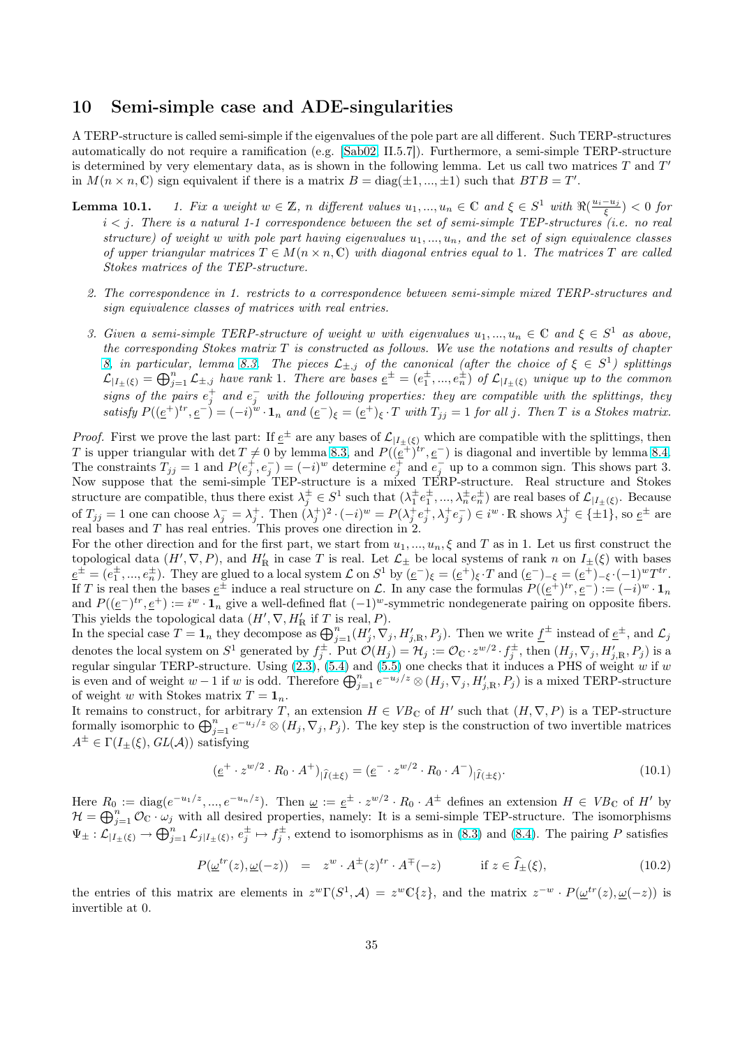## 10 Semi-simple case and ADE-singularities

A TERP-structure is called semi-simple if the eigenvalues of the pole part are all different. Such TERP-structures automatically do not require a ramification (e.g. [Sab02, II.5.7]). Furthermore, a semi-simple TERP-structure is determined by very elementary data, as is shown in the following lemma. Let us call two matrices $T$ and $T'$ in $M(n \times n, \mathbb{C})$ sign equivalent if there is a matrix $B = \mathrm{diag}(\pm 1, ..., \pm 1)$ such that $BTB = T'$.

**Lemma 10.1.** *1. Fix a weight $w \in \mathbb{Z}$, $n$ different values $u_1, ..., u_n \in \mathbb{C}$ and $\xi \in S^1$ with $\Re(\frac{u_i - u_j}{\xi}) < 0$ for $i < j$. There is a natural 1-1 correspondence between the set of semi-simple TEP-structures (i.e. no real structure) of weight $w$ with pole part having eigenvalues $u_1, ..., u_n$, and the set of sign equivalence classes of upper triangular matrices $T \in M(n \times n, \mathbb{C})$ with diagonal entries equal to 1. The matrices $T$ are called Stokes matrices of the TEP-structure.*

*2. The correspondence in 1. restricts to a correspondence between semi-simple mixed TERP-structures and sign equivalence classes of matrices with real entries.*

*3. Given a semi-simple TERP-structure of weight $w$ with eigenvalues $u_1, ..., u_n \in \mathbb{C}$ and $\xi \in S^1$ as above, the corresponding Stokes matrix $T$ is constructed as follows. We use the notations and results of chapter 8, in particular, lemma 8.3. The pieces $\mathcal{L}_{\pm,j}$ of the canonical (after the choice of $\xi \in S^1$) splittings $\mathcal{L}_{|I_\pm(\xi)} = \bigoplus_{j=1}^n \mathcal{L}_{\pm,j}$ have rank 1. There are bases $\underline{e}^\pm = (e_1^\pm, ..., e_n^\pm)$ of $\mathcal{L}_{|I_\pm(\xi)}$ unique up to the common signs of the pairs $e_j^+$ and $e_j^-$ with the following properties: they are compatible with the splittings, they satisfy $P((\underline{e}^+)^{tr}, \underline{e}^-) = (-i)^w \cdot \mathbf{1}_n$ and $(\underline{e}^-)_\xi = (\underline{e}^+)_\xi \cdot T$ with $T_{jj} = 1$ for all $j$. Then $T$ is a Stokes matrix.*

*Proof.* First we prove the last part: If $\underline{e}^\pm$ are any bases of $\mathcal{L}_{|I_\pm(\xi)}$ which are compatible with the splittings, then $T$ is upper triangular with $\det T \neq 0$ by lemma 8.3, and $P((\underline{e}^+)^{tr}, \underline{e}^-)$ is diagonal and invertible by lemma 8.4. The constraints $T_{jj} = 1$ and $P(e_j^+, e_j^-) = (-i)^w$ determine $e_j^+$ and $e_j^-$ up to a common sign. This shows part 3. Now suppose that the semi-simple TEP-structure is a mixed TERP-structure. Real structure and Stokes structure are compatible, thus there exist $\lambda_j^\pm \in S^1$ such that $(\lambda_1^\pm e_1^\pm, ..., \lambda_n^\pm e_n^\pm)$ are real bases of $\mathcal{L}_{|I_\pm(\xi)}$. Because of $T_{jj} = 1$ one can choose $\lambda_j^- = \lambda_j^+$. Then $(\lambda_j^+)^2 \cdot (-i)^w = P(\lambda_j^+ e_j^+, \lambda_j^+ e_j^-) \in i^w \cdot \mathbb{R}$ shows $\lambda_j^+ \in \{\pm 1\}$, so $\underline{e}^\pm$ are real bases and $T$ has real entries. This proves one direction in 2.

For the other direction and for the first part, we start from $u_1, ..., u_n, \xi$ and $T$ as in 1. Let us first construct the topological data $(H', \nabla, P)$, and $H'_\mathbb{R}$ in case $T$ is real. Let $\mathcal{L}_\pm$ be local systems of rank $n$ on $I_\pm(\xi)$ with bases $\underline{e}^\pm = (e_1^\pm, ..., e_n^\pm)$. They are glued to a local system $\mathcal{L}$ on $S^1$ by $(\underline{e}^-)_\xi = (\underline{e}^+)_\xi \cdot T$ and $(\underline{e}^-)_{-\xi} = (\underline{e}^+)_{-\xi} \cdot (-1)^w T^{tr}$. If $T$ is real then the bases $\underline{e}^\pm$ induce a real structure on $\mathcal{L}$. In any case the formulas $P((\underline{e}^+)^{tr}, \underline{e}^-) := (-i)^w \cdot \mathbf{1}_n$ and $P((\underline{e}^-)^{tr}, \underline{e}^+) := i^w \cdot \mathbf{1}_n$ give a well-defined flat $(-1)^w$-symmetric nondegenerate pairing on opposite fibers. This yields the topological data $(H', \nabla, H'_\mathbb{R}$ if $T$ is real, $P)$.

In the special case $T = \mathbf{1}_n$ they decompose as $\bigoplus_{j=1}^n (H'_j, \nabla_j, H'_{j,\mathbb{R}}, P_j)$. Then we write $\underline{f}^\pm$ instead of $\underline{e}^\pm$, and $\mathcal{L}_j$ denotes the local system on $S^1$ generated by $f_j^\pm$. Put $\mathcal{O}(H_j) = \mathcal{H}_j := \mathcal{O}_\mathbb{C} \cdot z^{w/2} \cdot f_j^\pm$, then $(H_j, \nabla_j, H'_{j,\mathbb{R}}, P_j)$ is a regular singular TERP-structure. Using (2.3), (5.4) and (5.5) one checks that it induces a PHS of weight $w$ if $w$ is even and of weight $w - 1$ if $w$ is odd. Therefore $\bigoplus_{j=1}^n e^{-u_j/z} \otimes (H_j, \nabla_j, H'_{j,\mathbb{R}}, P_j)$ is a mixed TERP-structure of weight $w$ with Stokes matrix $T = \mathbf{1}_n$.

It remains to construct, for arbitrary $T$, an extension $H \in VB_\mathbb{C}$ of $H'$ such that $(H, \nabla, P)$ is a TEP-structure formally isomorphic to $\bigoplus_{j=1}^n e^{-u_j/z} \otimes (H_j, \nabla_j, P_j)$. The key step is the construction of two invertible matrices $A^\pm \in \Gamma(I_\pm(\xi), GL(\mathcal{A}))$ satisfying

$$(\underline{e}^+ \cdot z^{w/2} \cdot R_0 \cdot A^+)_{|\widehat{I}(\pm\xi)} = (\underline{e}^- \cdot z^{w/2} \cdot R_0 \cdot A^-)_{|\widehat{I}(\pm\xi)}. \tag{10.1}$$

Here $R_0 := \mathrm{diag}(e^{-u_1/z}, ..., e^{-u_n/z})$. Then $\underline{\omega} := \underline{e}^\pm \cdot z^{w/2} \cdot R_0 \cdot A^\pm$ defines an extension $H \in VB_\mathbb{C}$ of $H'$ by $\mathcal{H} = \bigoplus_{j=1}^n \mathcal{O}_\mathbb{C} \cdot \omega_j$ with all desired properties, namely: It is a semi-simple TEP-structure. The isomorphisms $\Psi_\pm : \mathcal{L}_{|I_\pm(\xi)} \to \bigoplus_{j=1}^n \mathcal{L}_{j|I_\pm(\xi)}$, $e_j^\pm \mapsto f_j^\pm$, extend to isomorphisms as in (8.3) and (8.4). The pairing $P$ satisfies

$$P(\underline{\omega}^{tr}(z), \underline{\omega}(-z)) \;=\; z^w \cdot A^\pm(z)^{tr} \cdot A^\mp(-z) \qquad \text{if } z \in \widehat{I}_\pm(\xi), \tag{10.2}$$

the entries of this matrix are elements in $z^w \Gamma(S^1, \mathcal{A}) = z^w \mathbb{C}\{z\}$, and the matrix $z^{-w} \cdot P(\underline{\omega}^{tr}(z), \underline{\omega}(-z))$ is invertible at 0.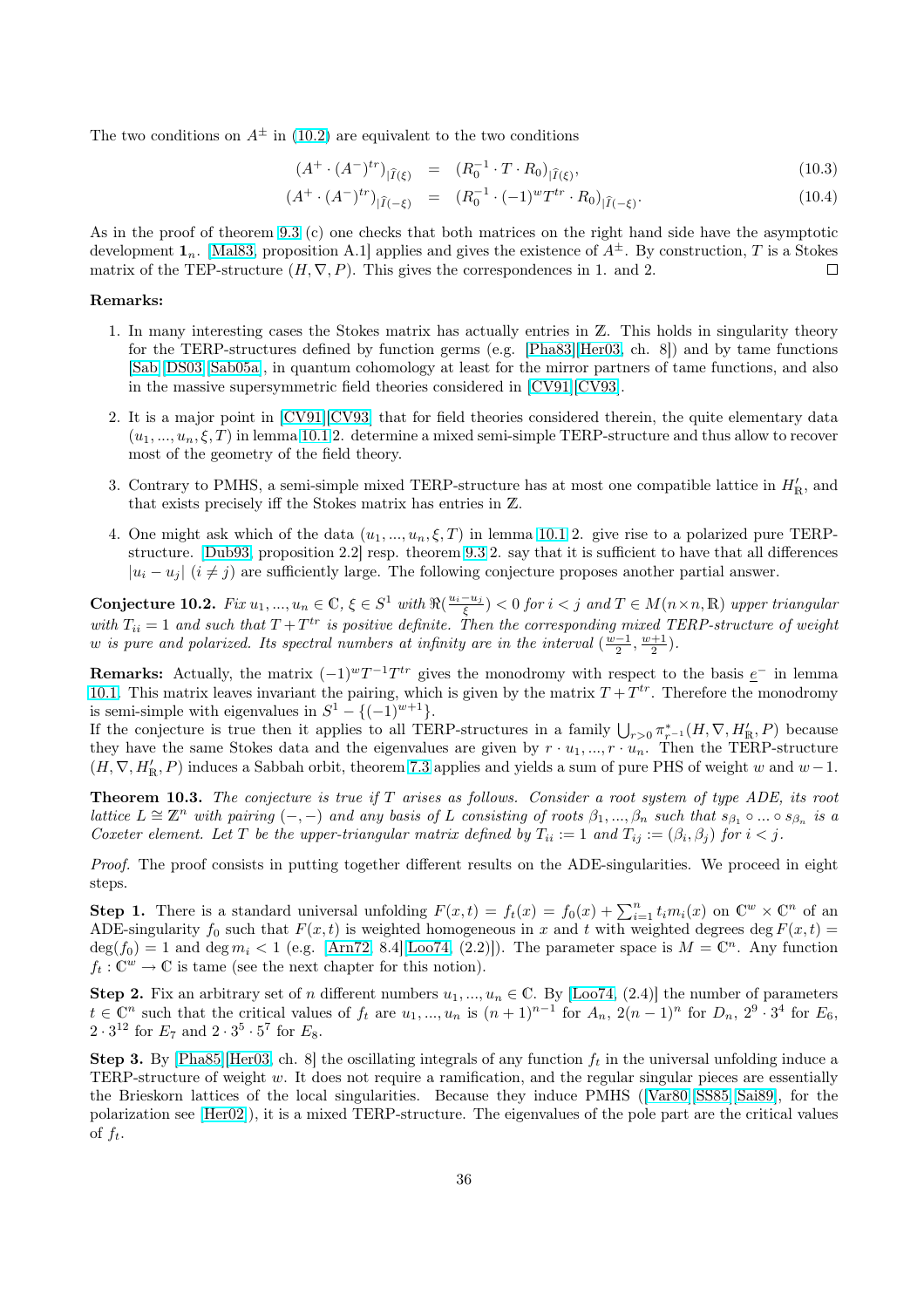The two conditions on $A^\pm$ in (10.2) are equivalent to the two conditions

$$(A^+ \cdot (A^-)^{tr})_{|\widehat{I}(\xi)} = (R_0^{-1} \cdot T \cdot R_0)_{|\widehat{I}(\xi)}, \tag{10.3}$$

$$(A^+ \cdot (A^-)^{tr})_{|\widehat{I}(-\xi)} = (R_0^{-1} \cdot (-1)^w T^{tr} \cdot R_0)_{|\widehat{I}(-\xi)}. \tag{10.4}$$

As in the proof of theorem 9.3 (c) one checks that both matrices on the right hand side have the asymptotic development $\mathbf{1}_n$. [Mal83, proposition A.1] applies and gives the existence of $A^\pm$. By construction, $T$ is a Stokes matrix of the TEP-structure $(H, \nabla, P)$. This gives the correspondences in 1. and 2. □

**Remarks:**

1. In many interesting cases the Stokes matrix has actually entries in $\mathbb{Z}$. This holds in singularity theory for the TERP-structures defined by function germs (e.g. [Pha83][Her03, ch. 8]) and by tame functions [Sab][DS03][Sab05a], in quantum cohomology at least for the mirror partners of tame functions, and also in the massive supersymmetric field theories considered in [CV91][CV93].
2. It is a major point in [CV91][CV93] that for field theories considered therein, the quite elementary data $(u_1, ..., u_n, \xi, T)$ in lemma 10.1 2. determine a mixed semi-simple TERP-structure and thus allow to recover most of the geometry of the field theory.
3. Contrary to PMHS, a semi-simple mixed TERP-structure has at most one compatible lattice in $H'_\mathbb{R}$, and that exists precisely iff the Stokes matrix has entries in $\mathbb{Z}$.
4. One might ask which of the data $(u_1, ..., u_n, \xi, T)$ in lemma 10.1 2. give rise to a polarized pure TERP-structure. [Dub93, proposition 2.2] resp. theorem 9.3 2. say that it is sufficient to have that all differences $|u_i - u_j|$ $(i \neq j)$ are sufficiently large. The following conjecture proposes another partial answer.

**Conjecture 10.2.** *Fix $u_1, ..., u_n \in \mathbb{C}$, $\xi \in S^1$ with $\Re(\frac{u_i - u_j}{\xi}) < 0$ for $i < j$ and $T \in M(n \times n, \mathbb{R})$ upper triangular with $T_{ii} = 1$ and such that $T + T^{tr}$ is positive definite. Then the corresponding mixed TERP-structure of weight $w$ is pure and polarized. Its spectral numbers at infinity are in the interval $(\frac{w-1}{2}, \frac{w+1}{2})$.*

**Remarks:** Actually, the matrix $(-1)^w T^{-1} T^{tr}$ gives the monodromy with respect to the basis $\underline{e}^-$ in lemma 10.1. This matrix leaves invariant the pairing, which is given by the matrix $T + T^{tr}$. Therefore the monodromy is semi-simple with eigenvalues in $S^1 - \{(-1)^{w+1}\}$.
If the conjecture is true then it applies to all TERP-structures in a family $\bigcup_{r>0} \pi_{r^{-1}}^*(H, \nabla, H'_\mathbb{R}, P)$ because they have the same Stokes data and the eigenvalues are given by $r \cdot u_1, ..., r \cdot u_n$. Then the TERP-structure $(H, \nabla, H'_\mathbb{R}, P)$ induces a Sabbah orbit, theorem 7.3 applies and yields a sum of pure PHS of weight $w$ and $w - 1$.

**Theorem 10.3.** *The conjecture is true if $T$ arises as follows. Consider a root system of type ADE, its root lattice $L \cong \mathbb{Z}^n$ with pairing $(-,-)$ and any basis of $L$ consisting of roots $\beta_1, ..., \beta_n$ such that $s_{\beta_1} \circ ... \circ s_{\beta_n}$ is a Coxeter element. Let $T$ be the upper-triangular matrix defined by $T_{ii} := 1$ and $T_{ij} := (\beta_i, \beta_j)$ for $i < j$.*

*Proof.* The proof consists in putting together different results on the ADE-singularities. We proceed in eight steps.

**Step 1.** There is a standard universal unfolding $F(x,t) = f_t(x) = f_0(x) + \sum_{i=1}^n t_i m_i(x)$ on $\mathbb{C}^w \times \mathbb{C}^n$ of an ADE-singularity $f_0$ such that $F(x,t)$ is weighted homogeneous in $x$ and $t$ with weighted degrees $\deg F(x,t) = \deg(f_0) = 1$ and $\deg m_i < 1$ (e.g. [Arn72, 8.4][Loo74, (2.2)]). The parameter space is $M = \mathbb{C}^n$. Any function $f_t : \mathbb{C}^w \to \mathbb{C}$ is tame (see the next chapter for this notion).

**Step 2.** Fix an arbitrary set of $n$ different numbers $u_1, ..., u_n \in \mathbb{C}$. By [Loo74, (2.4)] the number of parameters $t \in \mathbb{C}^n$ such that the critical values of $f_t$ are $u_1, ..., u_n$ is $(n+1)^{n-1}$ for $A_n$, $2(n-1)^n$ for $D_n$, $2^9 \cdot 3^4$ for $E_6$, $2 \cdot 3^{12}$ for $E_7$ and $2 \cdot 3^5 \cdot 5^7$ for $E_8$.

**Step 3.** By [Pha85][Her03, ch. 8] the oscillating integrals of any function $f_t$ in the universal unfolding induce a TERP-structure of weight $w$. It does not require a ramification, and the regular singular pieces are essentially the Brieskorn lattices of the local singularities. Because they induce PMHS ([Var80][SS85][Sai89], for the polarization see [Her02]), it is a mixed TERP-structure. The eigenvalues of the pole part are the critical values of $f_t$.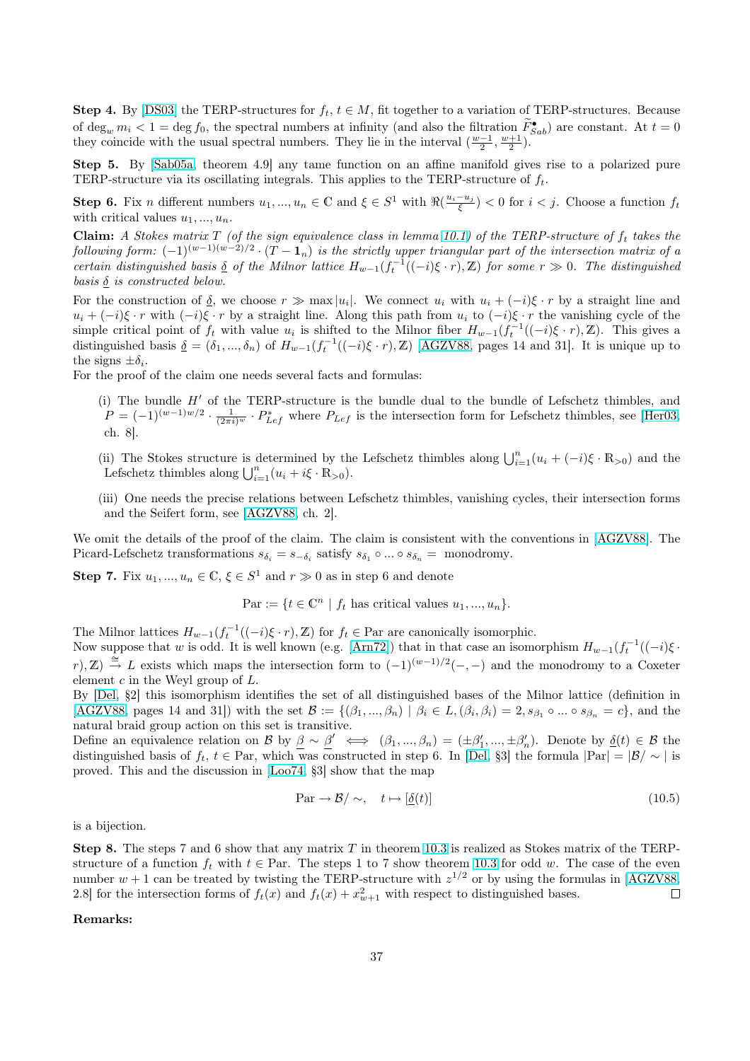**Step 4.** By [DS03] the TERP-structures for $f_t$, $t \in M$, fit together to a variation of TERP-structures. Because of $\deg_w m_i < 1 = \deg f_0$, the spectral numbers at infinity (and also the filtration $\widetilde{F}^{\bullet}_{Sab}$) are constant. At $t = 0$ they coincide with the usual spectral numbers. They lie in the interval $(\frac{w-1}{2}, \frac{w+1}{2})$.

**Step 5.** By [Sab05a, theorem 4.9] any tame function on an affine manifold gives rise to a polarized pure TERP-structure via its oscillating integrals. This applies to the TERP-structure of $f_t$.

**Step 6.** Fix $n$ different numbers $u_1, ..., u_n \in \mathbb{C}$ and $\xi \in S^1$ with $\Re(\frac{u_i - u_j}{\xi}) < 0$ for $i < j$. Choose a function $f_t$ with critical values $u_1, ..., u_n$.

**Claim:** *A Stokes matrix $T$ (of the sign equivalence class in lemma 10.1) of the TERP-structure of $f_t$ takes the following form: $(-1)^{(w-1)(w-2)/2} \cdot (T - \mathbf{1}_n)$ is the strictly upper triangular part of the intersection matrix of a certain distinguished basis $\underline{\delta}$ of the Milnor lattice $H_{w-1}(f_t^{-1}((-i)\xi \cdot r), \mathbb{Z})$ for some $r \gg 0$. The distinguished basis $\underline{\delta}$ is constructed below.*

For the construction of $\underline{\delta}$, we choose $r \gg \max |u_i|$. We connect $u_i$ with $u_i + (-i)\xi \cdot r$ by a straight line and $u_i + (-i)\xi \cdot r$ with $(-i)\xi \cdot r$ by a straight line. Along this path from $u_i$ to $(-i)\xi \cdot r$ the vanishing cycle of the simple critical point of $f_t$ with value $u_i$ is shifted to the Milnor fiber $H_{w-1}(f_t^{-1}((-i)\xi \cdot r), \mathbb{Z})$. This gives a distinguished basis $\underline{\delta} = (\delta_1, ..., \delta_n)$ of $H_{w-1}(f_t^{-1}((-i)\xi \cdot r), \mathbb{Z})$ [AGZV88, pages 14 and 31]. It is unique up to the signs $\pm\delta_i$.

For the proof of the claim one needs several facts and formulas:

(i) The bundle $H'$ of the TERP-structure is the bundle dual to the bundle of Lefschetz thimbles, and $P = (-1)^{(w-1)w/2} \cdot \frac{1}{(2\pi i)^w} \cdot P^*_{Lef}$ where $P_{Lef}$ is the intersection form for Lefschetz thimbles, see [Her03, ch. 8].

(ii) The Stokes structure is determined by the Lefschetz thimbles along $\bigcup_{i=1}^n (u_i + (-i)\xi \cdot \mathbb{R}_{>0})$ and the Lefschetz thimbles along $\bigcup_{i=1}^n (u_i + i\xi \cdot \mathbb{R}_{>0})$.

(iii) One needs the precise relations between Lefschetz thimbles, vanishing cycles, their intersection forms and the Seifert form, see [AGZV88, ch. 2].

We omit the details of the proof of the claim. The claim is consistent with the conventions in [AGZV88]. The Picard-Lefschetz transformations $s_{\delta_i} = s_{-\delta_i}$ satisfy $s_{\delta_1} \circ ... \circ s_{\delta_n} =$ monodromy.

**Step 7.** Fix $u_1, ..., u_n \in \mathbb{C}$, $\xi \in S^1$ and $r \gg 0$ as in step 6 and denote

$$\text{Par} := \{t \in \mathbb{C}^n \mid f_t \text{ has critical values } u_1, ..., u_n\}.$$

The Milnor lattices $H_{w-1}(f_t^{-1}((-i)\xi \cdot r), \mathbb{Z})$ for $f_t \in \text{Par}$ are canonically isomorphic.
Now suppose that $w$ is odd. It is well known (e.g. [Arn72]) that in that case an isomorphism $H_{w-1}(f_t^{-1}((-i)\xi \cdot r), \mathbb{Z}) \xrightarrow{\cong} L$ exists which maps the intersection form to $(-1)^{(w-1)/2}(-,-)$ and the monodromy to a Coxeter element $c$ in the Weyl group of $L$.
By [Del, §2] this isomorphism identifies the set of all distinguished bases of the Milnor lattice (definition in [AGZV88, pages 14 and 31]) with the set $\mathcal{B} := \{(\beta_1, ..., \beta_n) \mid \beta_i \in L, (\beta_i, \beta_i) = 2, s_{\beta_1} \circ ... \circ s_{\beta_n} = c\}$, and the natural braid group action on this set is transitive.
Define an equivalence relation on $\mathcal{B}$ by $\underline{\beta} \sim \underline{\beta}' \iff (\beta_1, ..., \beta_n) = (\pm\beta'_1, ..., \pm\beta'_n)$. Denote by $\underline{\delta}(t) \in \mathcal{B}$ the distinguished basis of $f_t$, $t \in \text{Par}$, which was constructed in step 6. In [Del, §3] the formula $|\text{Par}| = |\mathcal{B}/\sim|$ is proved. This and the discussion in [Loo74, §3] show that the map

$$\text{Par} \to \mathcal{B}/\sim, \quad t \mapsto [\underline{\delta}(t)] \tag{10.5}$$

is a bijection.

**Step 8.** The steps 7 and 6 show that any matrix $T$ in theorem 10.3 is realized as Stokes matrix of the TERP-structure of a function $f_t$ with $t \in \text{Par}$. The steps 1 to 7 show theorem 10.3 for odd $w$. The case of the even number $w+1$ can be treated by twisting the TERP-structure with $z^{1/2}$ or by using the formulas in [AGZV88, 2.8] for the intersection forms of $f_t(x)$ and $f_t(x) + x^2_{w+1}$ with respect to distinguished bases. □

**Remarks:**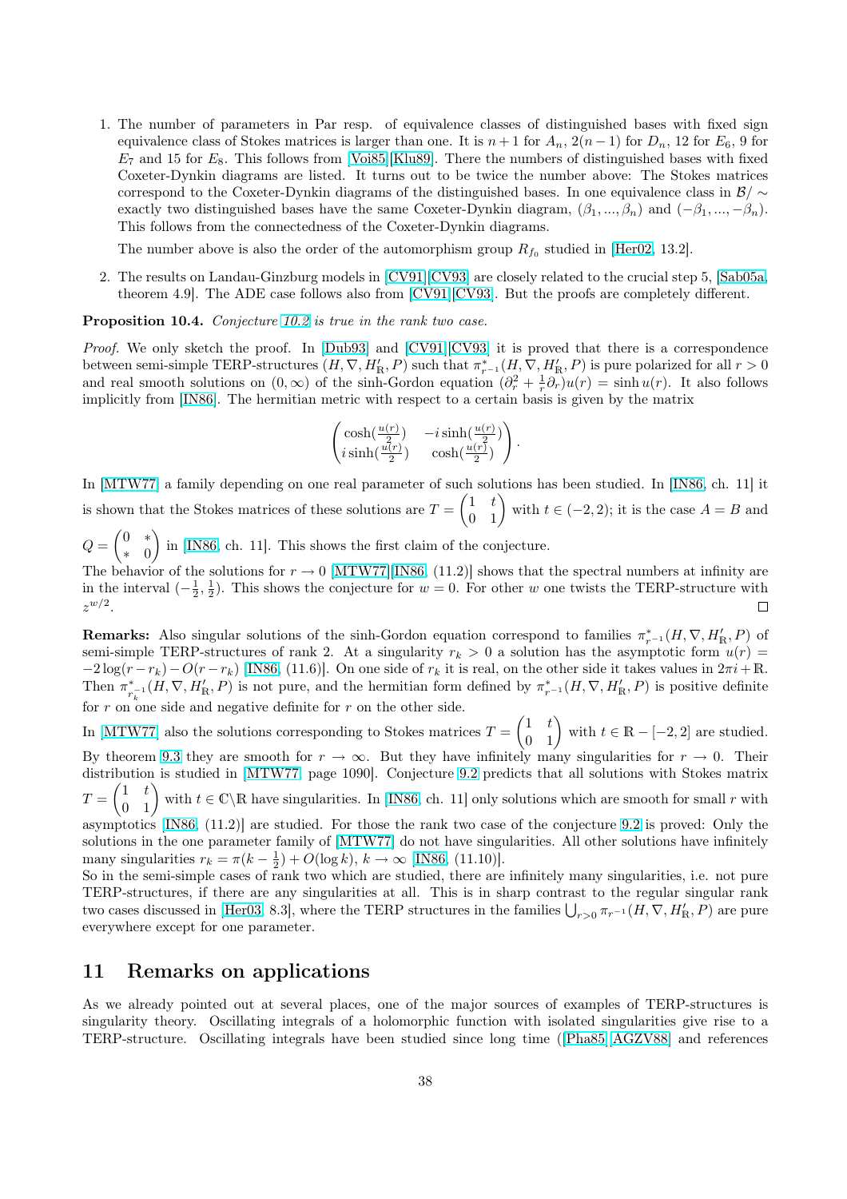1. The number of parameters in Par resp. of equivalence classes of distinguished bases with fixed sign equivalence class of Stokes matrices is larger than one. It is $n+1$ for $A_n$, $2(n-1)$ for $D_n$, 12 for $E_6$, 9 for $E_7$ and 15 for $E_8$. This follows from [Voi85][Klu89]. There the numbers of distinguished bases with fixed Coxeter-Dynkin diagrams are listed. It turns out to be twice the number above: The Stokes matrices correspond to the Coxeter-Dynkin diagrams of the distinguished bases. In one equivalence class in $\mathcal{B}/\sim$ exactly two distinguished bases have the same Coxeter-Dynkin diagram, $(\beta_1, ..., \beta_n)$ and $(-\beta_1, ..., -\beta_n)$. This follows from the connectedness of the Coxeter-Dynkin diagrams.

   The number above is also the order of the automorphism group $R_{f_0}$ studied in [Her02, 13.2].

2. The results on Landau-Ginzburg models in [CV91][CV93] are closely related to the crucial step 5, [Sab05a, theorem 4.9]. The ADE case follows also from [CV91][CV93]. But the proofs are completely different.

**Proposition 10.4.** *Conjecture 10.2 is true in the rank two case.*

*Proof.* We only sketch the proof. In [Dub93] and [CV91][CV93] it is proved that there is a correspondence between semi-simple TERP-structures $(H, \nabla, H'_\mathbb{R}, P)$ such that $\pi^*_{r^{-1}}(H, \nabla, H'_\mathbb{R}, P)$ is pure polarized for all $r > 0$ and real smooth solutions on $(0, \infty)$ of the sinh-Gordon equation $(\partial_r^2 + \frac{1}{r}\partial_r)u(r) = \sinh u(r)$. It also follows implicitly from [IN86]. The hermitian metric with respect to a certain basis is given by the matrix

$$\begin{pmatrix} \cosh(\frac{u(r)}{2}) & -i\sinh(\frac{u(r)}{2}) \\ i\sinh(\frac{u(r)}{2}) & \cosh(\frac{u(r)}{2}) \end{pmatrix}.$$

In [MTW77] a family depending on one real parameter of such solutions has been studied. In [IN86, ch. 11] it is shown that the Stokes matrices of these solutions are $T = \begin{pmatrix} 1 & t \\ 0 & 1 \end{pmatrix}$ with $t \in (-2, 2)$; it is the case $A = B$ and $Q = \begin{pmatrix} 0 & * \\ * & 0 \end{pmatrix}$ in [IN86, ch. 11]. This shows the first claim of the conjecture.

The behavior of the solutions for $r \to 0$ [MTW77][IN86, (11.2)] shows that the spectral numbers at infinity are in the interval $(-\frac{1}{2}, \frac{1}{2})$. This shows the conjecture for $w = 0$. For other $w$ one twists the TERP-structure with $z^{w/2}$. □

**Remarks:** Also singular solutions of the sinh-Gordon equation correspond to families $\pi^*_{r^{-1}}(H, \nabla, H'_\mathbb{R}, P)$ of semi-simple TERP-structures of rank 2. At a singularity $r_k > 0$ a solution has the asymptotic form $u(r) = -2\log(r - r_k) - O(r - r_k)$ [IN86, (11.6)]. On one side of $r_k$ it is real, on the other side it takes values in $2\pi i + \mathbb{R}$. Then $\pi^*_{r_k^{-1}}(H, \nabla, H'_\mathbb{R}, P)$ is not pure, and the hermitian form defined by $\pi^*_{r^{-1}}(H, \nabla, H'_\mathbb{R}, P)$ is positive definite for $r$ on one side and negative definite for $r$ on the other side.

In [MTW77] also the solutions corresponding to Stokes matrices $T = \begin{pmatrix} 1 & t \\ 0 & 1 \end{pmatrix}$ with $t \in \mathbb{R} - [-2, 2]$ are studied. By theorem 9.3 they are smooth for $r \to \infty$. But they have infinitely many singularities for $r \to 0$. Their distribution is studied in [MTW77, page 1090]. Conjecture 9.2 predicts that all solutions with Stokes matrix $T = \begin{pmatrix} 1 & t \\ 0 & 1 \end{pmatrix}$ with $t \in \mathbb{C}\backslash\mathbb{R}$ have singularities. In [IN86, ch. 11] only solutions which are smooth for small $r$ with asymptotics [IN86, (11.2)] are studied. For those the rank two case of the conjecture 9.2 is proved: Only the solutions in the one parameter family of [MTW77] do not have singularities. All other solutions have infinitely many singularities $r_k = \pi(k - \frac{1}{2}) + O(\log k)$, $k \to \infty$ [IN86, (11.10)].

So in the semi-simple cases of rank two which are studied, there are infinitely many singularities, i.e. not pure TERP-structures, if there are any singularities at all. This is in sharp contrast to the regular singular rank two cases discussed in [Her03, 8.3], where the TERP structures in the families $\bigcup_{r>0} \pi_{r^{-1}}(H, \nabla, H'_\mathbb{R}, P)$ are pure everywhere except for one parameter.

## 11 Remarks on applications

As we already pointed out at several places, one of the major sources of examples of TERP-structures is singularity theory. Oscillating integrals of a holomorphic function with isolated singularities give rise to a TERP-structure. Oscillating integrals have been studied since long time ([Pha85, AGZV88] and references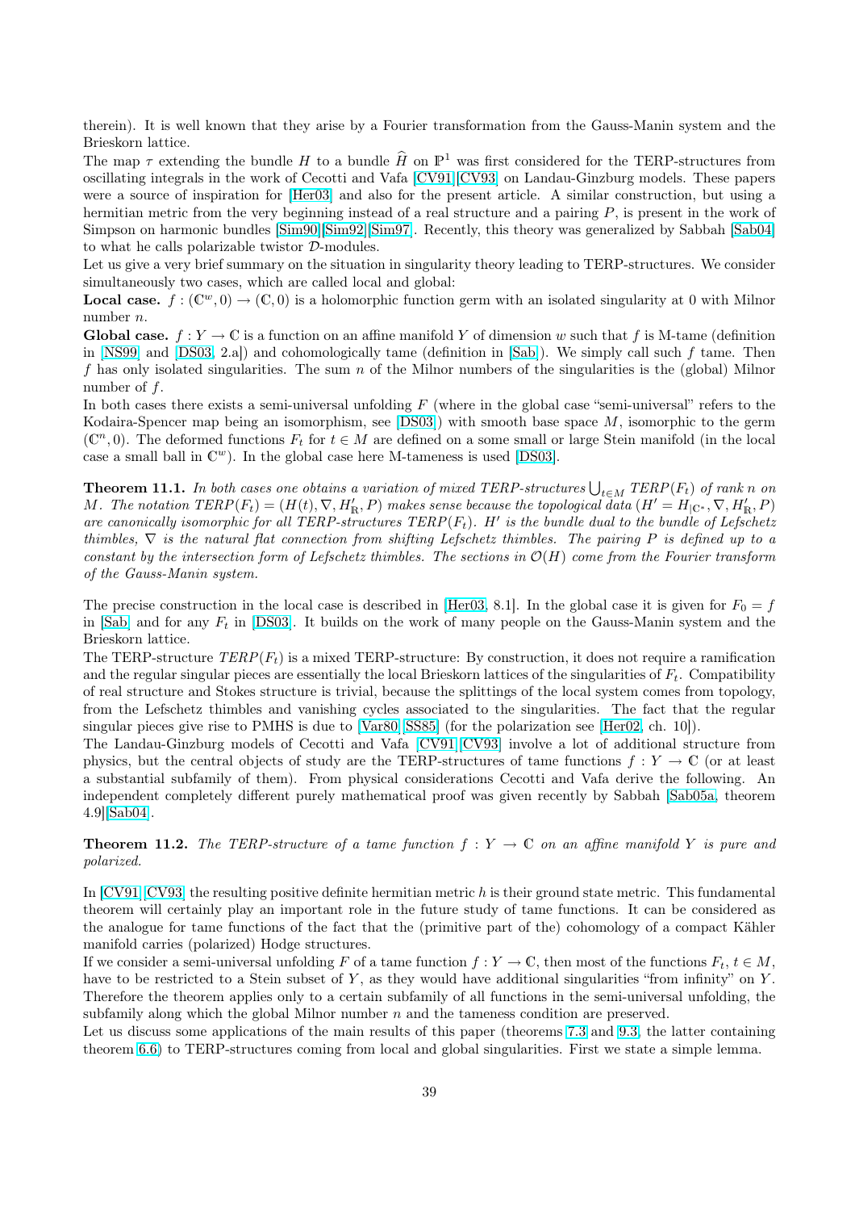therein). It is well known that they arise by a Fourier transformation from the Gauss-Manin system and the Brieskorn lattice.

The map $\tau$ extending the bundle $H$ to a bundle $\widehat{H}$ on $\mathbb{P}^1$ was first considered for the TERP-structures from oscillating integrals in the work of Cecotti and Vafa [CV91][CV93] on Landau-Ginzburg models. These papers were a source of inspiration for [Her03] and also for the present article. A similar construction, but using a hermitian metric from the very beginning instead of a real structure and a pairing $P$, is present in the work of Simpson on harmonic bundles [Sim90][Sim92][Sim97]. Recently, this theory was generalized by Sabbah [Sab04] to what he calls polarizable twistor $\mathcal{D}$-modules.

Let us give a very brief summary on the situation in singularity theory leading to TERP-structures. We consider simultaneously two cases, which are called local and global:

**Local case.** $f : (\mathbb{C}^w, 0) \to (\mathbb{C}, 0)$ is a holomorphic function germ with an isolated singularity at 0 with Milnor number $n$.

**Global case.** $f : Y \to \mathbb{C}$ is a function on an affine manifold $Y$ of dimension $w$ such that $f$ is M-tame (definition in [NS99] and [DS03, 2.a]) and cohomologically tame (definition in [Sab]). We simply call such $f$ tame. Then $f$ has only isolated singularities. The sum $n$ of the Milnor numbers of the singularities is the (global) Milnor number of $f$.

In both cases there exists a semi-universal unfolding $F$ (where in the global case "semi-universal" refers to the Kodaira-Spencer map being an isomorphism, see [DS03]) with smooth base space $M$, isomorphic to the germ $(\mathbb{C}^n, 0)$. The deformed functions $F_t$ for $t \in M$ are defined on a some small or large Stein manifold (in the local case a small ball in $\mathbb{C}^w$). In the global case here M-tameness is used [DS03].

**Theorem 11.1.** *In both cases one obtains a variation of mixed TERP-structures $\bigcup_{t\in M} TERP(F_t)$ of rank $n$ on $M$. The notation $TERP(F_t) = (H(t), \nabla, H'_{\mathbb{R}}, P)$ makes sense because the topological data $(H' = H_{|\mathbb{C}^*}, \nabla, H'_{\mathbb{R}}, P)$ are canonically isomorphic for all TERP-structures $TERP(F_t)$. $H'$ is the bundle dual to the bundle of Lefschetz thimbles, $\nabla$ is the natural flat connection from shifting Lefschetz thimbles. The pairing $P$ is defined up to a constant by the intersection form of Lefschetz thimbles. The sections in $\mathcal{O}(H)$ come from the Fourier transform of the Gauss-Manin system.*

The precise construction in the local case is described in [Her03, 8.1]. In the global case it is given for $F_0 = f$ in [Sab] and for any $F_t$ in [DS03]. It builds on the work of many people on the Gauss-Manin system and the Brieskorn lattice.

The TERP-structure $TERP(F_t)$ is a mixed TERP-structure: By construction, it does not require a ramification and the regular singular pieces are essentially the local Brieskorn lattices of the singularities of $F_t$. Compatibility of real structure and Stokes structure is trivial, because the splittings of the local system comes from topology, from the Lefschetz thimbles and vanishing cycles associated to the singularities. The fact that the regular singular pieces give rise to PMHS is due to [Var80][SS85] (for the polarization see [Her02, ch. 10]).

The Landau-Ginzburg models of Cecotti and Vafa [CV91][CV93] involve a lot of additional structure from physics, but the central objects of study are the TERP-structures of tame functions $f : Y \to \mathbb{C}$ (or at least a substantial subfamily of them). From physical considerations Cecotti and Vafa derive the following. An independent completely different purely mathematical proof was given recently by Sabbah [Sab05a, theorem 4.9][Sab04].

**Theorem 11.2.** *The TERP-structure of a tame function $f : Y \to \mathbb{C}$ on an affine manifold $Y$ is pure and polarized.*

In [CV91][CV93] the resulting positive definite hermitian metric $h$ is their ground state metric. This fundamental theorem will certainly play an important role in the future study of tame functions. It can be considered as the analogue for tame functions of the fact that the (primitive part of the) cohomology of a compact Kähler manifold carries (polarized) Hodge structures.

If we consider a semi-universal unfolding $F$ of a tame function $f : Y \to \mathbb{C}$, then most of the functions $F_t$, $t \in M$, have to be restricted to a Stein subset of $Y$, as they would have additional singularities "from infinity" on $Y$. Therefore the theorem applies only to a certain subfamily of all functions in the semi-universal unfolding, the subfamily along which the global Milnor number $n$ and the tameness condition are preserved.

Let us discuss some applications of the main results of this paper (theorems 7.3 and 9.3, the latter containing theorem 6.6) to TERP-structures coming from local and global singularities. First we state a simple lemma.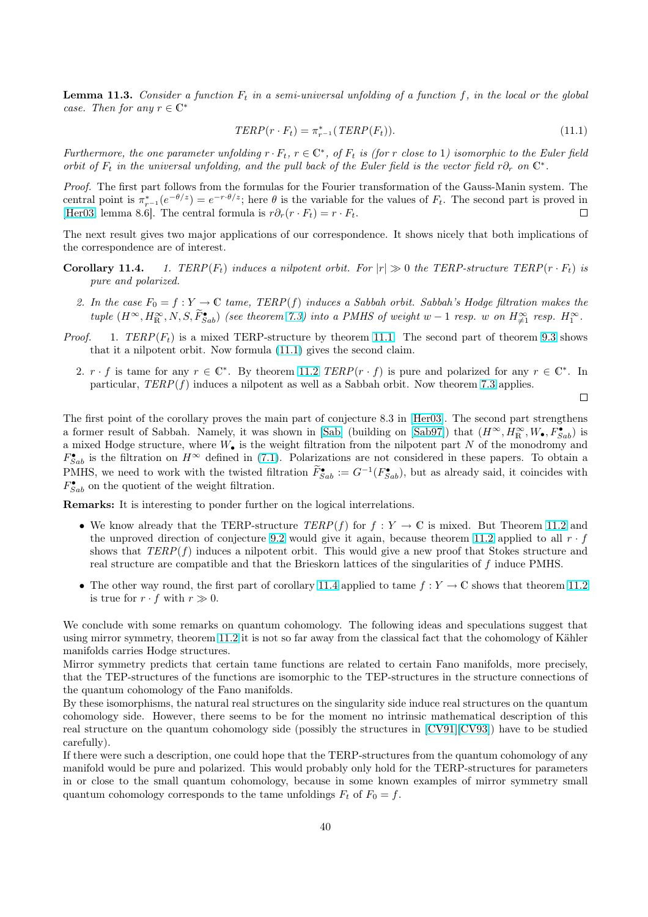**Lemma 11.3.** *Consider a function $F_t$ in a semi-universal unfolding of a function $f$, in the local or the global case. Then for any $r \in \mathbb{C}^*$*

$$TERP(r \cdot F_t) = \pi_{r^{-1}}^*(TERP(F_t)). \tag{11.1}$$

*Furthermore, the one parameter unfolding $r \cdot F_t$, $r \in \mathbb{C}^*$, of $F_t$ is (for $r$ close to 1) isomorphic to the Euler field orbit of $F_t$ in the universal unfolding, and the pull back of the Euler field is the vector field $r\partial_r$ on $\mathbb{C}^*$.*

*Proof.* The first part follows from the formulas for the Fourier transformation of the Gauss-Manin system. The central point is $\pi_{r^{-1}}^*(e^{-\theta/z}) = e^{-r\cdot\theta/z}$; here $\theta$ is the variable for the values of $F_t$. The second part is proved in [Her03, lemma 8.6]. The central formula is $r\partial_r(r \cdot F_t) = r \cdot F_t$. □

The next result gives two major applications of our correspondence. It shows nicely that both implications of the correspondence are of interest.

**Corollary 11.4.** 1. *$TERP(F_t)$ induces a nilpotent orbit. For $|r| \gg 0$ the TERP-structure $TERP(r \cdot F_t)$ is pure and polarized.*

2. *In the case $F_0 = f : Y \to \mathbb{C}$ tame, $TERP(f)$ induces a Sabbah orbit. Sabbah's Hodge filtration makes the tuple $(H^\infty, H^\infty_\mathbb{R}, N, S, \widetilde{F}^\bullet_{Sab})$ (see theorem 7.3) into a PMHS of weight $w - 1$ resp. $w$ on $H^\infty_{\neq 1}$ resp. $H^\infty_1$.*

*Proof.* 1. $TERP(F_t)$ is a mixed TERP-structure by theorem 11.1. The second part of theorem 9.3 shows that it a nilpotent orbit. Now formula (11.1) gives the second claim.

2. $r \cdot f$ is tame for any $r \in \mathbb{C}^*$. By theorem 11.2 $TERP(r \cdot f)$ is pure and polarized for any $r \in \mathbb{C}^*$. In particular, $TERP(f)$ induces a nilpotent as well as a Sabbah orbit. Now theorem 7.3 applies. □

The first point of the corollary proves the main part of conjecture 8.3 in [Her03]. The second part strengthens a former result of Sabbah. Namely, it was shown in [Sab] (building on [Sab97]) that $(H^\infty, H^\infty_\mathbb{R}, W_\bullet, F^\bullet_{Sab})$ is a mixed Hodge structure, where $W_\bullet$ is the weight filtration from the nilpotent part $N$ of the monodromy and $F^\bullet_{Sab}$ is the filtration on $H^\infty$ defined in (7.1). Polarizations are not considered in these papers. To obtain a PMHS, we need to work with the twisted filtration $\widetilde{F}^\bullet_{Sab} := G^{-1}(F^\bullet_{Sab})$, but as already said, it coincides with $F^\bullet_{Sab}$ on the quotient of the weight filtration.

**Remarks:** It is interesting to ponder further on the logical interrelations.

- We know already that the TERP-structure $TERP(f)$ for $f : Y \to \mathbb{C}$ is mixed. But Theorem 11.2 and the unproved direction of conjecture 9.2 would give it again, because theorem 11.2 applied to all $r \cdot f$ shows that $TERP(f)$ induces a nilpotent orbit. This would give a new proof that Stokes structure and real structure are compatible and that the Brieskorn lattices of the singularities of $f$ induce PMHS.
- The other way round, the first part of corollary 11.4 applied to tame $f : Y \to \mathbb{C}$ shows that theorem 11.2 is true for $r \cdot f$ with $r \gg 0$.

We conclude with some remarks on quantum cohomology. The following ideas and speculations suggest that using mirror symmetry, theorem 11.2 it is not so far away from the classical fact that the cohomology of Kähler manifolds carries Hodge structures.

Mirror symmetry predicts that certain tame functions are related to certain Fano manifolds, more precisely, that the TEP-structures of the functions are isomorphic to the TEP-structures in the structure connections of the quantum cohomology of the Fano manifolds.

By these isomorphisms, the natural real structures on the singularity side induce real structures on the quantum cohomology side. However, there seems to be for the moment no intrinsic mathematical description of this real structure on the quantum cohomology side (possibly the structures in [CV91][CV93]) have to be studied carefully).

If there were such a description, one could hope that the TERP-structures from the quantum cohomology of any manifold would be pure and polarized. This would probably only hold for the TERP-structures for parameters in or close to the small quantum cohomology, because in some known examples of mirror symmetry small quantum cohomology corresponds to the tame unfoldings $F_t$ of $F_0 = f$.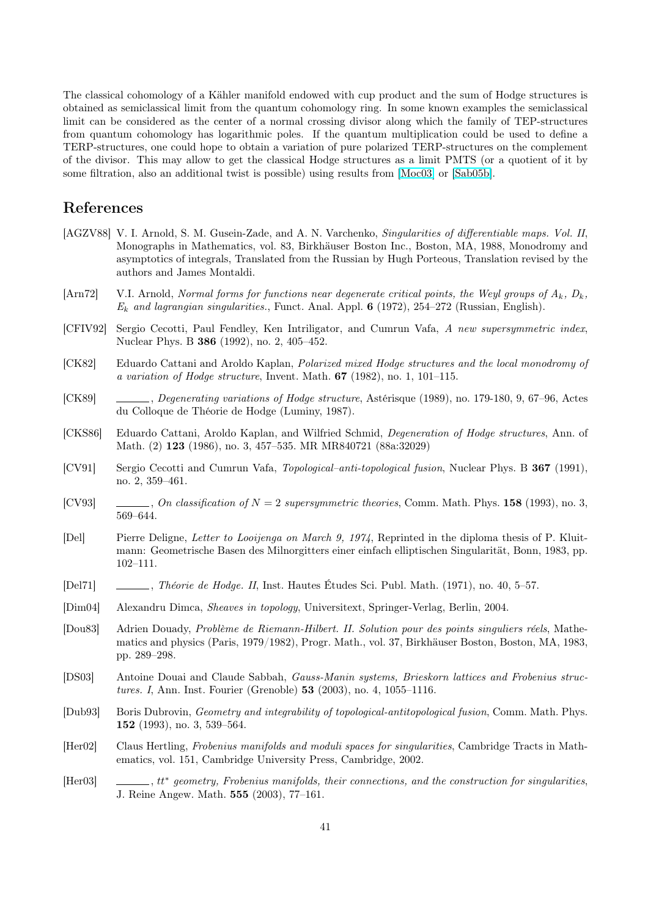The classical cohomology of a Kähler manifold endowed with cup product and the sum of Hodge structures is obtained as semiclassical limit from the quantum cohomology ring. In some known examples the semiclassical limit can be considered as the center of a normal crossing divisor along which the family of TEP-structures from quantum cohomology has logarithmic poles. If the quantum multiplication could be used to define a TERP-structures, one could hope to obtain a variation of pure polarized TERP-structures on the complement of the divisor. This may allow to get the classical Hodge structures as a limit PMTS (or a quotient of it by some filtration, also an additional twist is possible) using results from [Moc03] or [Sab05b].

# References

[AGZV88] V. I. Arnold, S. M. Gusein-Zade, and A. N. Varchenko, *Singularities of differentiable maps. Vol. II*, Monographs in Mathematics, vol. 83, Birkhäuser Boston Inc., Boston, MA, 1988, Monodromy and asymptotics of integrals, Translated from the Russian by Hugh Porteous, Translation revised by the authors and James Montaldi.

[Arn72] V.I. Arnold, *Normal forms for functions near degenerate critical points, the Weyl groups of $A_k$, $D_k$, $E_k$ and lagrangian singularities.*, Funct. Anal. Appl. **6** (1972), 254–272 (Russian, English).

[CFIV92] Sergio Cecotti, Paul Fendley, Ken Intriligator, and Cumrun Vafa, *A new supersymmetric index*, Nuclear Phys. B **386** (1992), no. 2, 405–452.

[CK82] Eduardo Cattani and Aroldo Kaplan, *Polarized mixed Hodge structures and the local monodromy of a variation of Hodge structure*, Invent. Math. **67** (1982), no. 1, 101–115.

[CK89] ______, *Degenerating variations of Hodge structure*, Astérisque (1989), no. 179-180, 9, 67–96, Actes du Colloque de Théorie de Hodge (Luminy, 1987).

[CKS86] Eduardo Cattani, Aroldo Kaplan, and Wilfried Schmid, *Degeneration of Hodge structures*, Ann. of Math. (2) **123** (1986), no. 3, 457–535. MR MR840721 (88a:32029)

[CV91] Sergio Cecotti and Cumrun Vafa, *Topological–anti-topological fusion*, Nuclear Phys. B **367** (1991), no. 2, 359–461.

[CV93] ______, *On classification of $N = 2$ supersymmetric theories*, Comm. Math. Phys. **158** (1993), no. 3, 569–644.

[Del] Pierre Deligne, *Letter to Looijenga on March 9, 1974*, Reprinted in the diploma thesis of P. Kluitmann: Geometrische Basen des Milnorgitters einer einfach elliptischen Singularität, Bonn, 1983, pp. 102–111.

[Del71] ______, *Théorie de Hodge. II*, Inst. Hautes Études Sci. Publ. Math. (1971), no. 40, 5–57.

[Dim04] Alexandru Dimca, *Sheaves in topology*, Universitext, Springer-Verlag, Berlin, 2004.

[Dou83] Adrien Douady, *Problème de Riemann-Hilbert. II. Solution pour des points singuliers réels*, Mathematics and physics (Paris, 1979/1982), Progr. Math., vol. 37, Birkhäuser Boston, Boston, MA, 1983, pp. 289–298.

[DS03] Antoine Douai and Claude Sabbah, *Gauss-Manin systems, Brieskorn lattices and Frobenius structures. I*, Ann. Inst. Fourier (Grenoble) **53** (2003), no. 4, 1055–1116.

[Dub93] Boris Dubrovin, *Geometry and integrability of topological-antitopological fusion*, Comm. Math. Phys. **152** (1993), no. 3, 539–564.

[Her02] Claus Hertling, *Frobenius manifolds and moduli spaces for singularities*, Cambridge Tracts in Mathematics, vol. 151, Cambridge University Press, Cambridge, 2002.

[Her03] ______, *$tt^*$ geometry, Frobenius manifolds, their connections, and the construction for singularities*, J. Reine Angew. Math. **555** (2003), 77–161.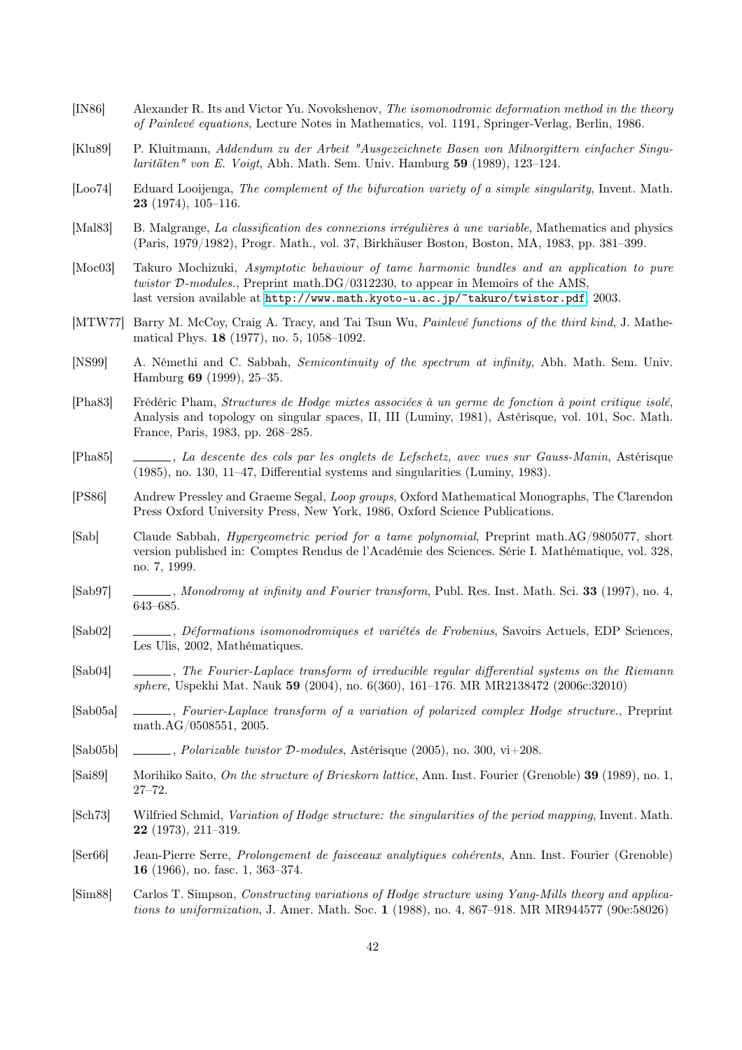[IN86] Alexander R. Its and Victor Yu. Novokshenov, *The isomonodromic deformation method in the theory of Painlevé equations*, Lecture Notes in Mathematics, vol. 1191, Springer-Verlag, Berlin, 1986.

[Klu89] P. Kluitmann, *Addendum zu der Arbeit "Ausgezeichnete Basen von Milnorgittern einfacher Singularitäten" von E. Voigt*, Abh. Math. Sem. Univ. Hamburg **59** (1989), 123–124.

[Loo74] Eduard Looijenga, *The complement of the bifurcation variety of a simple singularity*, Invent. Math. **23** (1974), 105–116.

[Mal83] B. Malgrange, *La classification des connexions irrégulières à une variable*, Mathematics and physics (Paris, 1979/1982), Progr. Math., vol. 37, Birkhäuser Boston, Boston, MA, 1983, pp. 381–399.

[Moc03] Takuro Mochizuki, *Asymptotic behaviour of tame harmonic bundles and an application to pure twistor $\mathcal{D}$-modules.*, Preprint math.DG/0312230, to appear in Memoirs of the AMS, last version available at http://www.math.kyoto-u.ac.jp/~takuro/twistor.pdf, 2003.

[MTW77] Barry M. McCoy, Craig A. Tracy, and Tai Tsun Wu, *Painlevé functions of the third kind*, J. Mathematical Phys. **18** (1977), no. 5, 1058–1092.

[NS99] A. Némethi and C. Sabbah, *Semicontinuity of the spectrum at infinity*, Abh. Math. Sem. Univ. Hamburg **69** (1999), 25–35.

[Pha83] Frédéric Pham, *Structures de Hodge mixtes associées à un germe de fonction à point critique isolé*, Analysis and topology on singular spaces, II, III (Luminy, 1981), Astérisque, vol. 101, Soc. Math. France, Paris, 1983, pp. 268–285.

[Pha85] ______, *La descente des cols par les onglets de Lefschetz, avec vues sur Gauss-Manin*, Astérisque (1985), no. 130, 11–47, Differential systems and singularities (Luminy, 1983).

[PS86] Andrew Pressley and Graeme Segal, *Loop groups*, Oxford Mathematical Monographs, The Clarendon Press Oxford University Press, New York, 1986, Oxford Science Publications.

[Sab] Claude Sabbah, *Hypergeometric period for a tame polynomial*, Preprint math.AG/9805077, short version published in: Comptes Rendus de l'Académie des Sciences. Série I. Mathématique, vol. 328, no. 7, 1999.

[Sab97] ______, *Monodromy at infinity and Fourier transform*, Publ. Res. Inst. Math. Sci. **33** (1997), no. 4, 643–685.

[Sab02] ______, *Déformations isomonodromiques et variétés de Frobenius*, Savoirs Actuels, EDP Sciences, Les Ulis, 2002, Mathématiques.

[Sab04] ______, *The Fourier-Laplace transform of irreducible regular differential systems on the Riemann sphere*, Uspekhi Mat. Nauk **59** (2004), no. 6(360), 161–176. MR MR2138472 (2006c:32010)

[Sab05a] ______, *Fourier-Laplace transform of a variation of polarized complex Hodge structure.*, Preprint math.AG/0508551, 2005.

[Sab05b] ______, *Polarizable twistor $\mathcal{D}$-modules*, Astérisque (2005), no. 300, vi+208.

[Sai89] Morihiko Saito, *On the structure of Brieskorn lattice*, Ann. Inst. Fourier (Grenoble) **39** (1989), no. 1, 27–72.

[Sch73] Wilfried Schmid, *Variation of Hodge structure: the singularities of the period mapping*, Invent. Math. **22** (1973), 211–319.

[Ser66] Jean-Pierre Serre, *Prolongement de faisceaux analytiques cohérents*, Ann. Inst. Fourier (Grenoble) **16** (1966), no. fasc. 1, 363–374.

[Sim88] Carlos T. Simpson, *Constructing variations of Hodge structure using Yang-Mills theory and applications to uniformization*, J. Amer. Math. Soc. **1** (1988), no. 4, 867–918. MR MR944577 (90e:58026)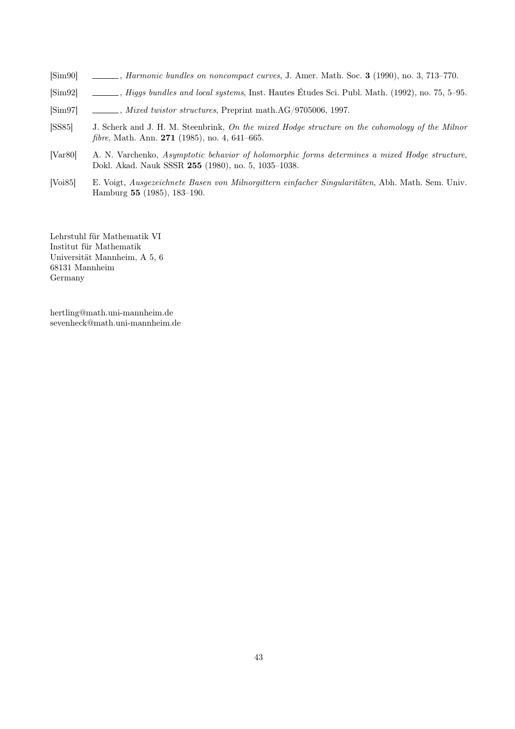- [Sim90] ______, *Harmonic bundles on noncompact curves*, J. Amer. Math. Soc. **3** (1990), no. 3, 713–770.
- [Sim92] ______, *Higgs bundles and local systems*, Inst. Hautes Études Sci. Publ. Math. (1992), no. 75, 5–95.
- [Sim97] ______, *Mixed twistor structures*, Preprint math.AG/9705006, 1997.
- [SS85] J. Scherk and J. H. M. Steenbrink, *On the mixed Hodge structure on the cohomology of the Milnor fibre*, Math. Ann. **271** (1985), no. 4, 641–665.
- [Var80] A. N. Varchenko, *Asymptotic behavior of holomorphic forms determines a mixed Hodge structure*, Dokl. Akad. Nauk SSSR **255** (1980), no. 5, 1035–1038.
- [Voi85] E. Voigt, *Ausgezeichnete Basen von Milnorgittern einfacher Singularitäten*, Abh. Math. Sem. Univ. Hamburg **55** (1985), 183–190.

Lehrstuhl für Mathematik VI
Institut für Mathematik
Universität Mannheim, A 5, 6
68131 Mannheim
Germany

hertling@math.uni-mannheim.de
sevenheck@math.uni-mannheim.de